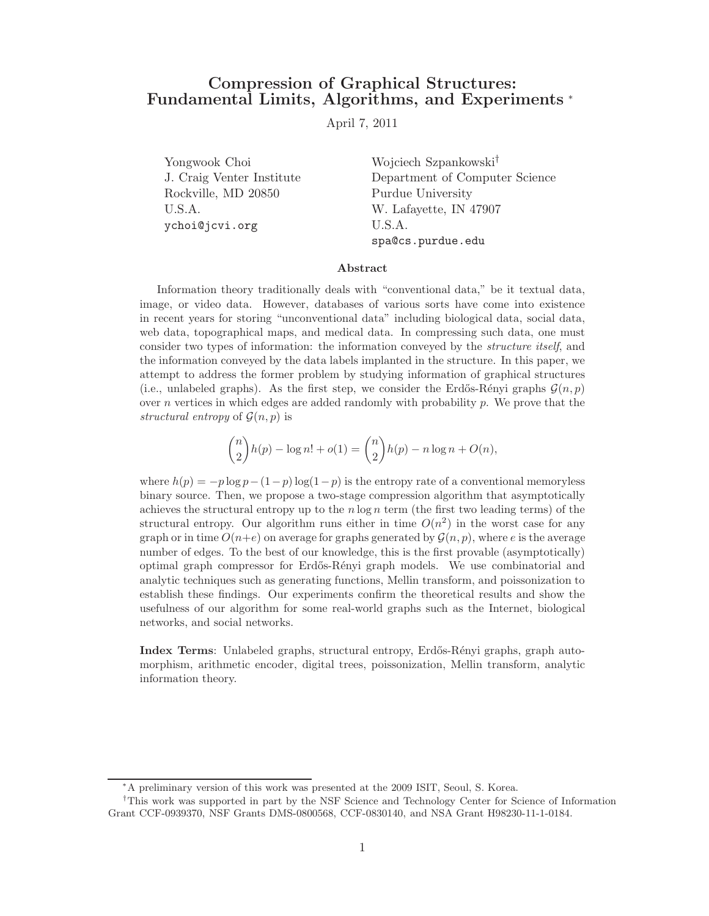# Compression of Graphical Structures: Fundamental Limits, Algorithms, and Experiments [*]

April 7, 2011

Yongwook Choi
J. Craig Venter Institute
Rockville, MD 20850
U.S.A.
ychoi@jcvi.org

Wojciech Szpankowski[†]
Department of Computer Science
Purdue University
W. Lafayette, IN 47907
U.S.A.
spa@cs.purdue.edu

## Abstract

Information theory traditionally deals with "conventional data," be it textual data, image, or video data. However, databases of various sorts have come into existence in recent years for storing "unconventional data" including biological data, social data, web data, topographical maps, and medical data. In compressing such data, one must consider two types of information: the information conveyed by the *structure itself*, and the information conveyed by the data labels implanted in the structure. In this paper, we attempt to address the former problem by studying information of graphical structures (i.e., unlabeled graphs). As the first step, we consider the Erdős-Rényi graphs $\mathcal{G}(n,p)$ over $n$ vertices in which edges are added randomly with probability $p$. We prove that the *structural entropy* of $\mathcal{G}(n,p)$ is

$$\binom{n}{2}h(p) - \log n! + o(1) = \binom{n}{2}h(p) - n\log n + O(n),$$

where $h(p) = -p\log p - (1-p)\log(1-p)$ is the entropy rate of a conventional memoryless binary source. Then, we propose a two-stage compression algorithm that asymptotically achieves the structural entropy up to the $n \log n$ term (the first two leading terms) of the structural entropy. Our algorithm runs either in time $O(n^2)$ in the worst case for any graph or in time $O(n+e)$ on average for graphs generated by $\mathcal{G}(n,p)$, where $e$ is the average number of edges. To the best of our knowledge, this is the first provable (asymptotically) optimal graph compressor for Erdős-Rényi graph models. We use combinatorial and analytic techniques such as generating functions, Mellin transform, and poissonization to establish these findings. Our experiments confirm the theoretical results and show the usefulness of our algorithm for some real-world graphs such as the Internet, biological networks, and social networks.

**Index Terms**: Unlabeled graphs, structural entropy, Erdős-Rényi graphs, graph automorphism, arithmetic encoder, digital trees, poissonization, Mellin transform, analytic information theory.

---

[*] A preliminary version of this work was presented at the 2009 ISIT, Seoul, S. Korea.

[†] This work was supported in part by the NSF Science and Technology Center for Science of Information Grant CCF-0939370, NSF Grants DMS-0800568, CCF-0830140, and NSA Grant H98230-11-1-0184.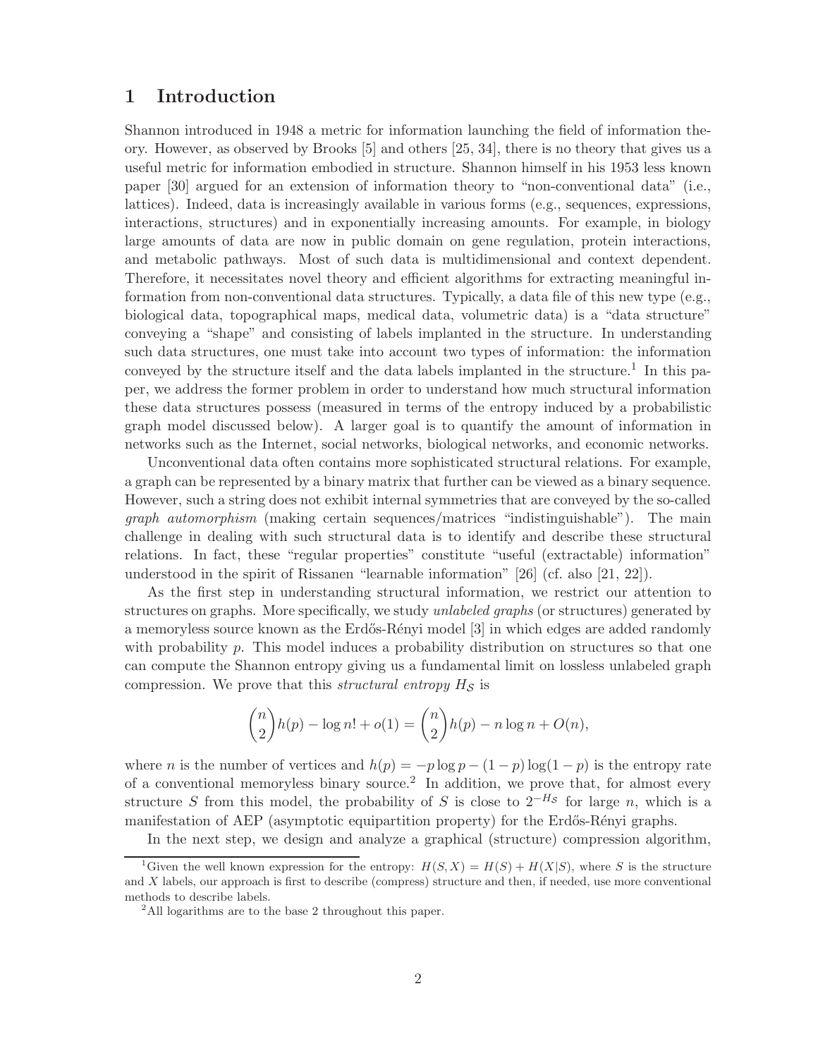# 1 Introduction

Shannon introduced in 1948 a metric for information launching the field of information theory. However, as observed by Brooks [5] and others [25, 34], there is no theory that gives us a useful metric for information embodied in structure. Shannon himself in his 1953 less known paper [30] argued for an extension of information theory to "non-conventional data" (i.e., lattices). Indeed, data is increasingly available in various forms (e.g., sequences, expressions, interactions, structures) and in exponentially increasing amounts. For example, in biology large amounts of data are now in public domain on gene regulation, protein interactions, and metabolic pathways. Most of such data is multidimensional and context dependent. Therefore, it necessitates novel theory and efficient algorithms for extracting meaningful information from non-conventional data structures. Typically, a data file of this new type (e.g., biological data, topographical maps, medical data, volumetric data) is a "data structure" conveying a "shape" and consisting of labels implanted in the structure. In understanding such data structures, one must take into account two types of information: the information conveyed by the structure itself and the data labels implanted in the structure.[1] In this paper, we address the former problem in order to understand how much structural information these data structures possess (measured in terms of the entropy induced by a probabilistic graph model discussed below). A larger goal is to quantify the amount of information in networks such as the Internet, social networks, biological networks, and economic networks.

Unconventional data often contains more sophisticated structural relations. For example, a graph can be represented by a binary matrix that further can be viewed as a binary sequence. However, such a string does not exhibit internal symmetries that are conveyed by the so-called *graph automorphism* (making certain sequences/matrices "indistinguishable"). The main challenge in dealing with such structural data is to identify and describe these structural relations. In fact, these "regular properties" constitute "useful (extractable) information" understood in the spirit of Rissanen "learnable information" [26] (cf. also [21, 22]).

As the first step in understanding structural information, we restrict our attention to structures on graphs. More specifically, we study *unlabeled graphs* (or structures) generated by a memoryless source known as the Erdős-Rényi model [3] in which edges are added randomly with probability $p$. This model induces a probability distribution on structures so that one can compute the Shannon entropy giving us a fundamental limit on lossless unlabeled graph compression. We prove that this *structural entropy* $H_{\mathcal{S}}$ is

$$\binom{n}{2}h(p) - \log n! + o(1) = \binom{n}{2}h(p) - n\log n + O(n),$$

where $n$ is the number of vertices and $h(p) = -p\log p - (1-p)\log(1-p)$ is the entropy rate of a conventional memoryless binary source.[2] In addition, we prove that, for almost every structure $S$ from this model, the probability of $S$ is close to $2^{-H_{\mathcal{S}}}$ for large $n$, which is a manifestation of AEP (asymptotic equipartition property) for the Erdős-Rényi graphs.

In the next step, we design and analyze a graphical (structure) compression algorithm,

---

[1] Given the well known expression for the entropy: $H(S, X) = H(S) + H(X|S)$, where $S$ is the structure and $X$ labels, our approach is first to describe (compress) structure and then, if needed, use more conventional methods to describe labels.

[2] All logarithms are to the base 2 throughout this paper.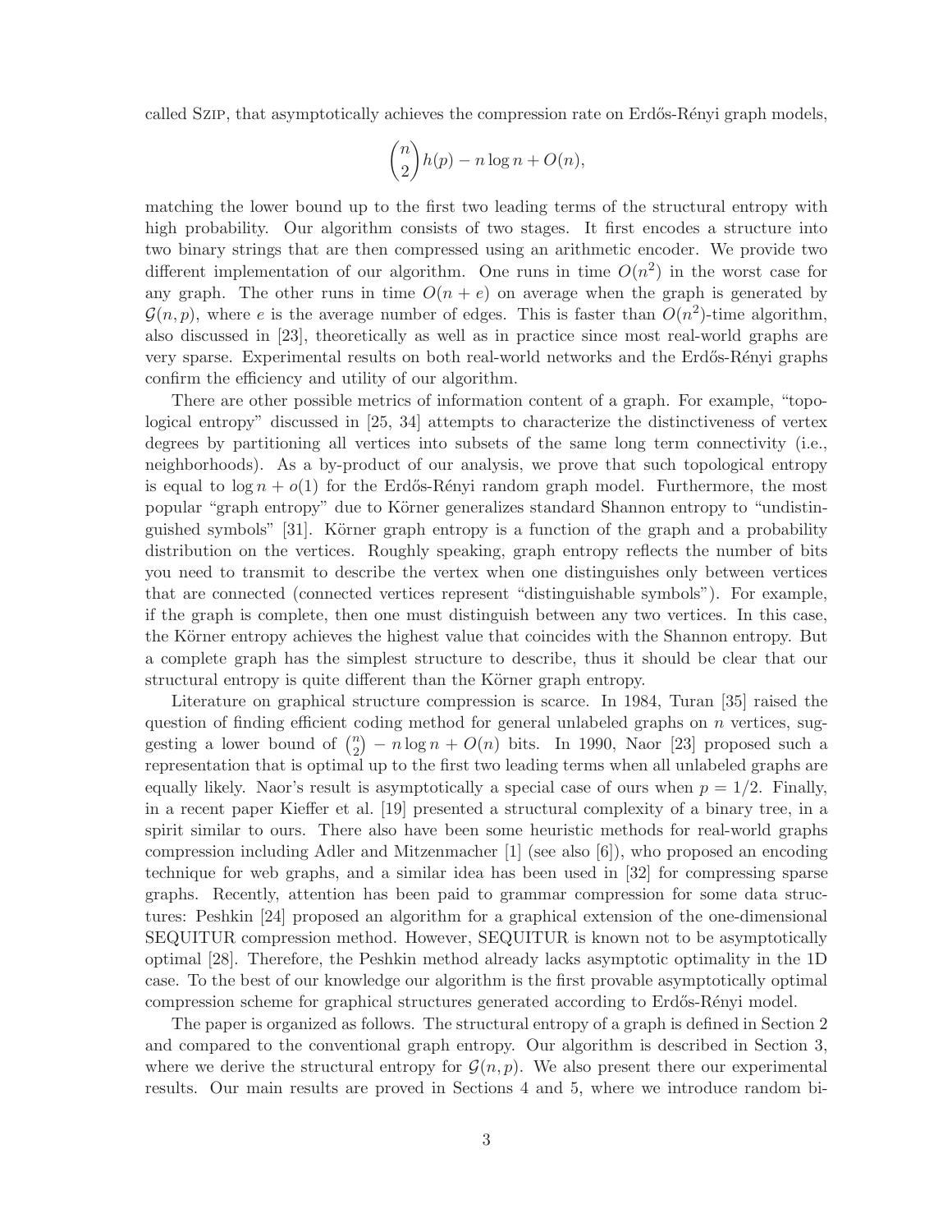called SZIP, that asymptotically achieves the compression rate on Erdős-Rényi graph models,

$$\binom{n}{2}h(p) - n \log n + O(n),$$

matching the lower bound up to the first two leading terms of the structural entropy with high probability. Our algorithm consists of two stages. It first encodes a structure into two binary strings that are then compressed using an arithmetic encoder. We provide two different implementation of our algorithm. One runs in time $O(n^2)$ in the worst case for any graph. The other runs in time $O(n + e)$ on average when the graph is generated by $\mathcal{G}(n, p)$, where $e$ is the average number of edges. This is faster than $O(n^2)$-time algorithm, also discussed in [23], theoretically as well as in practice since most real-world graphs are very sparse. Experimental results on both real-world networks and the Erdős-Rényi graphs confirm the efficiency and utility of our algorithm.

There are other possible metrics of information content of a graph. For example, "topological entropy" discussed in [25, 34] attempts to characterize the distinctiveness of vertex degrees by partitioning all vertices into subsets of the same long term connectivity (i.e., neighborhoods). As a by-product of our analysis, we prove that such topological entropy is equal to $\log n + o(1)$ for the Erdős-Rényi random graph model. Furthermore, the most popular "graph entropy" due to Körner generalizes standard Shannon entropy to "undistinguished symbols" [31]. Körner graph entropy is a function of the graph and a probability distribution on the vertices. Roughly speaking, graph entropy reflects the number of bits you need to transmit to describe the vertex when one distinguishes only between vertices that are connected (connected vertices represent "distinguishable symbols"). For example, if the graph is complete, then one must distinguish between any two vertices. In this case, the Körner entropy achieves the highest value that coincides with the Shannon entropy. But a complete graph has the simplest structure to describe, thus it should be clear that our structural entropy is quite different than the Körner graph entropy.

Literature on graphical structure compression is scarce. In 1984, Turan [35] raised the question of finding efficient coding method for general unlabeled graphs on $n$ vertices, suggesting a lower bound of $\binom{n}{2} - n \log n + O(n)$ bits. In 1990, Naor [23] proposed such a representation that is optimal up to the first two leading terms when all unlabeled graphs are equally likely. Naor's result is asymptotically a special case of ours when $p = 1/2$. Finally, in a recent paper Kieffer et al. [19] presented a structural complexity of a binary tree, in a spirit similar to ours. There also have been some heuristic methods for real-world graphs compression including Adler and Mitzenmacher [1] (see also [6]), who proposed an encoding technique for web graphs, and a similar idea has been used in [32] for compressing sparse graphs. Recently, attention has been paid to grammar compression for some data structures: Peshkin [24] proposed an algorithm for a graphical extension of the one-dimensional SEQUITUR compression method. However, SEQUITUR is known not to be asymptotically optimal [28]. Therefore, the Peshkin method already lacks asymptotic optimality in the 1D case. To the best of our knowledge our algorithm is the first provable asymptotically optimal compression scheme for graphical structures generated according to Erdős-Rényi model.

The paper is organized as follows. The structural entropy of a graph is defined in Section 2 and compared to the conventional graph entropy. Our algorithm is described in Section 3, where we derive the structural entropy for $\mathcal{G}(n, p)$. We also present there our experimental results. Our main results are proved in Sections 4 and 5, where we introduce random bi-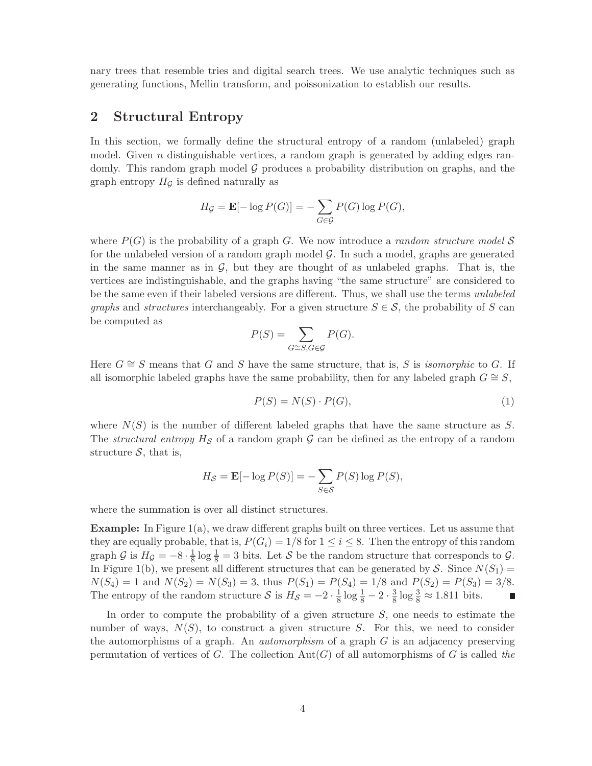nary trees that resemble tries and digital search trees. We use analytic techniques such as generating functions, Mellin transform, and poissonization to establish our results.

## 2 Structural Entropy

In this section, we formally define the structural entropy of a random (unlabeled) graph model. Given $n$ distinguishable vertices, a random graph is generated by adding edges randomly. This random graph model $\mathcal{G}$ produces a probability distribution on graphs, and the graph entropy $H_\mathcal{G}$ is defined naturally as

$$H_\mathcal{G} = \mathbf{E}[-\log P(G)] = -\sum_{G \in \mathcal{G}} P(G) \log P(G),$$

where $P(G)$ is the probability of a graph $G$. We now introduce a *random structure model* $\mathcal{S}$ for the unlabeled version of a random graph model $\mathcal{G}$. In such a model, graphs are generated in the same manner as in $\mathcal{G}$, but they are thought of as unlabeled graphs. That is, the vertices are indistinguishable, and the graphs having "the same structure" are considered to be the same even if their labeled versions are different. Thus, we shall use the terms *unlabeled graphs* and *structures* interchangeably. For a given structure $S \in \mathcal{S}$, the probability of $S$ can be computed as

$$P(S) = \sum_{G \cong S, G \in \mathcal{G}} P(G).$$

Here $G \cong S$ means that $G$ and $S$ have the same structure, that is, $S$ is *isomorphic* to $G$. If all isomorphic labeled graphs have the same probability, then for any labeled graph $G \cong S$,

$$P(S) = N(S) \cdot P(G), \tag{1}$$

where $N(S)$ is the number of different labeled graphs that have the same structure as $S$. The *structural entropy* $H_\mathcal{S}$ of a random graph $\mathcal{G}$ can be defined as the entropy of a random structure $\mathcal{S}$, that is,

$$H_\mathcal{S} = \mathbf{E}[-\log P(S)] = -\sum_{S \in \mathcal{S}} P(S) \log P(S),$$

where the summation is over all distinct structures.

**Example:** In Figure 1(a), we draw different graphs built on three vertices. Let us assume that they are equally probable, that is, $P(G_i) = 1/8$ for $1 \le i \le 8$. Then the entropy of this random graph $\mathcal{G}$ is $H_\mathcal{G} = -8 \cdot \frac{1}{8} \log \frac{1}{8} = 3$ bits. Let $\mathcal{S}$ be the random structure that corresponds to $\mathcal{G}$. In Figure 1(b), we present all different structures that can be generated by $\mathcal{S}$. Since $N(S_1) = N(S_4) = 1$ and $N(S_2) = N(S_3) = 3$, thus $P(S_1) = P(S_4) = 1/8$ and $P(S_2) = P(S_3) = 3/8$. The entropy of the random structure $\mathcal{S}$ is $H_\mathcal{S} = -2 \cdot \frac{1}{8} \log \frac{1}{8} - 2 \cdot \frac{3}{8} \log \frac{3}{8} \approx 1.811$ bits. ■

In order to compute the probability of a given structure $S$, one needs to estimate the number of ways, $N(S)$, to construct a given structure $S$. For this, we need to consider the automorphisms of a graph. An *automorphism* of a graph $G$ is an adjacency preserving permutation of vertices of $G$. The collection $\text{Aut}(G)$ of all automorphisms of $G$ is called *the*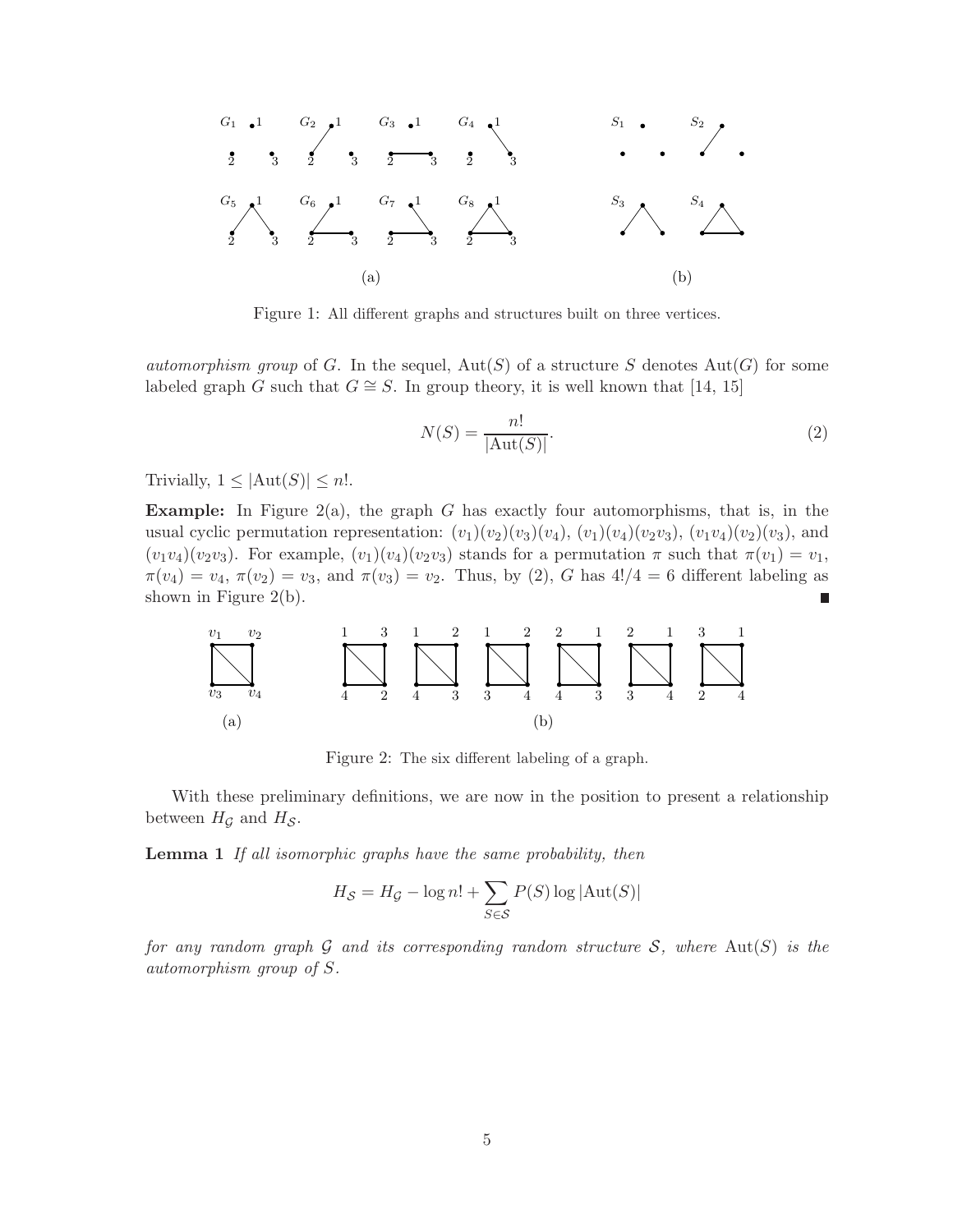Figure 1: All different graphs and structures built on three vertices.

*automorphism group* of $G$. In the sequel, $\mathrm{Aut}(S)$ of a structure $S$ denotes $\mathrm{Aut}(G)$ for some labeled graph $G$ such that $G \cong S$. In group theory, it is well known that [14, 15]

$$N(S) = \frac{n!}{|\mathrm{Aut}(S)|}. \tag{2}$$

Trivially, $1 \leq |\mathrm{Aut}(S)| \leq n!$.

**Example:** In Figure 2(a), the graph $G$ has exactly four automorphisms, that is, in the usual cyclic permutation representation: $(v_1)(v_2)(v_3)(v_4)$, $(v_1)(v_4)(v_2v_3)$, $(v_1v_4)(v_2)(v_3)$, and $(v_1v_4)(v_2v_3)$. For example, $(v_1)(v_4)(v_2v_3)$ stands for a permutation $\pi$ such that $\pi(v_1) = v_1$, $\pi(v_4) = v_4$, $\pi(v_2) = v_3$, and $\pi(v_3) = v_2$. Thus, by (2), $G$ has $4!/4 = 6$ different labeling as shown in Figure 2(b). ■

Figure 2: The six different labeling of a graph.

With these preliminary definitions, we are now in the position to present a relationship between $H_{\mathcal{G}}$ and $H_{\mathcal{S}}$.

**Lemma 1** *If all isomorphic graphs have the same probability, then*

$$H_{\mathcal{S}} = H_{\mathcal{G}} - \log n! + \sum_{S \in \mathcal{S}} P(S) \log |\mathrm{Aut}(S)|$$

*for any random graph $\mathcal{G}$ and its corresponding random structure $\mathcal{S}$, where $\mathrm{Aut}(S)$ is the automorphism group of $S$.*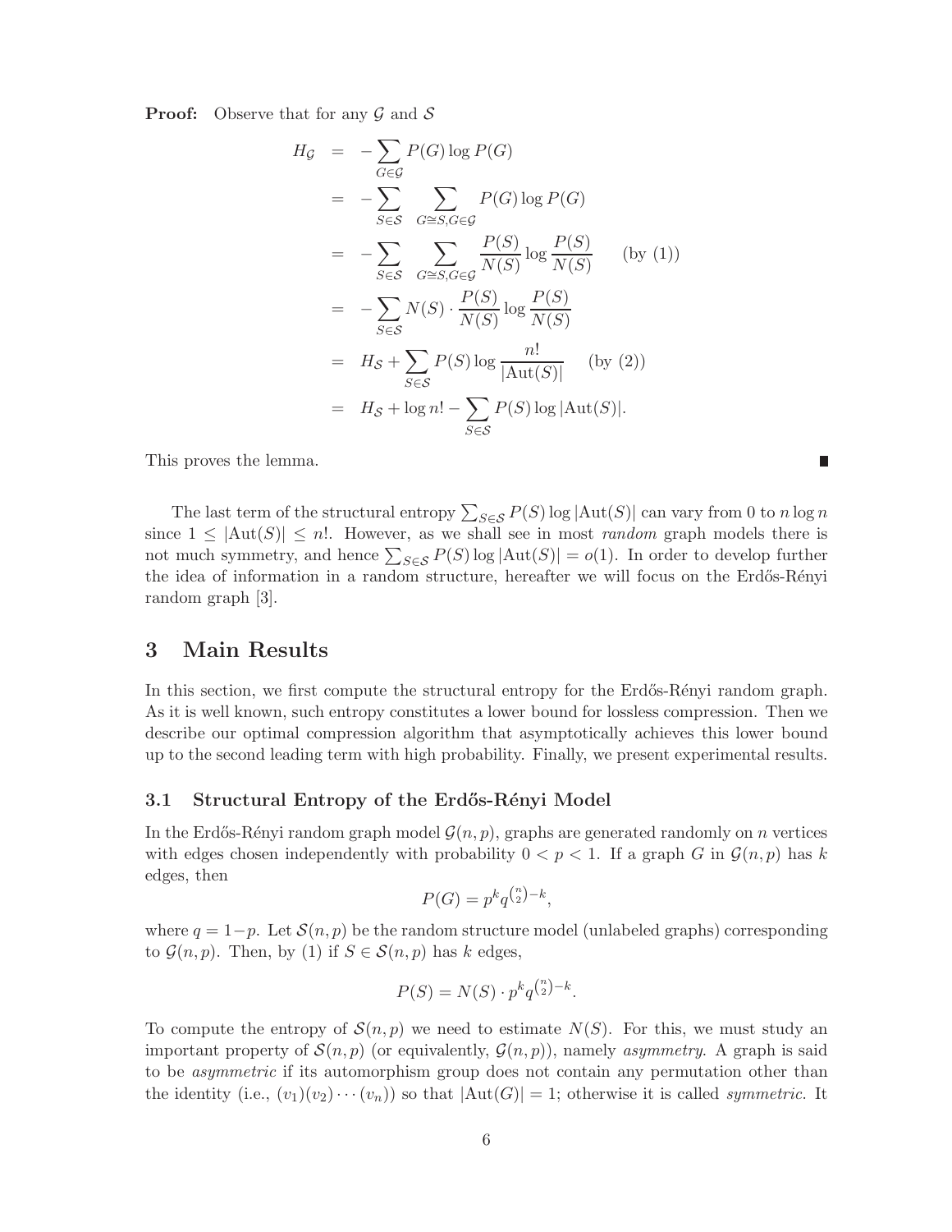**Proof:** Observe that for any $\mathcal{G}$ and $\mathcal{S}$

$$
\begin{aligned}
H_{\mathcal{G}} &= -\sum_{G \in \mathcal{G}} P(G) \log P(G) \\
&= -\sum_{S \in \mathcal{S}} \sum_{G \cong S, G \in \mathcal{G}} P(G) \log P(G) \\
&= -\sum_{S \in \mathcal{S}} \sum_{G \cong S, G \in \mathcal{G}} \frac{P(S)}{N(S)} \log \frac{P(S)}{N(S)} \qquad \text{(by (1))} \\
&= -\sum_{S \in \mathcal{S}} N(S) \cdot \frac{P(S)}{N(S)} \log \frac{P(S)}{N(S)} \\
&= H_{\mathcal{S}} + \sum_{S \in \mathcal{S}} P(S) \log \frac{n!}{|\mathrm{Aut}(S)|} \qquad \text{(by (2))} \\
&= H_{\mathcal{S}} + \log n! - \sum_{S \in \mathcal{S}} P(S) \log |\mathrm{Aut}(S)|.
\end{aligned}
$$

This proves the lemma. ∎

The last term of the structural entropy $\sum_{S \in \mathcal{S}} P(S) \log |\mathrm{Aut}(S)|$ can vary from 0 to $n \log n$ since $1 \leq |\mathrm{Aut}(S)| \leq n!$. However, as we shall see in most *random* graph models there is not much symmetry, and hence $\sum_{S \in \mathcal{S}} P(S) \log |\mathrm{Aut}(S)| = o(1)$. In order to develop further the idea of information in a random structure, hereafter we will focus on the Erdős-Rényi random graph [3].

## 3 Main Results

In this section, we first compute the structural entropy for the Erdős-Rényi random graph. As it is well known, such entropy constitutes a lower bound for lossless compression. Then we describe our optimal compression algorithm that asymptotically achieves this lower bound up to the second leading term with high probability. Finally, we present experimental results.

### 3.1 Structural Entropy of the Erdős-Rényi Model

In the Erdős-Rényi random graph model $\mathcal{G}(n,p)$, graphs are generated randomly on $n$ vertices with edges chosen independently with probability $0 < p < 1$. If a graph $G$ in $\mathcal{G}(n,p)$ has $k$ edges, then

$$
P(G) = p^k q^{\binom{n}{2} - k},
$$

where $q = 1 - p$. Let $\mathcal{S}(n,p)$ be the random structure model (unlabeled graphs) corresponding to $\mathcal{G}(n,p)$. Then, by (1) if $S \in \mathcal{S}(n,p)$ has $k$ edges,

$$
P(S) = N(S) \cdot p^k q^{\binom{n}{2} - k}.
$$

To compute the entropy of $\mathcal{S}(n,p)$ we need to estimate $N(S)$. For this, we must study an important property of $\mathcal{S}(n,p)$ (or equivalently, $\mathcal{G}(n,p)$), namely *asymmetry*. A graph is said to be *asymmetric* if its automorphism group does not contain any permutation other than the identity (i.e., $(v_1)(v_2)\cdots(v_n)$) so that $|\mathrm{Aut}(G)| = 1$; otherwise it is called *symmetric*. It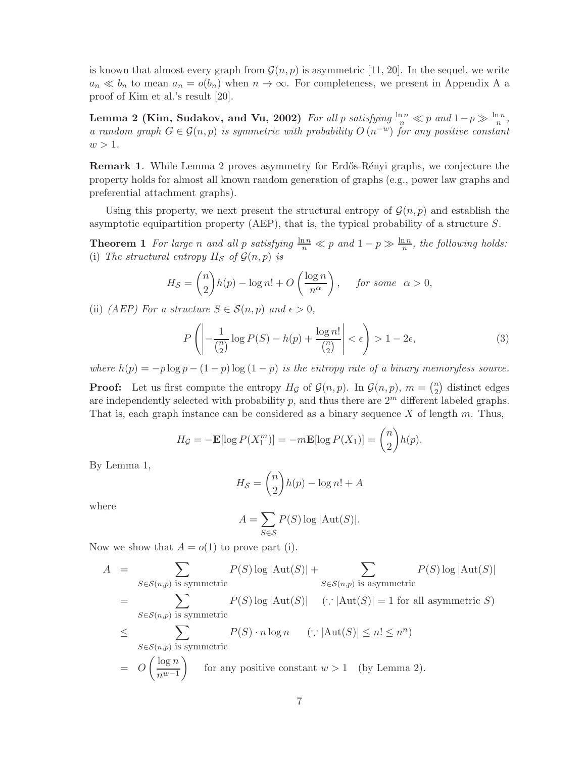is known that almost every graph from $\mathcal{G}(n,p)$ is asymmetric [11, 20]. In the sequel, we write $a_n \ll b_n$ to mean $a_n = o(b_n)$ when $n \to \infty$. For completeness, we present in Appendix A a proof of Kim et al.'s result [20].

**Lemma 2 (Kim, Sudakov, and Vu, 2002)** *For all $p$ satisfying $\frac{\ln n}{n} \ll p$ and $1-p \gg \frac{\ln n}{n}$, a random graph $G \in \mathcal{G}(n,p)$ is symmetric with probability $O(n^{-w})$ for any positive constant $w > 1$.*

**Remark 1**. While Lemma 2 proves asymmetry for Erdős-Rényi graphs, we conjecture the property holds for almost all known random generation of graphs (e.g., power law graphs and preferential attachment graphs).

Using this property, we next present the structural entropy of $\mathcal{G}(n,p)$ and establish the asymptotic equipartition property (AEP), that is, the typical probability of a structure $S$.

**Theorem 1** *For large $n$ and all $p$ satisfying $\frac{\ln n}{n} \ll p$ and $1-p \gg \frac{\ln n}{n}$, the following holds:*
*(i) The structural entropy $H_{\mathcal{S}}$ of $\mathcal{G}(n,p)$ is*

$$H_{\mathcal{S}} = \binom{n}{2} h(p) - \log n! + O\left(\frac{\log n}{n^{\alpha}}\right), \qquad \text{for some} \quad \alpha > 0,$$

*(ii) (AEP) For a structure $S \in \mathcal{S}(n,p)$ and $\epsilon > 0$,*

$$P\left(\left| -\frac{1}{\binom{n}{2}} \log P(S) - h(p) + \frac{\log n!}{\binom{n}{2}} \right| < \epsilon \right) > 1 - 2\epsilon, \tag{3}$$

*where $h(p) = -p\log p - (1-p)\log(1-p)$ is the entropy rate of a binary memoryless source.*

**Proof:** Let us first compute the entropy $H_{\mathcal{G}}$ of $\mathcal{G}(n,p)$. In $\mathcal{G}(n,p)$, $m = \binom{n}{2}$ distinct edges are independently selected with probability $p$, and thus there are $2^m$ different labeled graphs. That is, each graph instance can be considered as a binary sequence $X$ of length $m$. Thus,

$$H_{\mathcal{G}} = -\mathbf{E}[\log P(X_1^m)] = -m\mathbf{E}[\log P(X_1)] = \binom{n}{2} h(p).$$

By Lemma 1,

$$H_{\mathcal{S}} = \binom{n}{2} h(p) - \log n! + A$$

where

$$A = \sum_{S \in \mathcal{S}} P(S) \log |\mathrm{Aut}(S)|.$$

Now we show that $A = o(1)$ to prove part (i).

$$\begin{aligned}
A &= \sum_{S \in \mathcal{S}(n,p) \text{ is symmetric}} P(S) \log |\mathrm{Aut}(S)| + \sum_{S \in \mathcal{S}(n,p) \text{ is asymmetric}} P(S) \log |\mathrm{Aut}(S)| \\
&= \sum_{S \in \mathcal{S}(n,p) \text{ is symmetric}} P(S) \log |\mathrm{Aut}(S)| \qquad (\because |\mathrm{Aut}(S)| = 1 \text{ for all asymmetric } S) \\
&\leq \sum_{S \in \mathcal{S}(n,p) \text{ is symmetric}} P(S) \cdot n \log n \qquad (\because |\mathrm{Aut}(S)| \leq n! \leq n^n) \\
&= O\left(\frac{\log n}{n^{w-1}}\right) \qquad \text{for any positive constant } w > 1 \quad \text{(by Lemma 2).}
\end{aligned}$$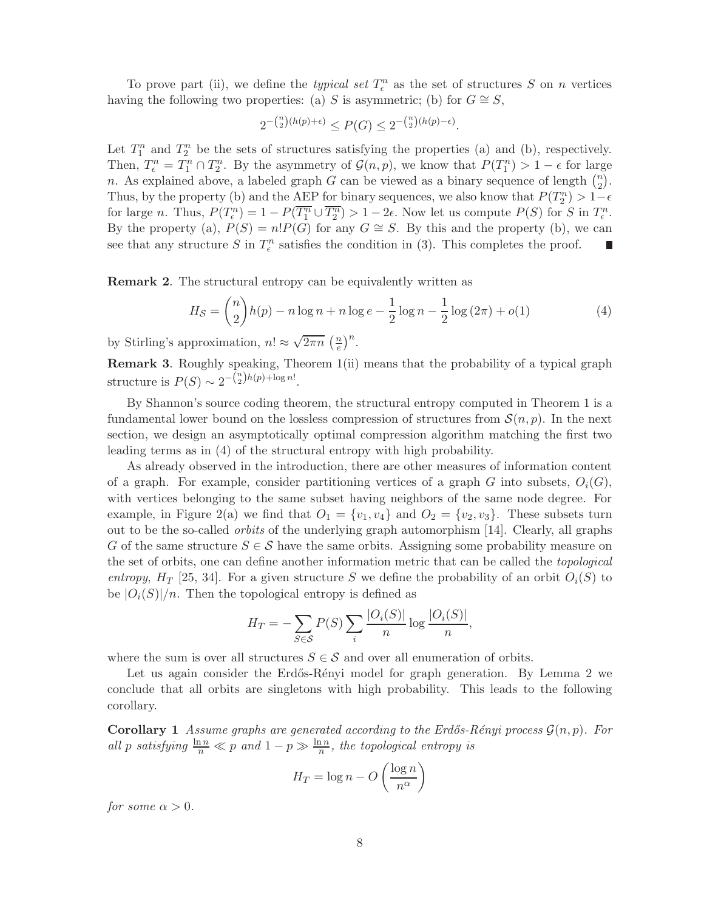To prove part (ii), we define the *typical set* $T_\epsilon^n$ as the set of structures $S$ on $n$ vertices having the following two properties: (a) $S$ is asymmetric; (b) for $G \cong S$,

$$2^{-\binom{n}{2}(h(p)+\epsilon)} \le P(G) \le 2^{-\binom{n}{2}(h(p)-\epsilon)}.$$

Let $T_1^n$ and $T_2^n$ be the sets of structures satisfying the properties (a) and (b), respectively. Then, $T_\epsilon^n = T_1^n \cap T_2^n$. By the asymmetry of $\mathcal{G}(n,p)$, we know that $P(T_1^n) > 1-\epsilon$ for large $n$. As explained above, a labeled graph $G$ can be viewed as a binary sequence of length $\binom{n}{2}$. Thus, by the property (b) and the AEP for binary sequences, we also know that $P(T_2^n) > 1-\epsilon$ for large $n$. Thus, $P(T_\epsilon^n) = 1 - P(\overline{T_1^n} \cup \overline{T_2^n}) > 1-2\epsilon$. Now let us compute $P(S)$ for $S$ in $T_\epsilon^n$. By the property (a), $P(S) = n!P(G)$ for any $G \cong S$. By this and the property (b), we can see that any structure $S$ in $T_\epsilon^n$ satisfies the condition in (3). This completes the proof. ∎

**Remark 2**. The structural entropy can be equivalently written as

$$H_{\mathcal{S}} = \binom{n}{2}h(p) - n\log n + n\log e - \frac{1}{2}\log n - \frac{1}{2}\log(2\pi) + o(1) \tag{4}$$

by Stirling's approximation, $n! \approx \sqrt{2\pi n}\left(\frac{n}{e}\right)^n$.

**Remark 3**. Roughly speaking, Theorem 1(ii) means that the probability of a typical graph structure is $P(S) \sim 2^{-\binom{n}{2}h(p)+\log n!}$.

By Shannon's source coding theorem, the structural entropy computed in Theorem 1 is a fundamental lower bound on the lossless compression of structures from $\mathcal{S}(n,p)$. In the next section, we design an asymptotically optimal compression algorithm matching the first two leading terms as in (4) of the structural entropy with high probability.

As already observed in the introduction, there are other measures of information content of a graph. For example, consider partitioning vertices of a graph $G$ into subsets, $O_i(G)$, with vertices belonging to the same subset having neighbors of the same node degree. For example, in Figure 2(a) we find that $O_1 = \{v_1, v_4\}$ and $O_2 = \{v_2, v_3\}$. These subsets turn out to be the so-called *orbits* of the underlying graph automorphism [14]. Clearly, all graphs $G$ of the same structure $S \in \mathcal{S}$ have the same orbits. Assigning some probability measure on the set of orbits, one can define another information metric that can be called the *topological entropy*, $H_T$ [25, 34]. For a given structure $S$ we define the probability of an orbit $O_i(S)$ to be $|O_i(S)|/n$. Then the topological entropy is defined as

$$H_T = -\sum_{S\in\mathcal{S}} P(S) \sum_i \frac{|O_i(S)|}{n} \log \frac{|O_i(S)|}{n},$$

where the sum is over all structures $S \in \mathcal{S}$ and over all enumeration of orbits.

Let us again consider the Erdős-Rényi model for graph generation. By Lemma 2 we conclude that all orbits are singletons with high probability. This leads to the following corollary.

**Corollary 1** *Assume graphs are generated according to the Erdős-Rényi process $\mathcal{G}(n,p)$. For all $p$ satisfying $\frac{\ln n}{n} \ll p$ and $1-p \gg \frac{\ln n}{n}$, the topological entropy is*

$$H_T = \log n - O\left(\frac{\log n}{n^\alpha}\right)$$

*for some $\alpha > 0$.*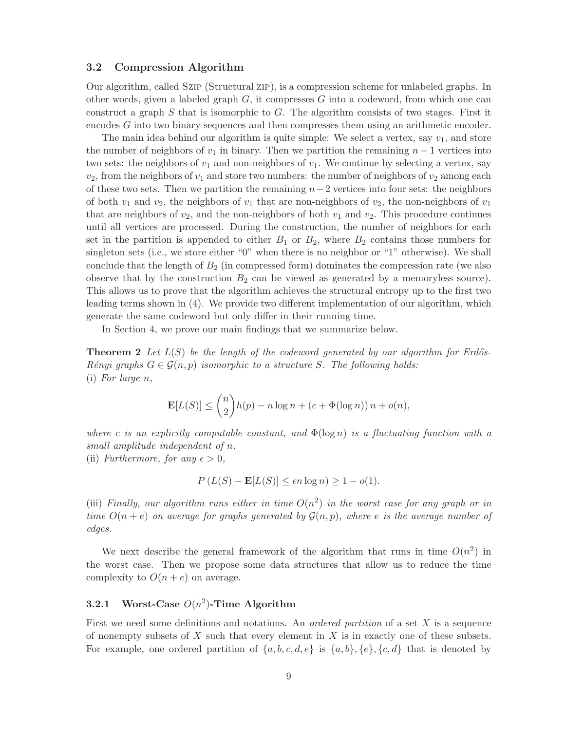### 3.2 Compression Algorithm

Our algorithm, called SZIP (Structural ZIP), is a compression scheme for unlabeled graphs. In other words, given a labeled graph $G$, it compresses $G$ into a codeword, from which one can construct a graph $S$ that is isomorphic to $G$. The algorithm consists of two stages. First it encodes $G$ into two binary sequences and then compresses them using an arithmetic encoder.

The main idea behind our algorithm is quite simple: We select a vertex, say $v_1$, and store the number of neighbors of $v_1$ in binary. Then we partition the remaining $n-1$ vertices into two sets: the neighbors of $v_1$ and non-neighbors of $v_1$. We continue by selecting a vertex, say $v_2$, from the neighbors of $v_1$ and store two numbers: the number of neighbors of $v_2$ among each of these two sets. Then we partition the remaining $n-2$ vertices into four sets: the neighbors of both $v_1$ and $v_2$, the neighbors of $v_1$ that are non-neighbors of $v_2$, the non-neighbors of $v_1$ that are neighbors of $v_2$, and the non-neighbors of both $v_1$ and $v_2$. This procedure continues until all vertices are processed. During the construction, the number of neighbors for each set in the partition is appended to either $B_1$ or $B_2$, where $B_2$ contains those numbers for singleton sets (i.e., we store either "0" when there is no neighbor or "1" otherwise). We shall conclude that the length of $B_2$ (in compressed form) dominates the compression rate (we also observe that by the construction $B_2$ can be viewed as generated by a memoryless source). This allows us to prove that the algorithm achieves the structural entropy up to the first two leading terms shown in (4). We provide two different implementation of our algorithm, which generate the same codeword but only differ in their running time.

In Section 4, we prove our main findings that we summarize below.

**Theorem 2** *Let $L(S)$ be the length of the codeword generated by our algorithm for Erdős-Rényi graphs $G \in \mathcal{G}(n,p)$ isomorphic to a structure $S$. The following holds:*
(i) *For large $n$,*

$$\mathbf{E}[L(S)] \leq \binom{n}{2} h(p) - n \log n + (c + \Phi(\log n))\, n + o(n),$$

*where $c$ is an explicitly computable constant, and $\Phi(\log n)$ is a fluctuating function with a small amplitude independent of $n$.*
(ii) *Furthermore, for any $\epsilon > 0$,*

$$P\left(L(S) - \mathbf{E}[L(S)] \leq \epsilon n \log n\right) \geq 1 - o(1).$$

(iii) *Finally, our algorithm runs either in time $O(n^2)$ in the worst case for any graph or in time $O(n+e)$ on average for graphs generated by $\mathcal{G}(n,p)$, where $e$ is the average number of edges.*

We next describe the general framework of the algorithm that runs in time $O(n^2)$ in the worst case. Then we propose some data structures that allow us to reduce the time complexity to $O(n+e)$ on average.

#### 3.2.1 Worst-Case $O(n^2)$-Time Algorithm

First we need some definitions and notations. An *ordered partition* of a set $X$ is a sequence of nonempty subsets of $X$ such that every element in $X$ is in exactly one of these subsets. For example, one ordered partition of $\{a,b,c,d,e\}$ is $\{a,b\},\{e\},\{c,d\}$ that is denoted by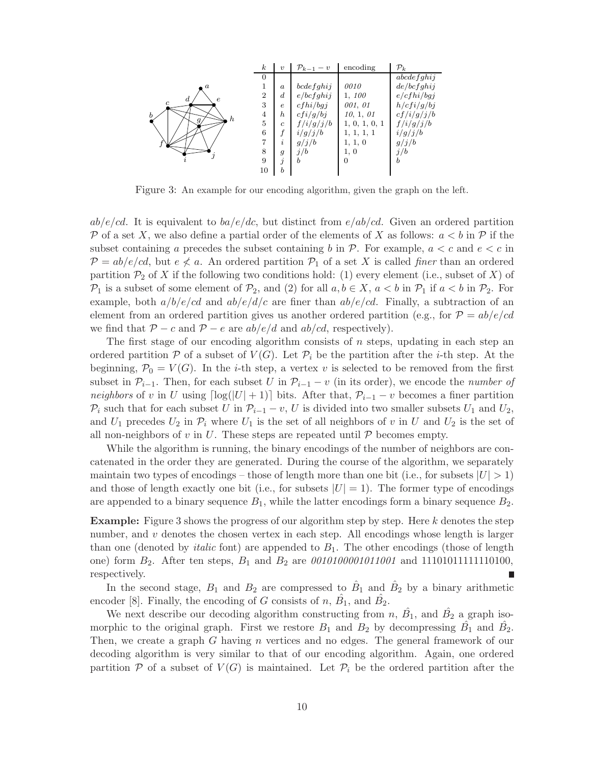| $k$ | $v$ | $\mathcal{P}_{k-1} - v$ | encoding | $\mathcal{P}_k$ |
|---|---|---|---|---|
| 0 | | | | $abcdefghij$ |
| 1 | $a$ | $bcdefghij$ | *0010* | $de/bcfghij$ |
| 2 | $d$ | $e/bcfghij$ | 1, *100* | $e/cfhi/bgj$ |
| 3 | $e$ | $cfhi/bgj$ | *001*, *01* | $h/cfi/g/bj$ |
| 4 | $h$ | $cfi/g/bj$ | *10*, 1, *01* | $cf/i/g/j/b$ |
| 5 | $c$ | $f/i/g/j/b$ | 1, 0, 1, 0, 1 | $f/i/g/j/b$ |
| 6 | $f$ | $i/g/j/b$ | 1, 1, 1, 1 | $i/g/j/b$ |
| 7 | $i$ | $g/j/b$ | 1, 1, 0 | $g/j/b$ |
| 8 | $g$ | $j/b$ | 1, 0 | $j/b$ |
| 9 | $j$ | $b$ | 0 | $b$ |
| 10 | $b$ | | | |

Figure 3: An example for our encoding algorithm, given the graph on the left.

$ab/e/cd$. It is equivalent to $ba/e/dc$, but distinct from $e/ab/cd$. Given an ordered partition $\mathcal{P}$ of a set $X$, we also define a partial order of the elements of $X$ as follows: $a < b$ in $\mathcal{P}$ if the subset containing $a$ precedes the subset containing $b$ in $\mathcal{P}$. For example, $a < c$ and $e < c$ in $\mathcal{P} = ab/e/cd$, but $e \not< a$. An ordered partition $\mathcal{P}_1$ of a set $X$ is called *finer* than an ordered partition $\mathcal{P}_2$ of $X$ if the following two conditions hold: (1) every element (i.e., subset of $X$) of $\mathcal{P}_1$ is a subset of some element of $\mathcal{P}_2$, and (2) for all $a, b \in X$, $a < b$ in $\mathcal{P}_1$ if $a < b$ in $\mathcal{P}_2$. For example, both $a/b/e/cd$ and $ab/e/d/c$ are finer than $ab/e/cd$. Finally, a subtraction of an element from an ordered partition gives us another ordered partition (e.g., for $\mathcal{P} = ab/e/cd$ we find that $\mathcal{P} - c$ and $\mathcal{P} - e$ are $ab/e/d$ and $ab/cd$, respectively).

The first stage of our encoding algorithm consists of $n$ steps, updating in each step an ordered partition $\mathcal{P}$ of a subset of $V(G)$. Let $\mathcal{P}_i$ be the partition after the $i$-th step. At the beginning, $\mathcal{P}_0 = V(G)$. In the $i$-th step, a vertex $v$ is selected to be removed from the first subset in $\mathcal{P}_{i-1}$. Then, for each subset $U$ in $\mathcal{P}_{i-1} - v$ (in its order), we encode the *number of neighbors* of $v$ in $U$ using $\lceil \log(|U| + 1) \rceil$ bits. After that, $\mathcal{P}_{i-1} - v$ becomes a finer partition $\mathcal{P}_i$ such that for each subset $U$ in $\mathcal{P}_{i-1} - v$, $U$ is divided into two smaller subsets $U_1$ and $U_2$, and $U_1$ precedes $U_2$ in $\mathcal{P}_i$ where $U_1$ is the set of all neighbors of $v$ in $U$ and $U_2$ is the set of all non-neighbors of $v$ in $U$. These steps are repeated until $\mathcal{P}$ becomes empty.

While the algorithm is running, the binary encodings of the number of neighbors are concatenated in the order they are generated. During the course of the algorithm, we separately maintain two types of encodings – those of length more than one bit (i.e., for subsets $|U| > 1$) and those of length exactly one bit (i.e., for subsets $|U| = 1$). The former type of encodings are appended to a binary sequence $B_1$, while the latter encodings form a binary sequence $B_2$.

**Example:** Figure 3 shows the progress of our algorithm step by step. Here $k$ denotes the step number, and $v$ denotes the chosen vertex in each step. All encodings whose length is larger than one (denoted by *italic* font) are appended to $B_1$. The other encodings (those of length one) form $B_2$. After ten steps, $B_1$ and $B_2$ are *0010100001011001* and 11101011111110100, respectively. ∎

In the second stage, $B_1$ and $B_2$ are compressed to $\hat{B}_1$ and $\hat{B}_2$ by a binary arithmetic encoder [8]. Finally, the encoding of $G$ consists of $n$, $\hat{B}_1$, and $\hat{B}_2$.

We next describe our decoding algorithm constructing from $n$, $\hat{B}_1$, and $\hat{B}_2$ a graph isomorphic to the original graph. First we restore $B_1$ and $B_2$ by decompressing $\hat{B}_1$ and $\hat{B}_2$. Then, we create a graph $G$ having $n$ vertices and no edges. The general framework of our decoding algorithm is very similar to that of our encoding algorithm. Again, one ordered partition $\mathcal{P}$ of a subset of $V(G)$ is maintained. Let $\mathcal{P}_i$ be the ordered partition after the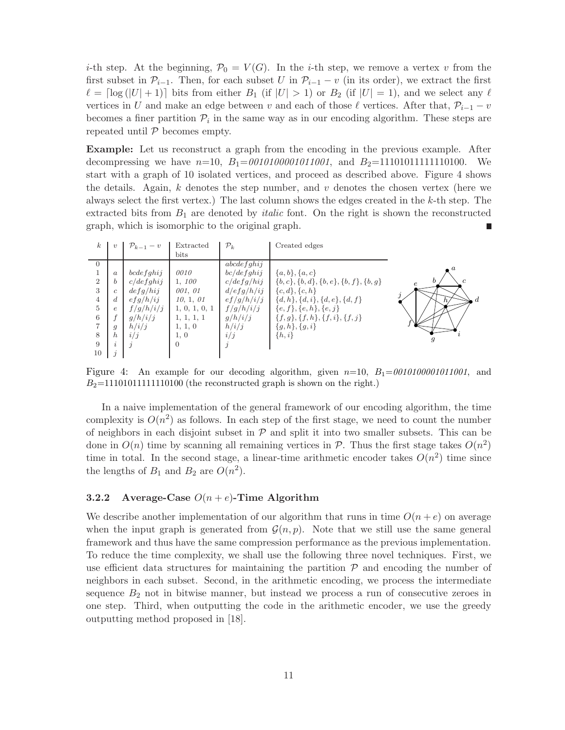$i$-th step. At the beginning, $\mathcal{P}_0 = V(G)$. In the $i$-th step, we remove a vertex $v$ from the first subset in $\mathcal{P}_{i-1}$. Then, for each subset $U$ in $\mathcal{P}_{i-1} - v$ (in its order), we extract the first $\ell = \lceil \log(|U|+1) \rceil$ bits from either $B_1$ (if $|U| > 1$) or $B_2$ (if $|U| = 1$), and we select any $\ell$ vertices in $U$ and make an edge between $v$ and each of those $\ell$ vertices. After that, $\mathcal{P}_{i-1} - v$ becomes a finer partition $\mathcal{P}_i$ in the same way as in our encoding algorithm. These steps are repeated until $\mathcal{P}$ becomes empty.

**Example:** Let us reconstruct a graph from the encoding in the previous example. After decompressing we have $n$=10, $B_1$=*0010100001011001*, and $B_2$=11101011111110100. We start with a graph of 10 isolated vertices, and proceed as described above. Figure 4 shows the details. Again, $k$ denotes the step number, and $v$ denotes the chosen vertex (here we always select the first vertex.) The last column shows the edges created in the $k$-th step. The extracted bits from $B_1$ are denoted by *italic* font. On the right is shown the reconstructed graph, which is isomorphic to the original graph. ■

| $k$ | $v$ | $\mathcal{P}_{k-1} - v$ | Extracted bits | $\mathcal{P}_k$ | Created edges |
|---|---|---|---|---|---|
| 0 | | | | $abcdefghij$ | |
| 1 | $a$ | $bcdefghij$ | *0010* | $bc/defghij$ | $\{a,b\}, \{a,c\}$ |
| 2 | $b$ | $c/defghij$ | 1, *100* | $c/defg/hij$ | $\{b,c\}, \{b,d\}, \{b,e\}, \{b,f\}, \{b,g\}$ |
| 3 | $c$ | $defg/hij$ | *001*, *01* | $d/efg/h/ij$ | $\{c,d\}, \{c,h\}$ |
| 4 | $d$ | $efg/h/ij$ | *10*, 1, *01* | $ef/g/h/i/j$ | $\{d,h\}, \{d,i\}, \{d,e\}, \{d,f\}$ |
| 5 | $e$ | $f/g/h/i/j$ | 1, 0, 1, 0, 1 | $f/g/h/i/j$ | $\{e,f\}, \{e,h\}, \{e,j\}$ |
| 6 | $f$ | $g/h/i/j$ | 1, 1, 1, 1 | $g/h/i/j$ | $\{f,g\}, \{f,h\}, \{f,i\}, \{f,j\}$ |
| 7 | $g$ | $h/i/j$ | 1, 1, 0 | $h/i/j$ | $\{g,h\}, \{g,i\}$ |
| 8 | $h$ | $i/j$ | 1, 0 | $i/j$ | $\{h,i\}$ |
| 9 | $i$ | $j$ | 0 | $j$ | |
| 10 | $j$ | | | | |

Figure 4: An example for our decoding algorithm, given $n$=10, $B_1$=*0010100001011001*, and $B_2$=11101011111110100 (the reconstructed graph is shown on the right.)

In a naive implementation of the general framework of our encoding algorithm, the time complexity is $O(n^2)$ as follows. In each step of the first stage, we need to count the number of neighbors in each disjoint subset in $\mathcal{P}$ and split it into two smaller subsets. This can be done in $O(n)$ time by scanning all remaining vertices in $\mathcal{P}$. Thus the first stage takes $O(n^2)$ time in total. In the second stage, a linear-time arithmetic encoder takes $O(n^2)$ time since the lengths of $B_1$ and $B_2$ are $O(n^2)$.

### 3.2.2 Average-Case $O(n + e)$-Time Algorithm

We describe another implementation of our algorithm that runs in time $O(n + e)$ on average when the input graph is generated from $\mathcal{G}(n, p)$. Note that we still use the same general framework and thus have the same compression performance as the previous implementation. To reduce the time complexity, we shall use the following three novel techniques. First, we use efficient data structures for maintaining the partition $\mathcal{P}$ and encoding the number of neighbors in each subset. Second, in the arithmetic encoding, we process the intermediate sequence $B_2$ not in bitwise manner, but instead we process a run of consecutive zeroes in one step. Third, when outputting the code in the arithmetic encoder, we use the greedy outputting method proposed in [18].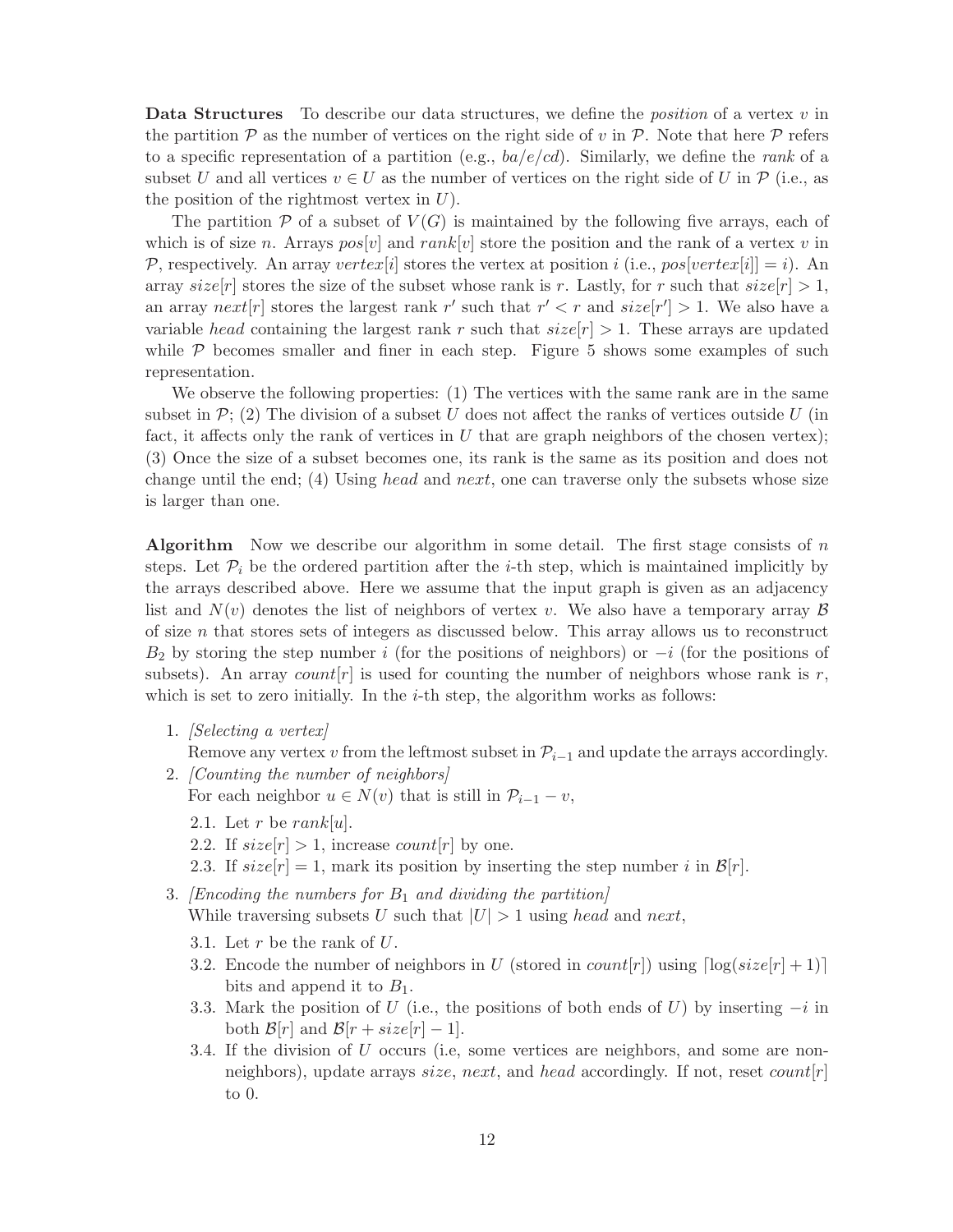**Data Structures** To describe our data structures, we define the *position* of a vertex $v$ in the partition $\mathcal{P}$ as the number of vertices on the right side of $v$ in $\mathcal{P}$. Note that here $\mathcal{P}$ refers to a specific representation of a partition (e.g., $ba/e/cd$). Similarly, we define the *rank* of a subset $U$ and all vertices $v \in U$ as the number of vertices on the right side of $U$ in $\mathcal{P}$ (i.e., as the position of the rightmost vertex in $U$).

The partition $\mathcal{P}$ of a subset of $V(G)$ is maintained by the following five arrays, each of which is of size $n$. Arrays $pos[v]$ and $rank[v]$ store the position and the rank of a vertex $v$ in $\mathcal{P}$, respectively. An array $vertex[i]$ stores the vertex at position $i$ (i.e., $pos[vertex[i]] = i$). An array $size[r]$ stores the size of the subset whose rank is $r$. Lastly, for $r$ such that $size[r] > 1$, an array $next[r]$ stores the largest rank $r'$ such that $r' < r$ and $size[r'] > 1$. We also have a variable *head* containing the largest rank $r$ such that $size[r] > 1$. These arrays are updated while $\mathcal{P}$ becomes smaller and finer in each step. Figure 5 shows some examples of such representation.

We observe the following properties: (1) The vertices with the same rank are in the same subset in $\mathcal{P}$; (2) The division of a subset $U$ does not affect the ranks of vertices outside $U$ (in fact, it affects only the rank of vertices in $U$ that are graph neighbors of the chosen vertex); (3) Once the size of a subset becomes one, its rank is the same as its position and does not change until the end; (4) Using *head* and *next*, one can traverse only the subsets whose size is larger than one.

**Algorithm** Now we describe our algorithm in some detail. The first stage consists of $n$ steps. Let $\mathcal{P}_i$ be the ordered partition after the $i$-th step, which is maintained implicitly by the arrays described above. Here we assume that the input graph is given as an adjacency list and $N(v)$ denotes the list of neighbors of vertex $v$. We also have a temporary array $\mathcal{B}$ of size $n$ that stores sets of integers as discussed below. This array allows us to reconstruct $B_2$ by storing the step number $i$ (for the positions of neighbors) or $-i$ (for the positions of subsets). An array $count[r]$ is used for counting the number of neighbors whose rank is $r$, which is set to zero initially. In the $i$-th step, the algorithm works as follows:

1. *[Selecting a vertex]*
   Remove any vertex $v$ from the leftmost subset in $\mathcal{P}_{i-1}$ and update the arrays accordingly.
2. *[Counting the number of neighbors]*
   For each neighbor $u \in N(v)$ that is still in $\mathcal{P}_{i-1} - v$,
   2.1. Let $r$ be $rank[u]$.
   2.2. If $size[r] > 1$, increase $count[r]$ by one.
   2.3. If $size[r] = 1$, mark its position by inserting the step number $i$ in $\mathcal{B}[r]$.
3. *[Encoding the numbers for $B_1$ and dividing the partition]*
   While traversing subsets $U$ such that $|U| > 1$ using *head* and *next*,
   3.1. Let $r$ be the rank of $U$.
   3.2. Encode the number of neighbors in $U$ (stored in $count[r]$) using $\lceil \log(size[r] + 1) \rceil$ bits and append it to $B_1$.
   3.3. Mark the position of $U$ (i.e., the positions of both ends of $U$) by inserting $-i$ in both $\mathcal{B}[r]$ and $\mathcal{B}[r + size[r] - 1]$.
   3.4. If the division of $U$ occurs (i.e, some vertices are neighbors, and some are non-neighbors), update arrays *size*, *next*, and *head* accordingly. If not, reset $count[r]$ to 0.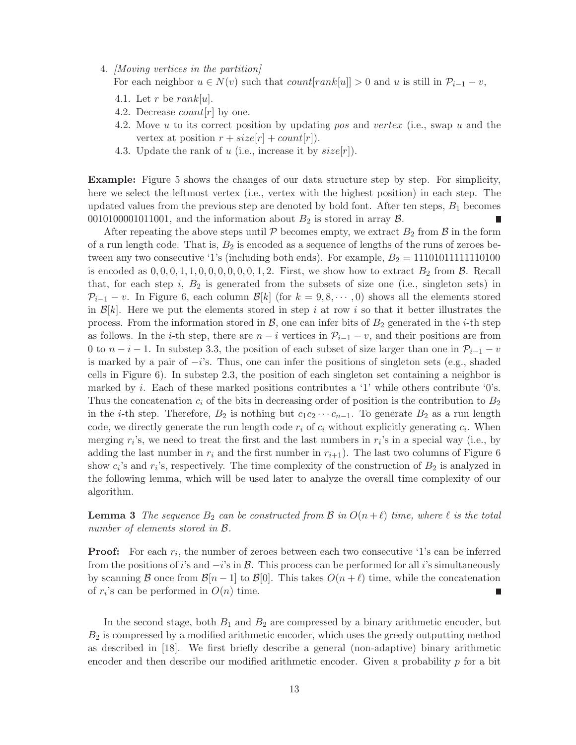4. *[Moving vertices in the partition]*
   For each neighbor $u \in N(v)$ such that $count[rank[u]] > 0$ and $u$ is still in $\mathcal{P}_{i-1} - v$,
   4.1. Let $r$ be $rank[u]$.
   4.2. Decrease $count[r]$ by one.
   4.2. Move $u$ to its correct position by updating *pos* and *vertex* (i.e., swap $u$ and the vertex at position $r + size[r] + count[r]$).
   4.3. Update the rank of $u$ (i.e., increase it by $size[r]$).

**Example:** Figure 5 shows the changes of our data structure step by step. For simplicity, here we select the leftmost vertex (i.e., vertex with the highest position) in each step. The updated values from the previous step are denoted by bold font. After ten steps, $B_1$ becomes 0010100001011001, and the information about $B_2$ is stored in array $\mathcal{B}$. ∎

After repeating the above steps until $\mathcal{P}$ becomes empty, we extract $B_2$ from $\mathcal{B}$ in the form of a run length code. That is, $B_2$ is encoded as a sequence of lengths of the runs of zeroes between any two consecutive '1's (including both ends). For example, $B_2 = 11101011111110100$ is encoded as $0, 0, 0, 1, 1, 0, 0, 0, 0, 0, 0, 1, 2$. First, we show how to extract $B_2$ from $\mathcal{B}$. Recall that, for each step $i$, $B_2$ is generated from the subsets of size one (i.e., singleton sets) in $\mathcal{P}_{i-1} - v$. In Figure 6, each column $\mathcal{B}[k]$ (for $k = 9, 8, \cdots, 0$) shows all the elements stored in $\mathcal{B}[k]$. Here we put the elements stored in step $i$ at row $i$ so that it better illustrates the process. From the information stored in $\mathcal{B}$, one can infer bits of $B_2$ generated in the $i$-th step as follows. In the $i$-th step, there are $n - i$ vertices in $\mathcal{P}_{i-1} - v$, and their positions are from 0 to $n - i - 1$. In substep 3.3, the position of each subset of size larger than one in $\mathcal{P}_{i-1} - v$ is marked by a pair of $-i$'s. Thus, one can infer the positions of singleton sets (e.g., shaded cells in Figure 6). In substep 2.3, the position of each singleton set containing a neighbor is marked by $i$. Each of these marked positions contributes a '1' while others contribute '0's. Thus the concatenation $c_i$ of the bits in decreasing order of position is the contribution to $B_2$ in the $i$-th step. Therefore, $B_2$ is nothing but $c_1 c_2 \cdots c_{n-1}$. To generate $B_2$ as a run length code, we directly generate the run length code $r_i$ of $c_i$ without explicitly generating $c_i$. When merging $r_i$'s, we need to treat the first and the last numbers in $r_i$'s in a special way (i.e., by adding the last number in $r_i$ and the first number in $r_{i+1}$). The last two columns of Figure 6 show $c_i$'s and $r_i$'s, respectively. The time complexity of the construction of $B_2$ is analyzed in the following lemma, which will be used later to analyze the overall time complexity of our algorithm.

**Lemma 3** *The sequence $B_2$ can be constructed from $\mathcal{B}$ in $O(n + \ell)$ time, where $\ell$ is the total number of elements stored in $\mathcal{B}$.*

**Proof:** For each $r_i$, the number of zeroes between each two consecutive '1's can be inferred from the positions of $i$'s and $-i$'s in $\mathcal{B}$. This process can be performed for all $i$'s simultaneously by scanning $\mathcal{B}$ once from $\mathcal{B}[n-1]$ to $\mathcal{B}[0]$. This takes $O(n + \ell)$ time, while the concatenation of $r_i$'s can be performed in $O(n)$ time. ∎

In the second stage, both $B_1$ and $B_2$ are compressed by a binary arithmetic encoder, but $B_2$ is compressed by a modified arithmetic encoder, which uses the greedy outputting method as described in [18]. We first briefly describe a general (non-adaptive) binary arithmetic encoder and then describe our modified arithmetic encoder. Given a probability $p$ for a bit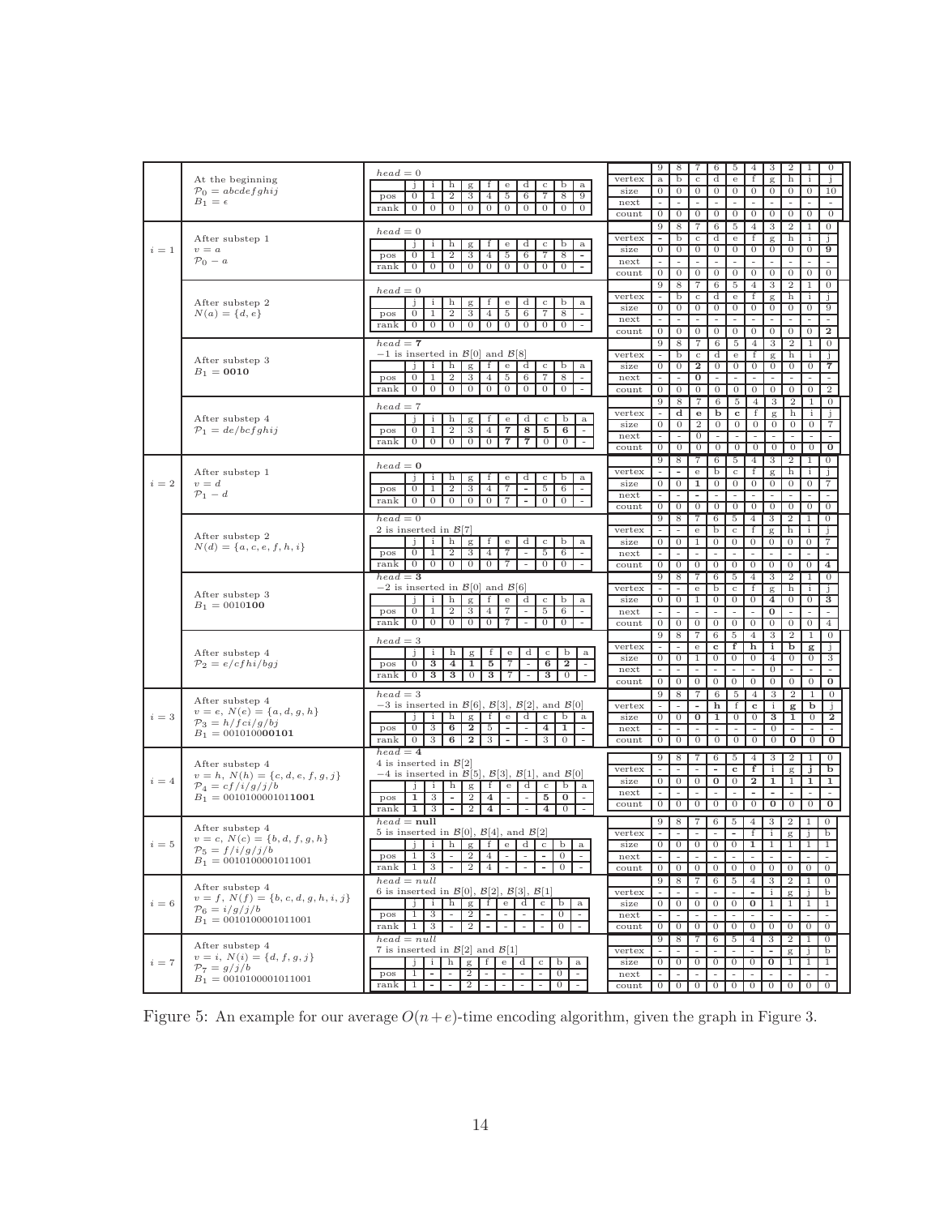**$i$ = (initial) — At the beginning**

$\mathcal{P}_0 = abcdefghij$, $B_1 = \epsilon$

$head = 0$

| | j | i | h | g | f | e | d | c | b | a |
|---|---|---|---|---|---|---|---|---|---|---|
| pos | 0 | 1 | 2 | 3 | 4 | 5 | 6 | 7 | 8 | 9 |
| rank | 0 | 0 | 0 | 0 | 0 | 0 | 0 | 0 | 0 | 0 |

| | 9 | 8 | 7 | 6 | 5 | 4 | 3 | 2 | 1 | 0 |
|---|---|---|---|---|---|---|---|---|---|---|
| vertex | a | b | c | d | e | f | g | h | i | j |
| size | 0 | 0 | 0 | 0 | 0 | 0 | 0 | 0 | 0 | 10 |
| next | - | - | - | - | - | - | - | - | - | - |
| count | 0 | 0 | 0 | 0 | 0 | 0 | 0 | 0 | 0 | 0 |

**$i = 1$ — After substep 1**

$v = a$, $\mathcal{P}_0 - a$

$head = 0$

| | j | i | h | g | f | e | d | c | b | a |
|---|---|---|---|---|---|---|---|---|---|---|
| pos | 0 | 1 | 2 | 3 | 4 | 5 | 6 | 7 | 8 | - |
| rank | 0 | 0 | 0 | 0 | 0 | 0 | 0 | 0 | 0 | - |

| | 9 | 8 | 7 | 6 | 5 | 4 | 3 | 2 | 1 | 0 |
|---|---|---|---|---|---|---|---|---|---|---|
| vertex | - | b | c | d | e | f | g | h | i | j |
| size | 0 | 0 | 0 | 0 | 0 | 0 | 0 | 0 | 0 | 9 |
| next | - | - | - | - | - | - | - | - | - | - |
| count | 0 | 0 | 0 | 0 | 0 | 0 | 0 | 0 | 0 | 0 |

**After substep 2**

$N(a) = \{d, e\}$

$head = 0$

| | j | i | h | g | f | e | d | c | b | a |
|---|---|---|---|---|---|---|---|---|---|---|
| pos | 0 | 1 | 2 | 3 | 4 | 5 | 6 | 7 | 8 | - |
| rank | 0 | 0 | 0 | 0 | 0 | 0 | 0 | 0 | 0 | - |

| | 9 | 8 | 7 | 6 | 5 | 4 | 3 | 2 | 1 | 0 |
|---|---|---|---|---|---|---|---|---|---|---|
| vertex | - | b | c | d | e | f | g | h | i | j |
| size | 0 | 0 | 0 | 0 | 0 | 0 | 0 | 0 | 0 | 9 |
| next | - | - | - | - | - | - | - | - | - | - |
| count | 0 | 0 | 0 | 0 | 0 | 0 | 0 | 0 | 0 | **2** |

**After substep 3**

$B_1 = \mathbf{0010}$

$head = \mathbf{7}$

$-1$ is inserted in $\mathcal{B}[0]$ and $\mathcal{B}[8]$

| | j | i | h | g | f | e | d | c | b | a |
|---|---|---|---|---|---|---|---|---|---|---|
| pos | 0 | 1 | 2 | 3 | 4 | 5 | 6 | 7 | 8 | - |
| rank | 0 | 0 | 0 | 0 | 0 | 0 | 0 | 0 | 0 | - |

| | 9 | 8 | 7 | 6 | 5 | 4 | 3 | 2 | 1 | 0 |
|---|---|---|---|---|---|---|---|---|---|---|
| vertex | - | b | c | d | e | f | g | h | i | j |
| size | 0 | 0 | **2** | 0 | 0 | 0 | 0 | 0 | 0 | **7** |
| next | - | - | **0** | - | - | - | - | - | - | - |
| count | 0 | 0 | 0 | 0 | 0 | 0 | 0 | 0 | 0 | 2 |

**After substep 4**

$\mathcal{P}_1 = de/bcfghij$

$head = 7$

| | j | i | h | g | f | e | d | c | b | a |
|---|---|---|---|---|---|---|---|---|---|---|
| pos | 0 | 1 | 2 | 3 | 4 | **7** | **8** | **5** | **6** | - |
| rank | 0 | 0 | 0 | 0 | 0 | **7** | **7** | 0 | 0 | - |

| | 9 | 8 | 7 | 6 | 5 | 4 | 3 | 2 | 1 | 0 |
|---|---|---|---|---|---|---|---|---|---|---|
| vertex | - | **d** | **e** | **b** | **c** | f | g | h | i | j |
| size | 0 | 0 | 2 | 0 | 0 | 0 | 0 | 0 | 0 | 7 |
| next | - | - | 0 | - | - | - | - | - | - | - |
| count | 0 | 0 | 0 | 0 | 0 | 0 | 0 | 0 | 0 | **0** |

**$i = 2$ — After substep 1**

$v = d$, $\mathcal{P}_1 - d$

$head = \mathbf{0}$

| | j | i | h | g | f | e | d | c | b | a |
|---|---|---|---|---|---|---|---|---|---|---|
| pos | 0 | 1 | 2 | 3 | 4 | 7 | **-** | 5 | 6 | - |
| rank | 0 | 0 | 0 | 0 | 0 | 7 | **-** | 0 | 0 | - |

| | 9 | 8 | 7 | 6 | 5 | 4 | 3 | 2 | 1 | 0 |
|---|---|---|---|---|---|---|---|---|---|---|
| vertex | - | **-** | e | b | c | f | g | h | i | j |
| size | 0 | 0 | **1** | 0 | 0 | 0 | 0 | 0 | 0 | 7 |
| next | - | - | **-** | - | - | - | - | - | - | - |
| count | 0 | 0 | 0 | 0 | 0 | 0 | 0 | 0 | 0 | 0 |

**After substep 2**

$N(d) = \{a, c, e, f, h, i\}$

$head = 0$

2 is inserted in $\mathcal{B}[7]$

| | j | i | h | g | f | e | d | c | b | a |
|---|---|---|---|---|---|---|---|---|---|---|
| pos | 0 | 1 | 2 | 3 | 4 | 7 | - | 5 | 6 | - |
| rank | 0 | 0 | 0 | 0 | 0 | 7 | - | 0 | 0 | - |

| | 9 | 8 | 7 | 6 | 5 | 4 | 3 | 2 | 1 | 0 |
|---|---|---|---|---|---|---|---|---|---|---|
| vertex | - | - | e | b | c | f | g | h | i | j |
| size | 0 | 0 | 1 | 0 | 0 | 0 | 0 | 0 | 0 | 7 |
| next | - | - | - | - | - | - | - | - | - | - |
| count | 0 | 0 | 0 | 0 | 0 | 0 | 0 | 0 | 0 | **4** |

**After substep 3**

$B_1 = 0010\mathbf{100}$

$head = \mathbf{3}$

$-2$ is inserted in $\mathcal{B}[0]$ and $\mathcal{B}[6]$

| | j | i | h | g | f | e | d | c | b | a |
|---|---|---|---|---|---|---|---|---|---|---|
| pos | 0 | 1 | 2 | 3 | 4 | 7 | - | 5 | 6 | - |
| rank | 0 | 0 | 0 | 0 | 0 | 7 | - | 0 | 0 | - |

| | 9 | 8 | 7 | 6 | 5 | 4 | 3 | 2 | 1 | 0 |
|---|---|---|---|---|---|---|---|---|---|---|
| vertex | - | - | e | b | c | f | g | h | i | j |
| size | 0 | 0 | 1 | 0 | 0 | 0 | **4** | 0 | 0 | **3** |
| next | - | - | - | - | - | - | **0** | - | - | - |
| count | 0 | 0 | 0 | 0 | 0 | 0 | 0 | 0 | 0 | 4 |

**After substep 4**

$\mathcal{P}_2 = e/cfhi/bgj$

$head = 3$

| | j | i | h | g | f | e | d | c | b | a |
|---|---|---|---|---|---|---|---|---|---|---|
| pos | 0 | **3** | **4** | **1** | **5** | 7 | - | **6** | **2** | - |
| rank | 0 | **3** | **3** | 0 | **3** | 7 | - | **3** | 0 | - |

| | 9 | 8 | 7 | 6 | 5 | 4 | 3 | 2 | 1 | 0 |
|---|---|---|---|---|---|---|---|---|---|---|
| vertex | - | - | e | **c** | **f** | **h** | **i** | **b** | **g** | j |
| size | 0 | 0 | 1 | 0 | 0 | 0 | 4 | 0 | 0 | 3 |
| next | - | - | - | - | - | - | 0 | - | - | - |
| count | 0 | 0 | 0 | 0 | 0 | 0 | 0 | 0 | 0 | **0** |

**$i = 3$ — After substep 4**

$v = e$, $N(e) = \{a, d, g, h\}$, $\mathcal{P}_3 = h/fci/g/bj$, $B_1 = 0010100\mathbf{00101}$

$head = 3$

$-3$ is inserted in $\mathcal{B}[6]$, $\mathcal{B}[3]$, $\mathcal{B}[2]$, and $\mathcal{B}[0]$

| | j | i | h | g | f | e | d | c | b | a |
|---|---|---|---|---|---|---|---|---|---|---|
| pos | 0 | 3 | **6** | **2** | 5 | **-** | - | **4** | **1** | - |
| rank | 0 | 3 | **6** | **2** | 3 | **-** | - | 3 | 0 | - |

| | 9 | 8 | 7 | 6 | 5 | 4 | 3 | 2 | 1 | 0 |
|---|---|---|---|---|---|---|---|---|---|---|
| vertex | - | - | **-** | **h** | f | **c** | i | **g** | **b** | j |
| size | 0 | 0 | **0** | **1** | 0 | 0 | **3** | **1** | 0 | **2** |
| next | - | - | - | - | - | - | 0 | - | - | - |
| count | 0 | 0 | 0 | 0 | 0 | 0 | 0 | **0** | **0** | **0** |

**$i = 4$ — After substep 4**

$v = h$, $N(h) = \{c, d, e, f, g, j\}$, $\mathcal{P}_4 = cf/i/g/j/b$, $B_1 = 001010000101\mathbf{1001}$

$head = \mathbf{4}$

4 is inserted in $\mathcal{B}[2]$

$-4$ is inserted in $\mathcal{B}[5]$, $\mathcal{B}[3]$, $\mathcal{B}[1]$, and $\mathcal{B}[0]$

| | j | i | h | g | f | e | d | c | b | a |
|---|---|---|---|---|---|---|---|---|---|---|
| pos | **1** | 3 | **-** | 2 | **4** | - | - | **5** | **0** | - |
| rank | **1** | 3 | **-** | 2 | **4** | - | - | **4** | 0 | - |

| | 9 | 8 | 7 | 6 | 5 | 4 | 3 | 2 | 1 | 0 |
|---|---|---|---|---|---|---|---|---|---|---|
| vertex | - | - | - | **-** | **c** | **f** | i | **g** | **j** | **b** |
| size | 0 | 0 | 0 | **0** | 0 | **2** | **1** | 1 | **1** | **1** |
| next | - | - | - | - | - | - | **-** | - | - | - |
| count | 0 | 0 | 0 | 0 | 0 | 0 | **0** | 0 | 0 | **0** |

**$i = 5$ — After substep 4**

$v = c$, $N(c) = \{b, d, f, g, h\}$, $\mathcal{P}_5 = f/i/g/j/b$, $B_1 = 0010100001011001$

$head = \mathbf{null}$

5 is inserted in $\mathcal{B}[0]$, $\mathcal{B}[4]$, and $\mathcal{B}[2]$

| | j | i | h | g | f | e | d | c | b | a |
|---|---|---|---|---|---|---|---|---|---|---|
| pos | 1 | 3 | - | 2 | 4 | - | - | **-** | 0 | - |
| rank | 1 | 3 | - | 2 | 4 | - | - | **-** | 0 | - |

| | 9 | 8 | 7 | 6 | 5 | 4 | 3 | 2 | 1 | 0 |
|---|---|---|---|---|---|---|---|---|---|---|
| vertex | - | - | - | - | **-** | f | i | g | j | b |
| size | 0 | 0 | 0 | 0 | 0 | **1** | 1 | 1 | 1 | 1 |
| next | - | - | - | - | - | - | - | - | - | - |
| count | 0 | 0 | 0 | 0 | 0 | 0 | 0 | 0 | 0 | 0 |

**$i = 6$ — After substep 4**

$v = f$, $N(f) = \{b, c, d, g, h, i, j\}$, $\mathcal{P}_6 = i/g/j/b$, $B_1 = 0010100001011001$

$head = null$

6 is inserted in $\mathcal{B}[0]$, $\mathcal{B}[2]$, $\mathcal{B}[3]$, $\mathcal{B}[1]$

| | j | i | h | g | f | e | d | c | b | a |
|---|---|---|---|---|---|---|---|---|---|---|
| pos | 1 | 3 | - | 2 | **-** | - | - | - | 0 | - |
| rank | 1 | 3 | - | 2 | **-** | - | - | - | 0 | - |

| | 9 | 8 | 7 | 6 | 5 | 4 | 3 | 2 | 1 | 0 |
|---|---|---|---|---|---|---|---|---|---|---|
| vertex | - | - | - | - | - | **-** | i | g | j | b |
| size | 0 | 0 | 0 | 0 | 0 | **0** | 1 | 1 | 1 | 1 |
| next | - | - | - | - | - | - | - | - | - | - |
| count | 0 | 0 | 0 | 0 | 0 | 0 | 0 | 0 | 0 | 0 |

**$i = 7$ — After substep 4**

$v = i$, $N(i) = \{d, f, g, j\}$, $\mathcal{P}_7 = g/j/b$, $B_1 = 0010100001011001$

$head = null$

7 is inserted in $\mathcal{B}[2]$ and $\mathcal{B}[1]$

| | j | i | h | g | f | e | d | c | b | a |
|---|---|---|---|---|---|---|---|---|---|---|
| pos | 1 | **-** | - | 2 | - | - | - | - | 0 | - |
| rank | 1 | **-** | - | 2 | - | - | - | - | 0 | - |

| | 9 | 8 | 7 | 6 | 5 | 4 | 3 | 2 | 1 | 0 |
|---|---|---|---|---|---|---|---|---|---|---|
| vertex | - | - | - | - | - | - | **-** | g | j | b |
| size | 0 | 0 | 0 | 0 | 0 | 0 | **0** | 1 | 1 | 1 |
| next | - | - | - | - | - | - | - | - | - | - |
| count | 0 | 0 | 0 | 0 | 0 | 0 | 0 | 0 | 0 | 0 |

Figure 5: An example for our average $O(n+e)$-time encoding algorithm, given the graph in Figure 3.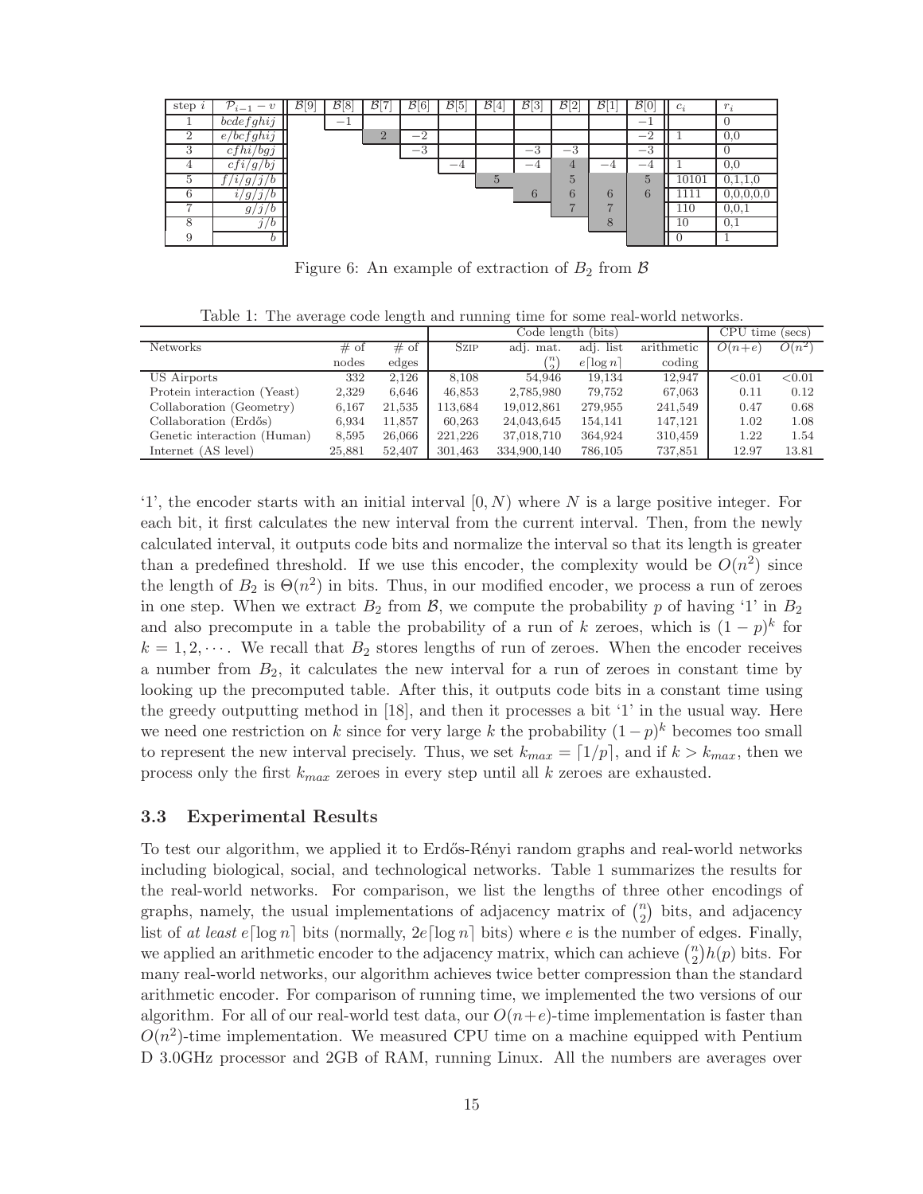| step $i$ | $\mathcal{P}_{i-1} - v$ | $\mathcal{B}[9]$ | $\mathcal{B}[8]$ | $\mathcal{B}[7]$ | $\mathcal{B}[6]$ | $\mathcal{B}[5]$ | $\mathcal{B}[4]$ | $\mathcal{B}[3]$ | $\mathcal{B}[2]$ | $\mathcal{B}[1]$ | $\mathcal{B}[0]$ | $c_i$ | $r_i$ |
|---|---|---|---|---|---|---|---|---|---|---|---|---|---|
| 1 | $bcdefghij$ | | $-1$ | | | | | | | | $-1$ | | 0 |
| 2 | $e/bcfghij$ | | | 2 | $-2$ | | | | | | $-2$ | 1 | 0,0 |
| 3 | $cfhi/bgj$ | | | | $-3$ | | | $-3$ | $-3$ | | $-3$ | | 0 |
| 4 | $cfi/g/bj$ | | | | | $-4$ | | $-4$ | 4 | $-4$ | $-4$ | 1 | 0,0 |
| 5 | $f/i/g/j/b$ | | | | | | 5 | | 5 | | 5 | 10101 | 0,1,1,0 |
| 6 | $i/g/j/b$ | | | | | | | 6 | 6 | 6 | 6 | 1111 | 0,0,0,0,0 |
| 7 | $g/j/b$ | | | | | | | | 7 | 7 | | 110 | 0,0,1 |
| 8 | $j/b$ | | | | | | | | | 8 | | 10 | 0,1 |
| 9 | $b$ | | | | | | | | | | | 0 | 1 |

Figure 6: An example of extraction of $B_2$ from $\mathcal{B}$

Table 1: The average code length and running time for some real-world networks.

| Networks | # of nodes | # of edges | Code length (bits) SZIP | adj. mat. $\binom{n}{2}$ | adj. list $e\lceil \log n \rceil$ | arithmetic coding | CPU time (secs) $O(n+e)$ | $O(n^2)$ |
|---|---|---|---|---|---|---|---|---|
| US Airports | 332 | 2,126 | 8,108 | 54,946 | 19,134 | 12,947 | <0.01 | <0.01 |
| Protein interaction (Yeast) | 2,329 | 6,646 | 46,853 | 2,785,980 | 79,752 | 67,063 | 0.11 | 0.12 |
| Collaboration (Geometry) | 6,167 | 21,535 | 113,684 | 19,012,861 | 279,955 | 241,549 | 0.47 | 0.68 |
| Collaboration (Erdős) | 6,934 | 11,857 | 60,263 | 24,043,645 | 154,141 | 147,121 | 1.02 | 1.08 |
| Genetic interaction (Human) | 8,595 | 26,066 | 221,226 | 37,018,710 | 364,924 | 310,459 | 1.22 | 1.54 |
| Internet (AS level) | 25,881 | 52,407 | 301,463 | 334,900,140 | 786,105 | 737,851 | 12.97 | 13.81 |

'1', the encoder starts with an initial interval $[0, N)$ where $N$ is a large positive integer. For each bit, it first calculates the new interval from the current interval. Then, from the newly calculated interval, it outputs code bits and normalize the interval so that its length is greater than a predefined threshold. If we use this encoder, the complexity would be $O(n^2)$ since the length of $B_2$ is $\Theta(n^2)$ in bits. Thus, in our modified encoder, we process a run of zeroes in one step. When we extract $B_2$ from $\mathcal{B}$, we compute the probability $p$ of having '1' in $B_2$ and also precompute in a table the probability of a run of $k$ zeroes, which is $(1-p)^k$ for $k = 1, 2, \cdots$. We recall that $B_2$ stores lengths of run of zeroes. When the encoder receives a number from $B_2$, it calculates the new interval for a run of zeroes in constant time by looking up the precomputed table. After this, it outputs code bits in a constant time using the greedy outputting method in [18], and then it processes a bit '1' in the usual way. Here we need one restriction on $k$ since for very large $k$ the probability $(1-p)^k$ becomes too small to represent the new interval precisely. Thus, we set $k_{max} = \lceil 1/p \rceil$, and if $k > k_{max}$, then we process only the first $k_{max}$ zeroes in every step until all $k$ zeroes are exhausted.

### 3.3 Experimental Results

To test our algorithm, we applied it to Erdős-Rényi random graphs and real-world networks including biological, social, and technological networks. Table 1 summarizes the results for the real-world networks. For comparison, we list the lengths of three other encodings of graphs, namely, the usual implementations of adjacency matrix of $\binom{n}{2}$ bits, and adjacency list of *at least* $e\lceil \log n \rceil$ bits (normally, $2e\lceil \log n \rceil$ bits) where $e$ is the number of edges. Finally, we applied an arithmetic encoder to the adjacency matrix, which can achieve $\binom{n}{2}h(p)$ bits. For many real-world networks, our algorithm achieves twice better compression than the standard arithmetic encoder. For comparison of running time, we implemented the two versions of our algorithm. For all of our real-world test data, our $O(n+e)$-time implementation is faster than $O(n^2)$-time implementation. We measured CPU time on a machine equipped with Pentium D 3.0GHz processor and 2GB of RAM, running Linux. All the numbers are averages over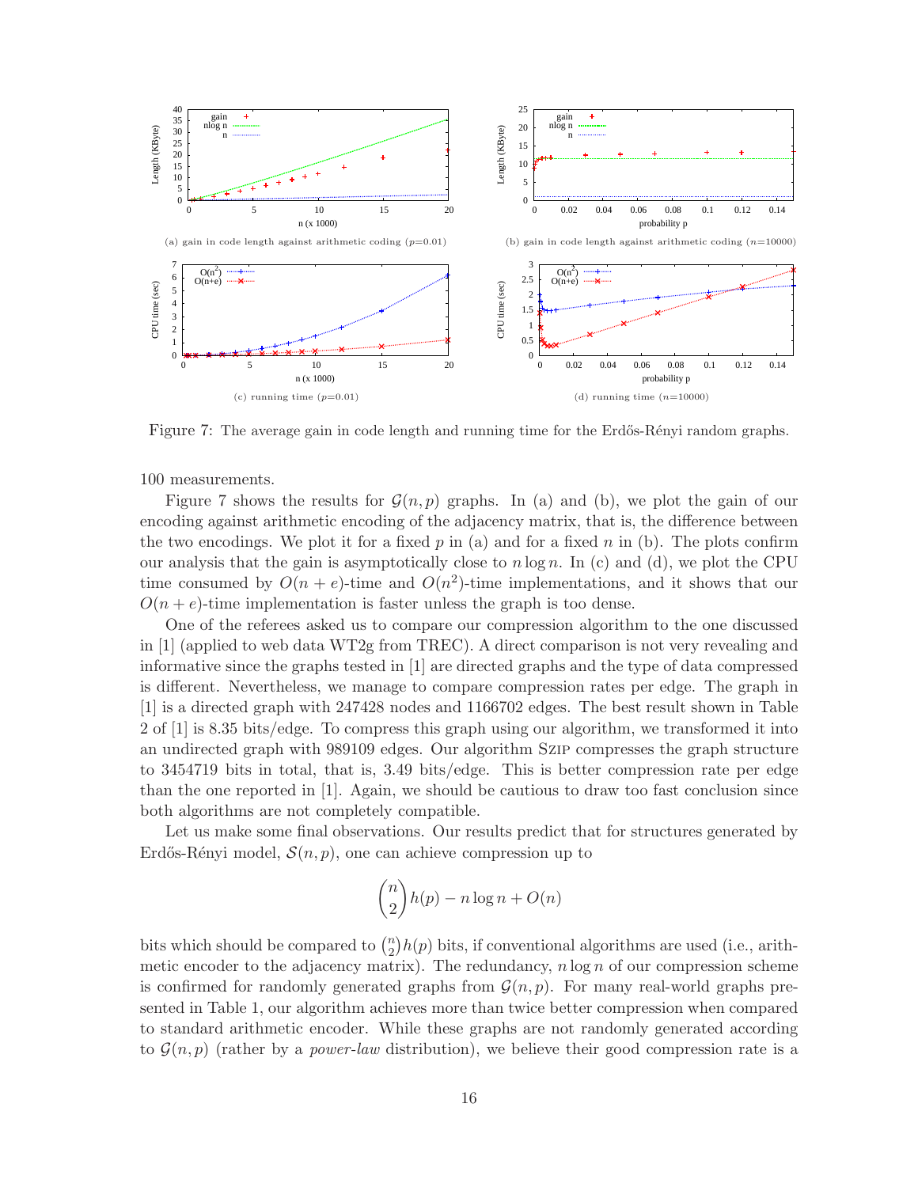(a) gain in code length against arithmetic coding ($p$=0.01)

(b) gain in code length against arithmetic coding ($n$=10000)

(c) running time ($p$=0.01)

(d) running time ($n$=10000)

Figure 7: The average gain in code length and running time for the Erdős-Rényi random graphs.

100 measurements.

Figure 7 shows the results for $\mathcal{G}(n, p)$ graphs. In (a) and (b), we plot the gain of our encoding against arithmetic encoding of the adjacency matrix, that is, the difference between the two encodings. We plot it for a fixed $p$ in (a) and for a fixed $n$ in (b). The plots confirm our analysis that the gain is asymptotically close to $n \log n$. In (c) and (d), we plot the CPU time consumed by $O(n + e)$-time and $O(n^2)$-time implementations, and it shows that our $O(n + e)$-time implementation is faster unless the graph is too dense.

One of the referees asked us to compare our compression algorithm to the one discussed in [1] (applied to web data WT2g from TREC). A direct comparison is not very revealing and informative since the graphs tested in [1] are directed graphs and the type of data compressed is different. Nevertheless, we manage to compare compression rates per edge. The graph in [1] is a directed graph with 247428 nodes and 1166702 edges. The best result shown in Table 2 of [1] is 8.35 bits/edge. To compress this graph using our algorithm, we transformed it into an undirected graph with 989109 edges. Our algorithm Szip compresses the graph structure to 3454719 bits in total, that is, 3.49 bits/edge. This is better compression rate per edge than the one reported in [1]. Again, we should be cautious to draw too fast conclusion since both algorithms are not completely compatible.

Let us make some final observations. Our results predict that for structures generated by Erdős-Rényi model, $\mathcal{S}(n, p)$, one can achieve compression up to

$$\binom{n}{2} h(p) - n \log n + O(n)$$

bits which should be compared to $\binom{n}{2} h(p)$ bits, if conventional algorithms are used (i.e., arithmetic encoder to the adjacency matrix). The redundancy, $n \log n$ of our compression scheme is confirmed for randomly generated graphs from $\mathcal{G}(n, p)$. For many real-world graphs presented in Table 1, our algorithm achieves more than twice better compression when compared to standard arithmetic encoder. While these graphs are not randomly generated according to $\mathcal{G}(n, p)$ (rather by a *power-law* distribution), we believe their good compression rate is a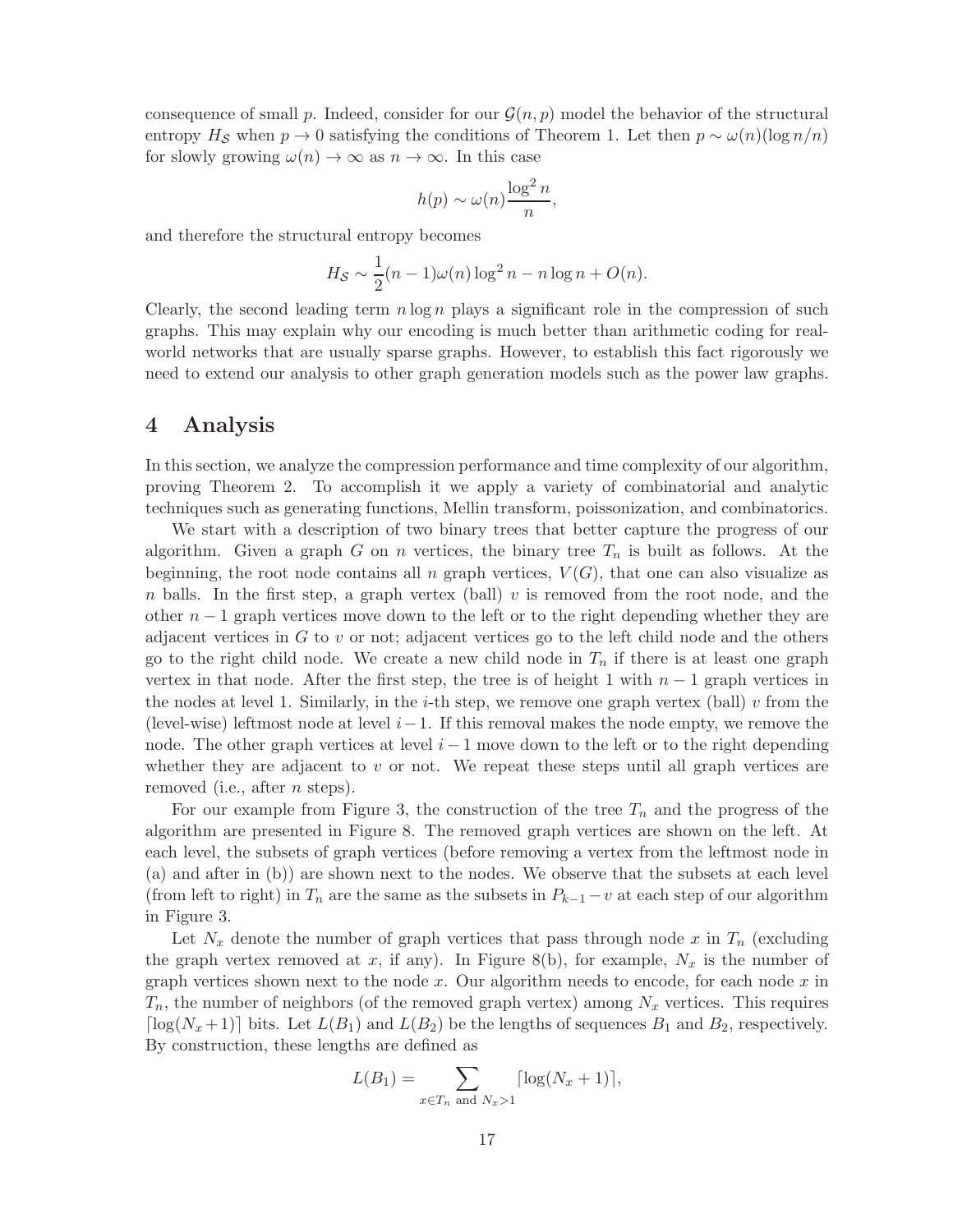consequence of small $p$. Indeed, consider for our $\mathcal{G}(n,p)$ model the behavior of the structural entropy $H_{\mathcal{S}}$ when $p \to 0$ satisfying the conditions of Theorem 1. Let then $p \sim \omega(n)(\log n/n)$ for slowly growing $\omega(n) \to \infty$ as $n \to \infty$. In this case

$$h(p) \sim \omega(n)\frac{\log^2 n}{n},$$

and therefore the structural entropy becomes

$$H_{\mathcal{S}} \sim \frac{1}{2}(n-1)\omega(n)\log^2 n - n\log n + O(n).$$

Clearly, the second leading term $n \log n$ plays a significant role in the compression of such graphs. This may explain why our encoding is much better than arithmetic coding for real-world networks that are usually sparse graphs. However, to establish this fact rigorously we need to extend our analysis to other graph generation models such as the power law graphs.

# 4 Analysis

In this section, we analyze the compression performance and time complexity of our algorithm, proving Theorem 2. To accomplish it we apply a variety of combinatorial and analytic techniques such as generating functions, Mellin transform, poissonization, and combinatorics.

We start with a description of two binary trees that better capture the progress of our algorithm. Given a graph $G$ on $n$ vertices, the binary tree $T_n$ is built as follows. At the beginning, the root node contains all $n$ graph vertices, $V(G)$, that one can also visualize as $n$ balls. In the first step, a graph vertex (ball) $v$ is removed from the root node, and the other $n-1$ graph vertices move down to the left or to the right depending whether they are adjacent vertices in $G$ to $v$ or not; adjacent vertices go to the left child node and the others go to the right child node. We create a new child node in $T_n$ if there is at least one graph vertex in that node. After the first step, the tree is of height 1 with $n-1$ graph vertices in the nodes at level 1. Similarly, in the $i$-th step, we remove one graph vertex (ball) $v$ from the (level-wise) leftmost node at level $i-1$. If this removal makes the node empty, we remove the node. The other graph vertices at level $i-1$ move down to the left or to the right depending whether they are adjacent to $v$ or not. We repeat these steps until all graph vertices are removed (i.e., after $n$ steps).

For our example from Figure 3, the construction of the tree $T_n$ and the progress of the algorithm are presented in Figure 8. The removed graph vertices are shown on the left. At each level, the subsets of graph vertices (before removing a vertex from the leftmost node in (a) and after in (b)) are shown next to the nodes. We observe that the subsets at each level (from left to right) in $T_n$ are the same as the subsets in $P_{k-1} - v$ at each step of our algorithm in Figure 3.

Let $N_x$ denote the number of graph vertices that pass through node $x$ in $T_n$ (excluding the graph vertex removed at $x$, if any). In Figure 8(b), for example, $N_x$ is the number of graph vertices shown next to the node $x$. Our algorithm needs to encode, for each node $x$ in $T_n$, the number of neighbors (of the removed graph vertex) among $N_x$ vertices. This requires $\lceil \log(N_x+1) \rceil$ bits. Let $L(B_1)$ and $L(B_2)$ be the lengths of sequences $B_1$ and $B_2$, respectively. By construction, these lengths are defined as

$$L(B_1) = \sum_{x \in T_n \text{ and } N_x > 1} \lceil \log(N_x+1) \rceil,$$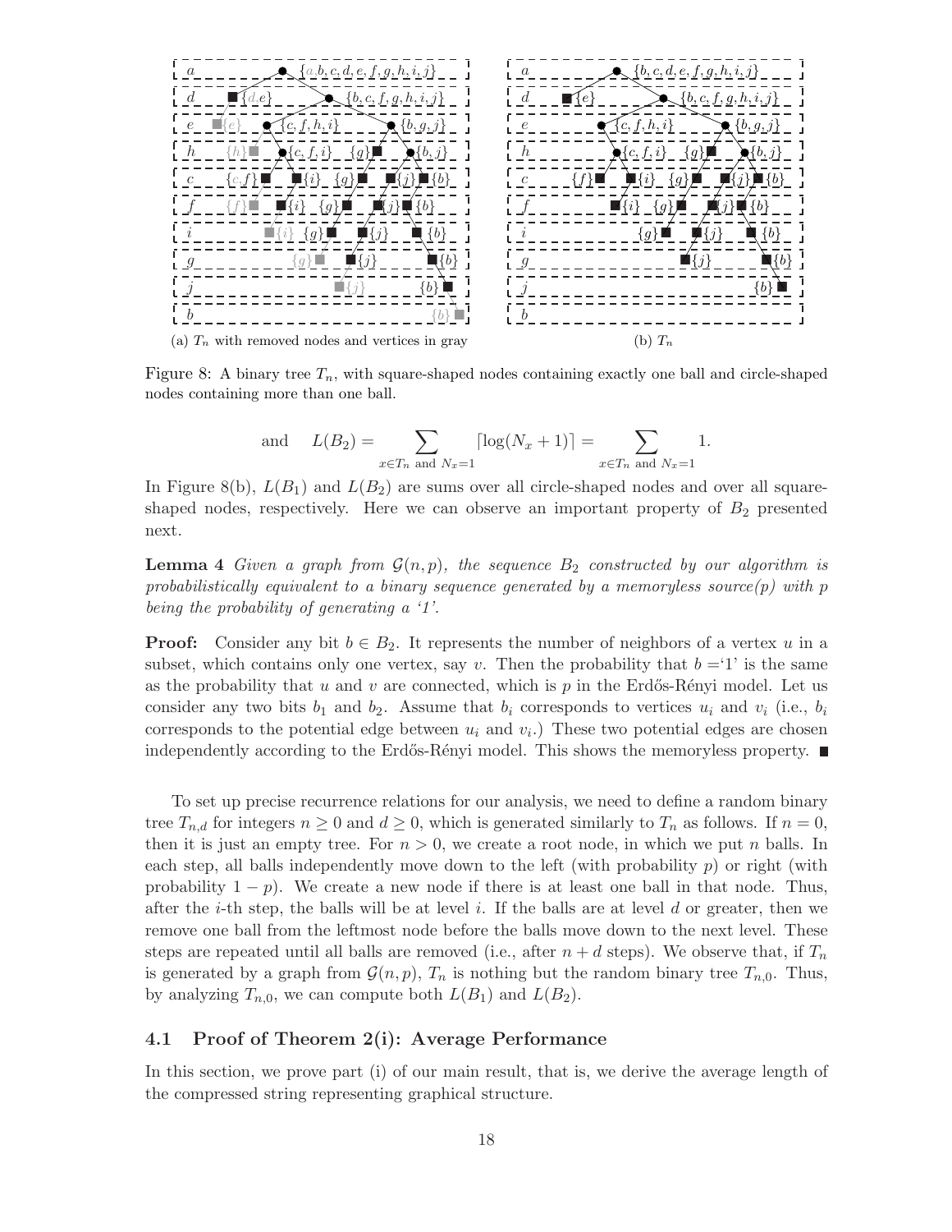(a) $T_n$ with removed nodes and vertices in gray

(b) $T_n$

Figure 8: A binary tree $T_n$, with square-shaped nodes containing exactly one ball and circle-shaped nodes containing more than one ball.

$$\text{and} \quad L(B_2) = \sum_{x \in T_n \text{ and } N_x = 1} \lceil \log(N_x + 1) \rceil = \sum_{x \in T_n \text{ and } N_x = 1} 1.$$

In Figure 8(b), $L(B_1)$ and $L(B_2)$ are sums over all circle-shaped nodes and over all square-shaped nodes, respectively. Here we can observe an important property of $B_2$ presented next.

**Lemma 4** *Given a graph from $\mathcal{G}(n,p)$, the sequence $B_2$ constructed by our algorithm is probabilistically equivalent to a binary sequence generated by a memoryless source($p$) with $p$ being the probability of generating a '1'.*

**Proof:** Consider any bit $b \in B_2$. It represents the number of neighbors of a vertex $u$ in a subset, which contains only one vertex, say $v$. Then the probability that $b =$'1' is the same as the probability that $u$ and $v$ are connected, which is $p$ in the Erdős-Rényi model. Let us consider any two bits $b_1$ and $b_2$. Assume that $b_i$ corresponds to vertices $u_i$ and $v_i$ (i.e., $b_i$ corresponds to the potential edge between $u_i$ and $v_i$.) These two potential edges are chosen independently according to the Erdős-Rényi model. This shows the memoryless property. ∎

To set up precise recurrence relations for our analysis, we need to define a random binary tree $T_{n,d}$ for integers $n \geq 0$ and $d \geq 0$, which is generated similarly to $T_n$ as follows. If $n = 0$, then it is just an empty tree. For $n > 0$, we create a root node, in which we put $n$ balls. In each step, all balls independently move down to the left (with probability $p$) or right (with probability $1 - p$). We create a new node if there is at least one ball in that node. Thus, after the $i$-th step, the balls will be at level $i$. If the balls are at level $d$ or greater, then we remove one ball from the leftmost node before the balls move down to the next level. These steps are repeated until all balls are removed (i.e., after $n + d$ steps). We observe that, if $T_n$ is generated by a graph from $\mathcal{G}(n,p)$, $T_n$ is nothing but the random binary tree $T_{n,0}$. Thus, by analyzing $T_{n,0}$, we can compute both $L(B_1)$ and $L(B_2)$.

### 4.1 Proof of Theorem 2(i): Average Performance

In this section, we prove part (i) of our main result, that is, we derive the average length of the compressed string representing graphical structure.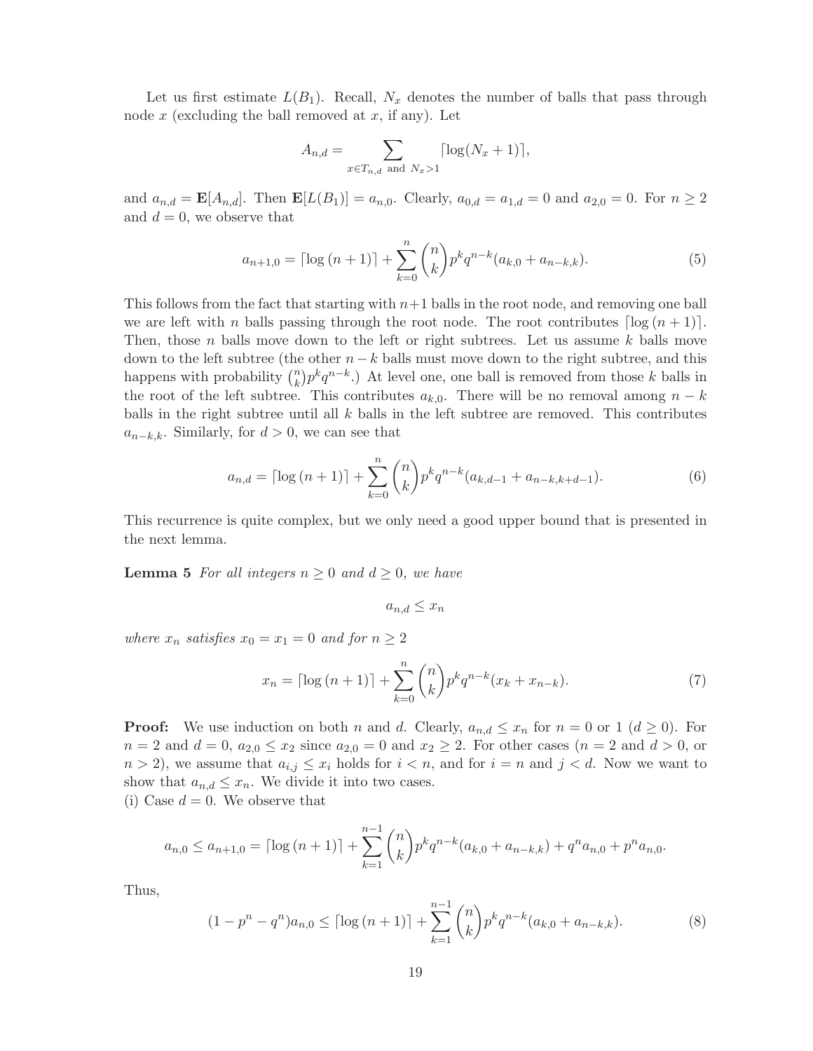Let us first estimate $L(B_1)$. Recall, $N_x$ denotes the number of balls that pass through node $x$ (excluding the ball removed at $x$, if any). Let

$$A_{n,d} = \sum_{x \in T_{n,d} \text{ and } N_x > 1} \lceil \log(N_x + 1) \rceil,$$

and $a_{n,d} = \mathbf{E}[A_{n,d}]$. Then $\mathbf{E}[L(B_1)] = a_{n,0}$. Clearly, $a_{0,d} = a_{1,d} = 0$ and $a_{2,0} = 0$. For $n \geq 2$ and $d = 0$, we observe that

$$a_{n+1,0} = \lceil \log(n+1) \rceil + \sum_{k=0}^{n} \binom{n}{k} p^k q^{n-k} (a_{k,0} + a_{n-k,k}). \tag{5}$$

This follows from the fact that starting with $n+1$ balls in the root node, and removing one ball we are left with $n$ balls passing through the root node. The root contributes $\lceil \log(n+1) \rceil$. Then, those $n$ balls move down to the left or right subtrees. Let us assume $k$ balls move down to the left subtree (the other $n-k$ balls must move down to the right subtree, and this happens with probability $\binom{n}{k} p^k q^{n-k}$.) At level one, one ball is removed from those $k$ balls in the root of the left subtree. This contributes $a_{k,0}$. There will be no removal among $n-k$ balls in the right subtree until all $k$ balls in the left subtree are removed. This contributes $a_{n-k,k}$. Similarly, for $d > 0$, we can see that

$$a_{n,d} = \lceil \log(n+1) \rceil + \sum_{k=0}^{n} \binom{n}{k} p^k q^{n-k} (a_{k,d-1} + a_{n-k,k+d-1}). \tag{6}$$

This recurrence is quite complex, but we only need a good upper bound that is presented in the next lemma.

**Lemma 5** *For all integers $n \geq 0$ and $d \geq 0$, we have*

$$a_{n,d} \leq x_n$$

*where $x_n$ satisfies $x_0 = x_1 = 0$ and for $n \geq 2$*

$$x_n = \lceil \log(n+1) \rceil + \sum_{k=0}^{n} \binom{n}{k} p^k q^{n-k} (x_k + x_{n-k}). \tag{7}$$

**Proof:** We use induction on both $n$ and $d$. Clearly, $a_{n,d} \leq x_n$ for $n = 0$ or $1$ ($d \geq 0$). For $n = 2$ and $d = 0$, $a_{2,0} \leq x_2$ since $a_{2,0} = 0$ and $x_2 \geq 2$. For other cases ($n = 2$ and $d > 0$, or $n > 2$), we assume that $a_{i,j} \leq x_i$ holds for $i < n$, and for $i = n$ and $j < d$. Now we want to show that $a_{n,d} \leq x_n$. We divide it into two cases.
(i) Case $d = 0$. We observe that

$$a_{n,0} \leq a_{n+1,0} = \lceil \log(n+1) \rceil + \sum_{k=1}^{n-1} \binom{n}{k} p^k q^{n-k} (a_{k,0} + a_{n-k,k}) + q^n a_{n,0} + p^n a_{n,0}.$$

Thus,

$$(1 - p^n - q^n) a_{n,0} \leq \lceil \log(n+1) \rceil + \sum_{k=1}^{n-1} \binom{n}{k} p^k q^{n-k} (a_{k,0} + a_{n-k,k}). \tag{8}$$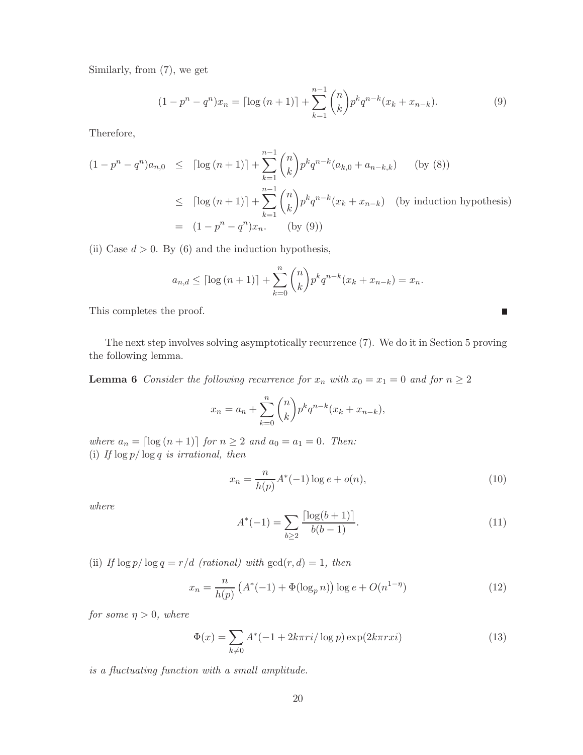Similarly, from (7), we get

$$(1 - p^n - q^n)x_n = \lceil \log (n+1) \rceil + \sum_{k=1}^{n-1} \binom{n}{k} p^k q^{n-k} (x_k + x_{n-k}). \tag{9}$$

Therefore,

$$\begin{aligned}
(1 - p^n - q^n)a_{n,0} &\leq \lceil \log (n+1) \rceil + \sum_{k=1}^{n-1} \binom{n}{k} p^k q^{n-k} (a_{k,0} + a_{n-k,k}) \qquad \text{(by (8))} \\
&\leq \lceil \log (n+1) \rceil + \sum_{k=1}^{n-1} \binom{n}{k} p^k q^{n-k} (x_k + x_{n-k}) \quad \text{(by induction hypothesis)} \\
&= (1 - p^n - q^n)x_n. \qquad \text{(by (9))}
\end{aligned}$$

(ii) Case $d > 0$. By (6) and the induction hypothesis,

$$a_{n,d} \leq \lceil \log (n+1) \rceil + \sum_{k=0}^{n} \binom{n}{k} p^k q^{n-k} (x_k + x_{n-k}) = x_n.$$

This completes the proof. ∎

The next step involves solving asymptotically recurrence (7). We do it in Section 5 proving the following lemma.

**Lemma 6** *Consider the following recurrence for $x_n$ with $x_0 = x_1 = 0$ and for $n \geq 2$*

$$x_n = a_n + \sum_{k=0}^{n} \binom{n}{k} p^k q^{n-k} (x_k + x_{n-k}),$$

*where $a_n = \lceil \log (n+1) \rceil$ for $n \geq 2$ and $a_0 = a_1 = 0$. Then:*
(i) *If $\log p / \log q$ is irrational, then*

$$x_n = \frac{n}{h(p)} A^*(-1) \log e + o(n), \tag{10}$$

*where*

$$A^*(-1) = \sum_{b \geq 2} \frac{\lceil \log(b+1) \rceil}{b(b-1)}. \tag{11}$$

(ii) *If $\log p / \log q = r/d$ (rational) with $\gcd(r, d) = 1$, then*

$$x_n = \frac{n}{h(p)} \left( A^*(-1) + \Phi(\log_p n) \right) \log e + O(n^{1-\eta}) \tag{12}$$

*for some $\eta > 0$, where*

$$\Phi(x) = \sum_{k \neq 0} A^*(-1 + 2k\pi r i / \log p) \exp(2k\pi r x i) \tag{13}$$

*is a fluctuating function with a small amplitude.*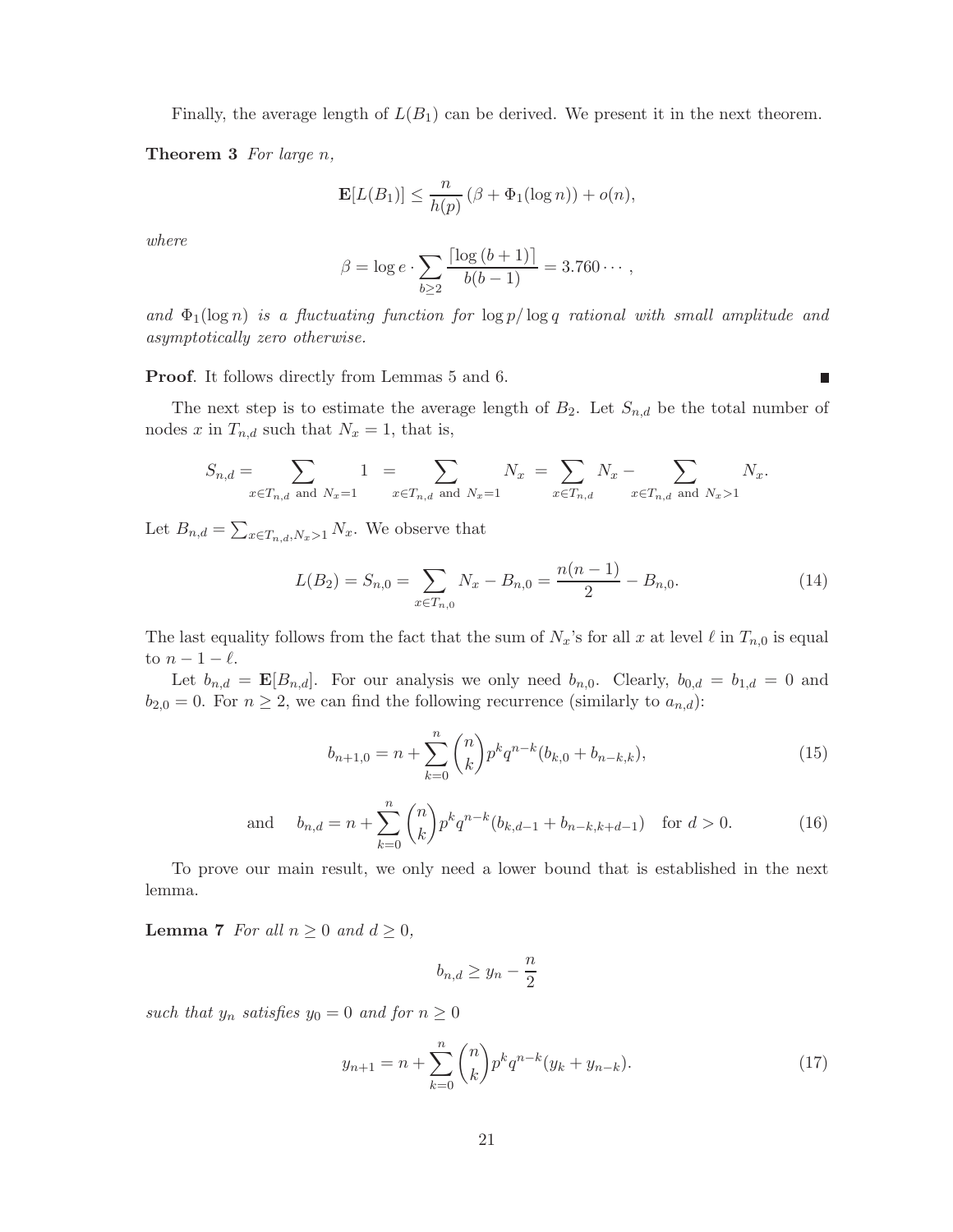Finally, the average length of $L(B_1)$ can be derived. We present it in the next theorem.

**Theorem 3** *For large $n$,*

$$\mathbf{E}[L(B_1)] \leq \frac{n}{h(p)} \left(\beta + \Phi_1(\log n)\right) + o(n),$$

*where*

$$\beta = \log e \cdot \sum_{b \geq 2} \frac{\lceil \log (b+1) \rceil}{b(b-1)} = 3.760 \cdots,$$

*and $\Phi_1(\log n)$ is a fluctuating function for $\log p / \log q$ rational with small amplitude and asymptotically zero otherwise.*

**Proof**. It follows directly from Lemmas 5 and 6. ∎

The next step is to estimate the average length of $B_2$. Let $S_{n,d}$ be the total number of nodes $x$ in $T_{n,d}$ such that $N_x = 1$, that is,

$$S_{n,d} = \sum_{x \in T_{n,d} \text{ and } N_x = 1} 1 \;=\; \sum_{x \in T_{n,d} \text{ and } N_x = 1} N_x \;=\; \sum_{x \in T_{n,d}} N_x - \sum_{x \in T_{n,d} \text{ and } N_x > 1} N_x.$$

Let $B_{n,d} = \sum_{x \in T_{n,d}, N_x > 1} N_x$. We observe that

$$L(B_2) = S_{n,0} = \sum_{x \in T_{n,0}} N_x - B_{n,0} = \frac{n(n-1)}{2} - B_{n,0}. \tag{14}$$

The last equality follows from the fact that the sum of $N_x$'s for all $x$ at level $\ell$ in $T_{n,0}$ is equal to $n - 1 - \ell$.

Let $b_{n,d} = \mathbf{E}[B_{n,d}]$. For our analysis we only need $b_{n,0}$. Clearly, $b_{0,d} = b_{1,d} = 0$ and $b_{2,0} = 0$. For $n \geq 2$, we can find the following recurrence (similarly to $a_{n,d}$):

$$b_{n+1,0} = n + \sum_{k=0}^{n} \binom{n}{k} p^k q^{n-k} (b_{k,0} + b_{n-k,k}), \tag{15}$$

$$\text{and} \quad b_{n,d} = n + \sum_{k=0}^{n} \binom{n}{k} p^k q^{n-k} (b_{k,d-1} + b_{n-k,k+d-1}) \quad \text{for } d > 0. \tag{16}$$

To prove our main result, we only need a lower bound that is established in the next lemma.

**Lemma 7** *For all $n \geq 0$ and $d \geq 0$,*

$$b_{n,d} \geq y_n - \frac{n}{2}$$

*such that $y_n$ satisfies $y_0 = 0$ and for $n \geq 0$*

$$y_{n+1} = n + \sum_{k=0}^{n} \binom{n}{k} p^k q^{n-k} (y_k + y_{n-k}). \tag{17}$$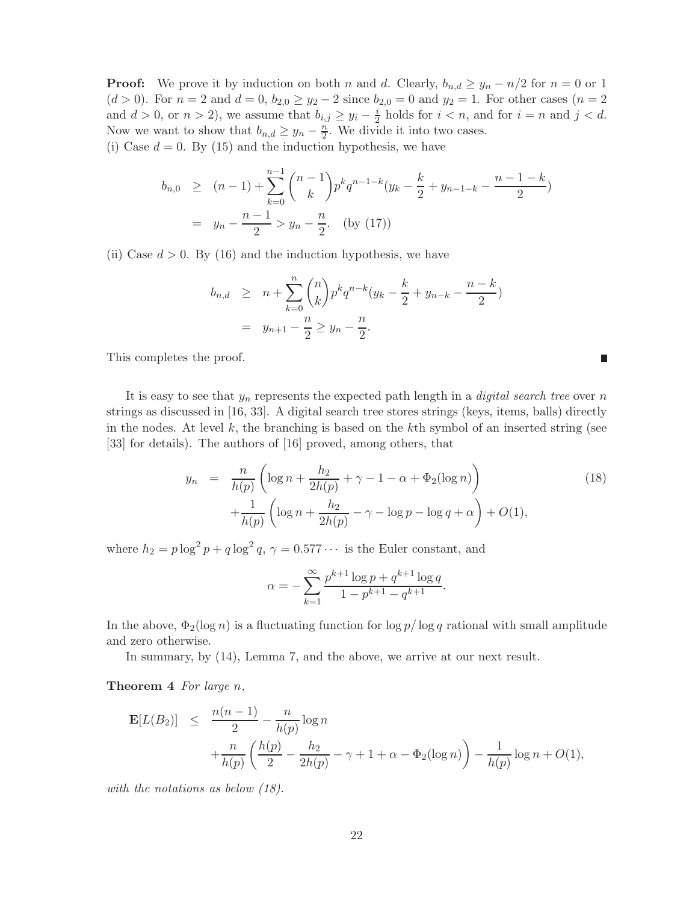**Proof:** We prove it by induction on both $n$ and $d$. Clearly, $b_{n,d} \geq y_n - n/2$ for $n = 0$ or 1 ($d > 0$). For $n = 2$ and $d = 0$, $b_{2,0} \geq y_2 - 2$ since $b_{2,0} = 0$ and $y_2 = 1$. For other cases ($n = 2$ and $d > 0$, or $n > 2$), we assume that $b_{i,j} \geq y_i - \frac{i}{2}$ holds for $i < n$, and for $i = n$ and $j < d$. Now we want to show that $b_{n,d} \geq y_n - \frac{n}{2}$. We divide it into two cases.

(i) Case $d = 0$. By (15) and the induction hypothesis, we have

$$
\begin{aligned}
b_{n,0} &\geq (n-1) + \sum_{k=0}^{n-1} \binom{n-1}{k} p^k q^{n-1-k} (y_k - \frac{k}{2} + y_{n-1-k} - \frac{n-1-k}{2}) \\
&= y_n - \frac{n-1}{2} > y_n - \frac{n}{2}. \quad \text{(by (17))}
\end{aligned}
$$

(ii) Case $d > 0$. By (16) and the induction hypothesis, we have

$$
\begin{aligned}
b_{n,d} &\geq n + \sum_{k=0}^{n} \binom{n}{k} p^k q^{n-k} (y_k - \frac{k}{2} + y_{n-k} - \frac{n-k}{2}) \\
&= y_{n+1} - \frac{n}{2} \geq y_n - \frac{n}{2}.
\end{aligned}
$$

This completes the proof. ■

It is easy to see that $y_n$ represents the expected path length in a *digital search tree* over $n$ strings as discussed in [16, 33]. A digital search tree stores strings (keys, items, balls) directly in the nodes. At level $k$, the branching is based on the $k$th symbol of an inserted string (see [33] for details). The authors of [16] proved, among others, that

$$
\begin{aligned}
y_n &= \frac{n}{h(p)} \left( \log n + \frac{h_2}{2h(p)} + \gamma - 1 - \alpha + \Phi_2(\log n) \right) \\
&\quad + \frac{1}{h(p)} \left( \log n + \frac{h_2}{2h(p)} - \gamma - \log p - \log q + \alpha \right) + O(1),
\end{aligned} \tag{18}
$$

where $h_2 = p \log^2 p + q \log^2 q$, $\gamma = 0.577 \cdots$ is the Euler constant, and

$$
\alpha = - \sum_{k=1}^{\infty} \frac{p^{k+1} \log p + q^{k+1} \log q}{1 - p^{k+1} - q^{k+1}}.
$$

In the above, $\Phi_2(\log n)$ is a fluctuating function for $\log p / \log q$ rational with small amplitude and zero otherwise.

In summary, by (14), Lemma 7, and the above, we arrive at our next result.

**Theorem 4** *For large $n$,*

$$
\begin{aligned}
\mathbf{E}[L(B_2)] &\leq \frac{n(n-1)}{2} - \frac{n}{h(p)} \log n \\
&\quad + \frac{n}{h(p)} \left( \frac{h(p)}{2} - \frac{h_2}{2h(p)} - \gamma + 1 + \alpha - \Phi_2(\log n) \right) - \frac{1}{h(p)} \log n + O(1),
\end{aligned}
$$

*with the notations as below (18).*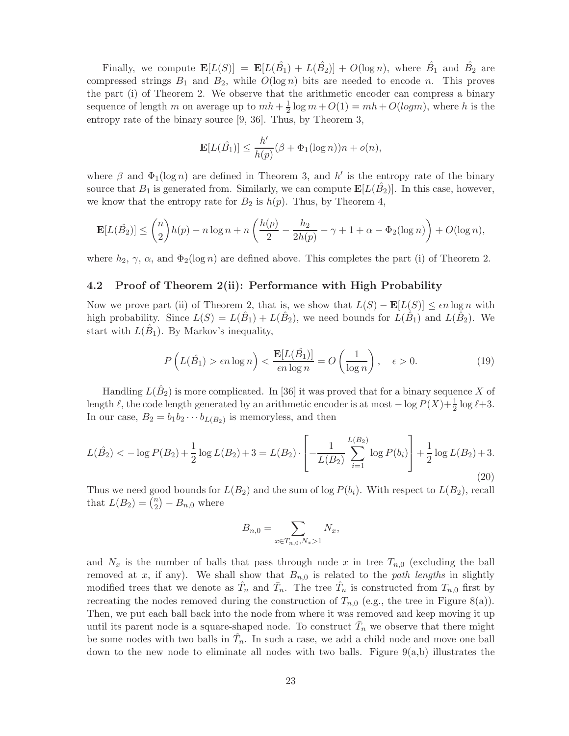Finally, we compute $\mathbf{E}[L(S)] = \mathbf{E}[L(\hat{B}_1) + L(\hat{B}_2)] + O(\log n)$, where $\hat{B}_1$ and $\hat{B}_2$ are compressed strings $B_1$ and $B_2$, while $O(\log n)$ bits are needed to encode $n$. This proves the part (i) of Theorem 2. We observe that the arithmetic encoder can compress a binary sequence of length $m$ on average up to $mh + \frac{1}{2}\log m + O(1) = mh + O(logm)$, where $h$ is the entropy rate of the binary source [9, 36]. Thus, by Theorem 3,

$$\mathbf{E}[L(\hat{B}_1)] \leq \frac{h'}{h(p)}(\beta + \Phi_1(\log n))n + o(n),$$

where $\beta$ and $\Phi_1(\log n)$ are defined in Theorem 3, and $h'$ is the entropy rate of the binary source that $B_1$ is generated from. Similarly, we can compute $\mathbf{E}[L(\hat{B}_2)]$. In this case, however, we know that the entropy rate for $B_2$ is $h(p)$. Thus, by Theorem 4,

$$\mathbf{E}[L(\hat{B}_2)] \leq \binom{n}{2}h(p) - n\log n + n\left(\frac{h(p)}{2} - \frac{h_2}{2h(p)} - \gamma + 1 + \alpha - \Phi_2(\log n)\right) + O(\log n),$$

where $h_2$, $\gamma$, $\alpha$, and $\Phi_2(\log n)$ are defined above. This completes the part (i) of Theorem 2.

### 4.2 Proof of Theorem 2(ii): Performance with High Probability

Now we prove part (ii) of Theorem 2, that is, we show that $L(S) - \mathbf{E}[L(S)] \leq \epsilon n \log n$ with high probability. Since $L(S) = L(\hat{B}_1) + L(\hat{B}_2)$, we need bounds for $L(\hat{B}_1)$ and $L(\hat{B}_2)$. We start with $L(\hat{B}_1)$. By Markov's inequality,

$$P\left(L(\hat{B}_1) > \epsilon n \log n\right) < \frac{\mathbf{E}[L(\hat{B}_1)]}{\epsilon n \log n} = O\left(\frac{1}{\log n}\right), \quad \epsilon > 0. \tag{19}$$

Handling $L(\hat{B}_2)$ is more complicated. In [36] it was proved that for a binary sequence $X$ of length $\ell$, the code length generated by an arithmetic encoder is at most $-\log P(X) + \frac{1}{2}\log \ell + 3$. In our case, $B_2 = b_1 b_2 \cdots b_{L(B_2)}$ is memoryless, and then

$$L(\hat{B}_2) < -\log P(B_2) + \frac{1}{2}\log L(B_2) + 3 = L(B_2) \cdot \left[-\frac{1}{L(B_2)}\sum_{i=1}^{L(B_2)} \log P(b_i)\right] + \frac{1}{2}\log L(B_2) + 3. \tag{20}$$

Thus we need good bounds for $L(B_2)$ and the sum of $\log P(b_i)$. With respect to $L(B_2)$, recall that $L(B_2) = \binom{n}{2} - B_{n,0}$ where

$$B_{n,0} = \sum_{x \in T_{n,0}, N_x > 1} N_x,$$

and $N_x$ is the number of balls that pass through node $x$ in tree $T_{n,0}$ (excluding the ball removed at $x$, if any). We shall show that $B_{n,0}$ is related to the *path lengths* in slightly modified trees that we denote as $\hat{T}_n$ and $\bar{T}_n$. The tree $\hat{T}_n$ is constructed from $T_{n,0}$ first by recreating the nodes removed during the construction of $T_{n,0}$ (e.g., the tree in Figure 8(a)). Then, we put each ball back into the node from where it was removed and keep moving it up until its parent node is a square-shaped node. To construct $\bar{T}_n$ we observe that there might be some nodes with two balls in $\hat{T}_n$. In such a case, we add a child node and move one ball down to the new node to eliminate all nodes with two balls. Figure 9(a,b) illustrates the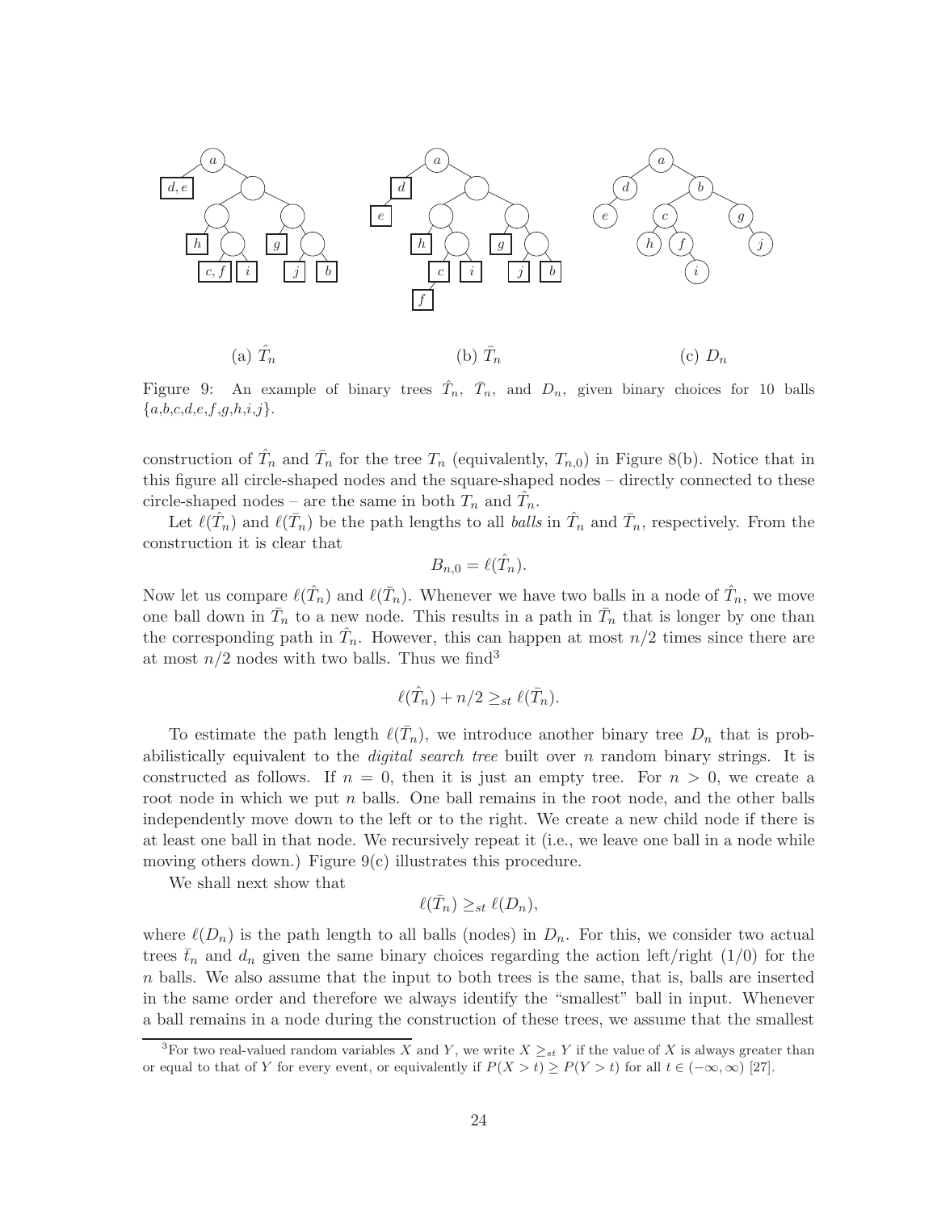(a) $\hat{T}_n$ (b) $\bar{T}_n$ (c) $D_n$

Figure 9: An example of binary trees $\hat{T}_n$, $\bar{T}_n$, and $D_n$, given binary choices for 10 balls $\{a,b,c,d,e,f,g,h,i,j\}$.

construction of $\hat{T}_n$ and $\bar{T}_n$ for the tree $T_n$ (equivalently, $T_{n,0}$) in Figure 8(b). Notice that in this figure all circle-shaped nodes and the square-shaped nodes – directly connected to these circle-shaped nodes – are the same in both $T_n$ and $\hat{T}_n$.

Let $\ell(\hat{T}_n)$ and $\ell(\bar{T}_n)$ be the path lengths to all *balls* in $\hat{T}_n$ and $\bar{T}_n$, respectively. From the construction it is clear that

$$B_{n,0} = \ell(\hat{T}_n).$$

Now let us compare $\ell(\hat{T}_n)$ and $\ell(\bar{T}_n)$. Whenever we have two balls in a node of $\hat{T}_n$, we move one ball down in $\bar{T}_n$ to a new node. This results in a path in $\bar{T}_n$ that is longer by one than the corresponding path in $\hat{T}_n$. However, this can happen at most $n/2$ times since there are at most $n/2$ nodes with two balls. Thus we find[3]

$$\ell(\hat{T}_n) + n/2 \geq_{st} \ell(\bar{T}_n).$$

To estimate the path length $\ell(\bar{T}_n)$, we introduce another binary tree $D_n$ that is probabilistically equivalent to the *digital search tree* built over $n$ random binary strings. It is constructed as follows. If $n = 0$, then it is just an empty tree. For $n > 0$, we create a root node in which we put $n$ balls. One ball remains in the root node, and the other balls independently move down to the left or to the right. We create a new child node if there is at least one ball in that node. We recursively repeat it (i.e., we leave one ball in a node while moving others down.) Figure 9(c) illustrates this procedure.

We shall next show that

$$\ell(\bar{T}_n) \geq_{st} \ell(D_n),$$

where $\ell(D_n)$ is the path length to all balls (nodes) in $D_n$. For this, we consider two actual trees $\bar{t}_n$ and $d_n$ given the same binary choices regarding the action left/right (1/0) for the $n$ balls. We also assume that the input to both trees is the same, that is, balls are inserted in the same order and therefore we always identify the "smallest" ball in input. Whenever a ball remains in a node during the construction of these trees, we assume that the smallest

[3] For two real-valued random variables $X$ and $Y$, we write $X \geq_{st} Y$ if the value of $X$ is always greater than or equal to that of $Y$ for every event, or equivalently if $P(X > t) \geq P(Y > t)$ for all $t \in (-\infty, \infty)$ [27].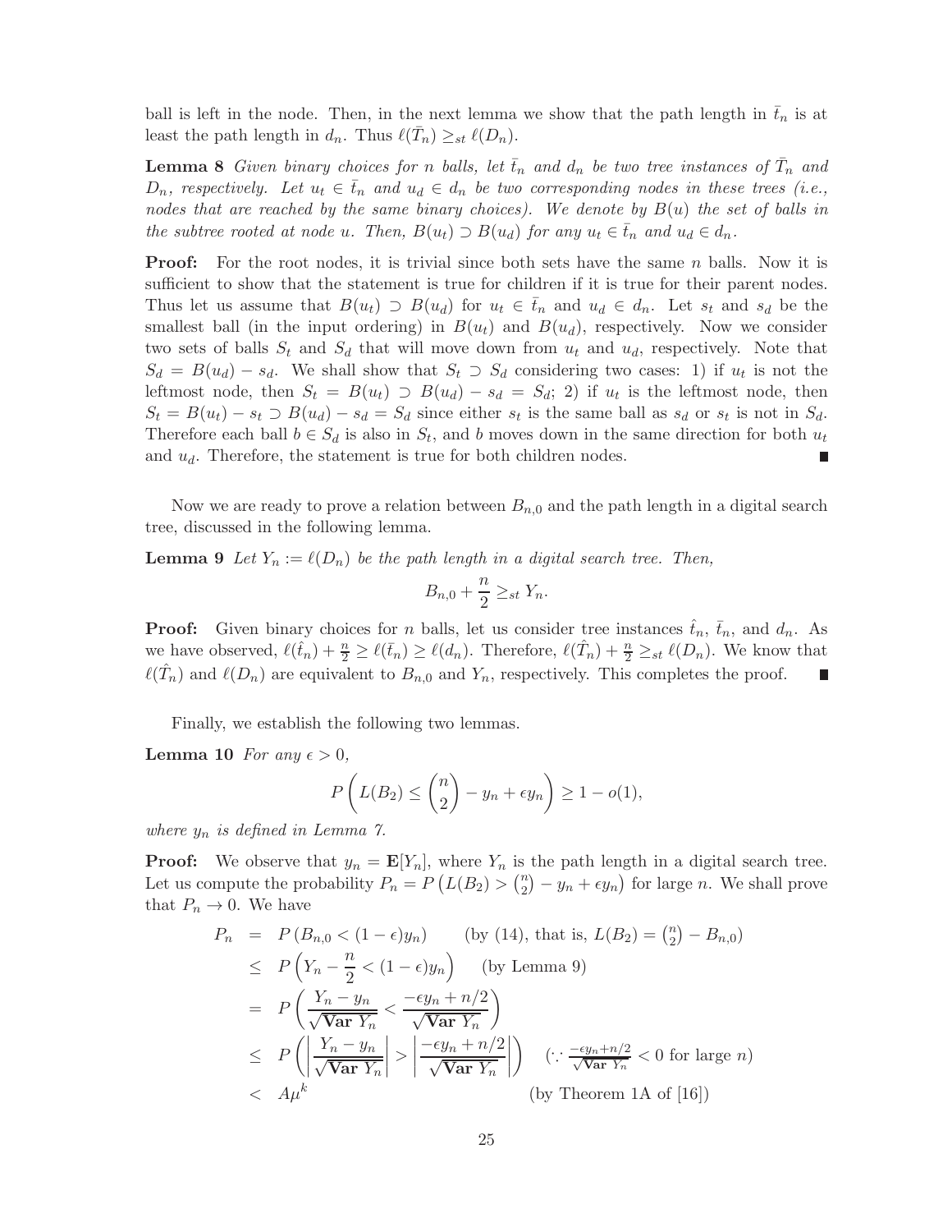ball is left in the node. Then, in the next lemma we show that the path length in $\bar{t}_n$ is at least the path length in $d_n$. Thus $\ell(\bar{T}_n) \geq_{st} \ell(D_n)$.

**Lemma 8** *Given binary choices for $n$ balls, let $\bar{t}_n$ and $d_n$ be two tree instances of $\bar{T}_n$ and $D_n$, respectively. Let $u_t \in \bar{t}_n$ and $u_d \in d_n$ be two corresponding nodes in these trees (i.e., nodes that are reached by the same binary choices). We denote by $B(u)$ the set of balls in the subtree rooted at node $u$. Then, $B(u_t) \supset B(u_d)$ for any $u_t \in \bar{t}_n$ and $u_d \in d_n$.*

**Proof:** For the root nodes, it is trivial since both sets have the same $n$ balls. Now it is sufficient to show that the statement is true for children if it is true for their parent nodes. Thus let us assume that $B(u_t) \supset B(u_d)$ for $u_t \in \bar{t}_n$ and $u_d \in d_n$. Let $s_t$ and $s_d$ be the smallest ball (in the input ordering) in $B(u_t)$ and $B(u_d)$, respectively. Now we consider two sets of balls $S_t$ and $S_d$ that will move down from $u_t$ and $u_d$, respectively. Note that $S_d = B(u_d) - s_d$. We shall show that $S_t \supset S_d$ considering two cases: 1) if $u_t$ is not the leftmost node, then $S_t = B(u_t) \supset B(u_d) - s_d = S_d$; 2) if $u_t$ is the leftmost node, then $S_t = B(u_t) - s_t \supset B(u_d) - s_d = S_d$ since either $s_t$ is the same ball as $s_d$ or $s_t$ is not in $S_d$. Therefore each ball $b \in S_d$ is also in $S_t$, and $b$ moves down in the same direction for both $u_t$ and $u_d$. Therefore, the statement is true for both children nodes. ∎

Now we are ready to prove a relation between $B_{n,0}$ and the path length in a digital search tree, discussed in the following lemma.

**Lemma 9** *Let $Y_n := \ell(D_n)$ be the path length in a digital search tree. Then,*

$$B_{n,0} + \frac{n}{2} \geq_{st} Y_n.$$

**Proof:** Given binary choices for $n$ balls, let us consider tree instances $\hat{t}_n$, $\bar{t}_n$, and $d_n$. As we have observed, $\ell(\hat{t}_n) + \frac{n}{2} \geq \ell(\bar{t}_n) \geq \ell(d_n)$. Therefore, $\ell(\hat{T}_n) + \frac{n}{2} \geq_{st} \ell(D_n)$. We know that $\ell(\hat{T}_n)$ and $\ell(D_n)$ are equivalent to $B_{n,0}$ and $Y_n$, respectively. This completes the proof. ∎

Finally, we establish the following two lemmas.

**Lemma 10** *For any $\epsilon > 0$,*

$$P\left(L(B_2) \leq \binom{n}{2} - y_n + \epsilon y_n\right) \geq 1 - o(1),$$

*where $y_n$ is defined in Lemma 7.*

**Proof:** We observe that $y_n = \mathbf{E}[Y_n]$, where $Y_n$ is the path length in a digital search tree. Let us compute the probability $P_n = P\left(L(B_2) > \binom{n}{2} - y_n + \epsilon y_n\right)$ for large $n$. We shall prove that $P_n \to 0$. We have

$$\begin{aligned}
P_n &= P\left(B_{n,0} < (1-\epsilon)y_n\right) \qquad \text{(by (14), that is, } L(B_2) = \tbinom{n}{2} - B_{n,0}) \\
&\leq P\left(Y_n - \frac{n}{2} < (1-\epsilon)y_n\right) \qquad \text{(by Lemma 9)} \\
&= P\left(\frac{Y_n - y_n}{\sqrt{\mathbf{Var}\ Y_n}} < \frac{-\epsilon y_n + n/2}{\sqrt{\mathbf{Var}\ Y_n}}\right) \\
&\leq P\left(\left|\frac{Y_n - y_n}{\sqrt{\mathbf{Var}\ Y_n}}\right| > \left|\frac{-\epsilon y_n + n/2}{\sqrt{\mathbf{Var}\ Y_n}}\right|\right) \quad \left(\because \tfrac{-\epsilon y_n + n/2}{\sqrt{\mathbf{Var}\ Y_n}} < 0 \text{ for large } n\right) \\
&< A\mu^k \qquad \text{(by Theorem 1A of [16])}
\end{aligned}$$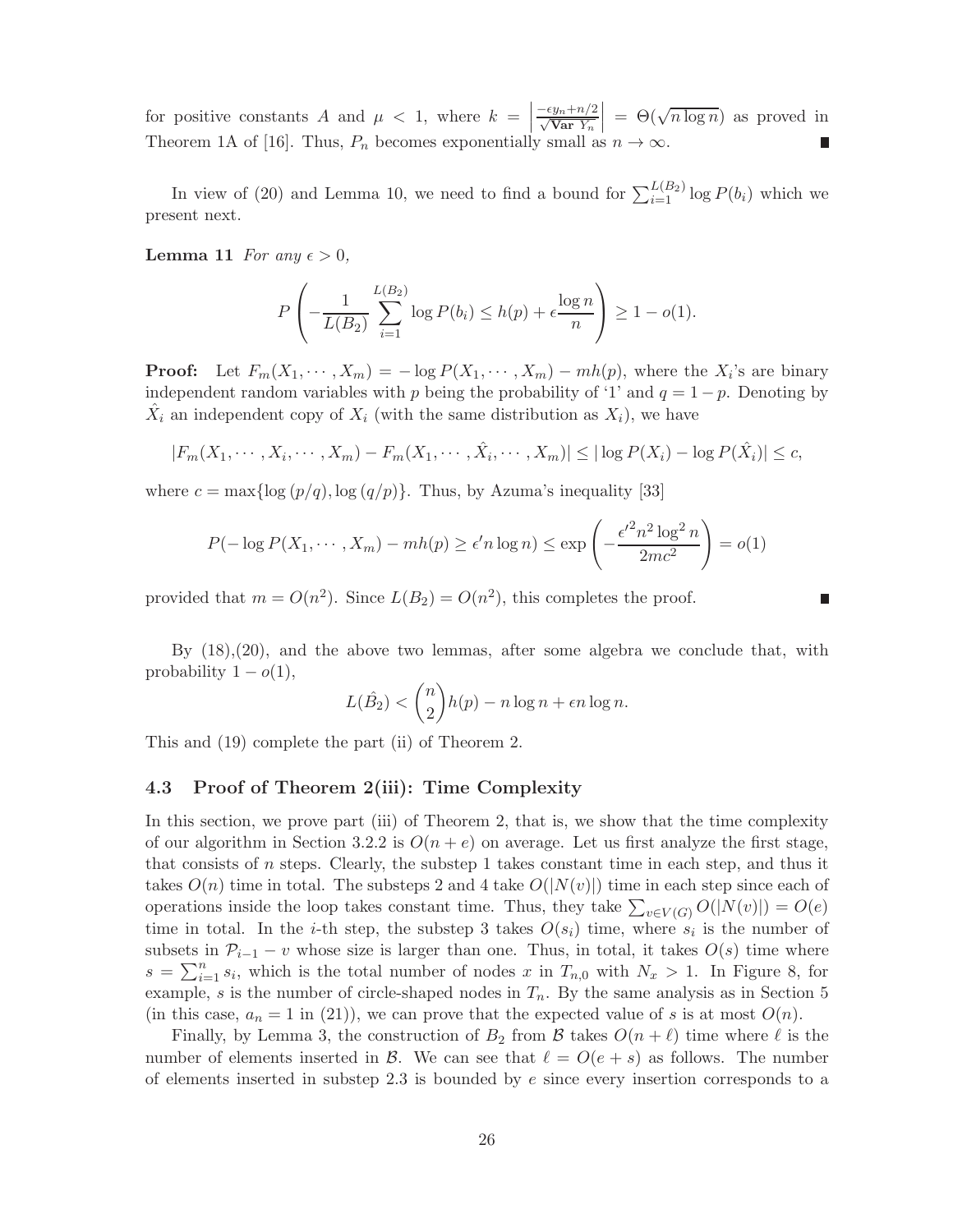for positive constants $A$ and $\mu < 1$, where $k = \left|\frac{-\epsilon y_n + n/2}{\sqrt{\mathbf{Var}\ Y_n}}\right| = \Theta(\sqrt{n \log n})$ as proved in Theorem 1A of [16]. Thus, $P_n$ becomes exponentially small as $n \to \infty$. ∎

In view of (20) and Lemma 10, we need to find a bound for $\sum_{i=1}^{L(B_2)} \log P(b_i)$ which we present next.

**Lemma 11** *For any $\epsilon > 0$,*

$$P\left(-\frac{1}{L(B_2)} \sum_{i=1}^{L(B_2)} \log P(b_i) \leq h(p) + \epsilon \frac{\log n}{n}\right) \geq 1 - o(1).$$

**Proof:** Let $F_m(X_1, \cdots, X_m) = -\log P(X_1, \cdots, X_m) - mh(p)$, where the $X_i$'s are binary independent random variables with $p$ being the probability of '1' and $q = 1 - p$. Denoting by $\hat{X}_i$ an independent copy of $X_i$ (with the same distribution as $X_i$), we have

$$|F_m(X_1, \cdots, X_i, \cdots, X_m) - F_m(X_1, \cdots, \hat{X}_i, \cdots, X_m)| \leq |\log P(X_i) - \log P(\hat{X}_i)| \leq c,$$

where $c = \max\{\log(p/q), \log(q/p)\}$. Thus, by Azuma's inequality [33]

$$P(-\log P(X_1, \cdots, X_m) - mh(p) \geq \epsilon' n \log n) \leq \exp\left(-\frac{\epsilon'^2 n^2 \log^2 n}{2mc^2}\right) = o(1)$$

provided that $m = O(n^2)$. Since $L(B_2) = O(n^2)$, this completes the proof. ∎

By (18),(20), and the above two lemmas, after some algebra we conclude that, with probability $1 - o(1)$,

$$L(\hat{B}_2) < \binom{n}{2} h(p) - n \log n + \epsilon n \log n.$$

This and (19) complete the part (ii) of Theorem 2.

### 4.3 Proof of Theorem 2(iii): Time Complexity

In this section, we prove part (iii) of Theorem 2, that is, we show that the time complexity of our algorithm in Section 3.2.2 is $O(n + e)$ on average. Let us first analyze the first stage, that consists of $n$ steps. Clearly, the substep 1 takes constant time in each step, and thus it takes $O(n)$ time in total. The substeps 2 and 4 take $O(|N(v)|)$ time in each step since each of operations inside the loop takes constant time. Thus, they take $\sum_{v \in V(G)} O(|N(v)|) = O(e)$ time in total. In the $i$-th step, the substep 3 takes $O(s_i)$ time, where $s_i$ is the number of subsets in $\mathcal{P}_{i-1} - v$ whose size is larger than one. Thus, in total, it takes $O(s)$ time where $s = \sum_{i=1}^{n} s_i$, which is the total number of nodes $x$ in $T_{n,0}$ with $N_x > 1$. In Figure 8, for example, $s$ is the number of circle-shaped nodes in $T_n$. By the same analysis as in Section 5 (in this case, $a_n = 1$ in (21)), we can prove that the expected value of $s$ is at most $O(n)$.

Finally, by Lemma 3, the construction of $B_2$ from $\mathcal{B}$ takes $O(n + \ell)$ time where $\ell$ is the number of elements inserted in $\mathcal{B}$. We can see that $\ell = O(e + s)$ as follows. The number of elements inserted in substep 2.3 is bounded by $e$ since every insertion corresponds to a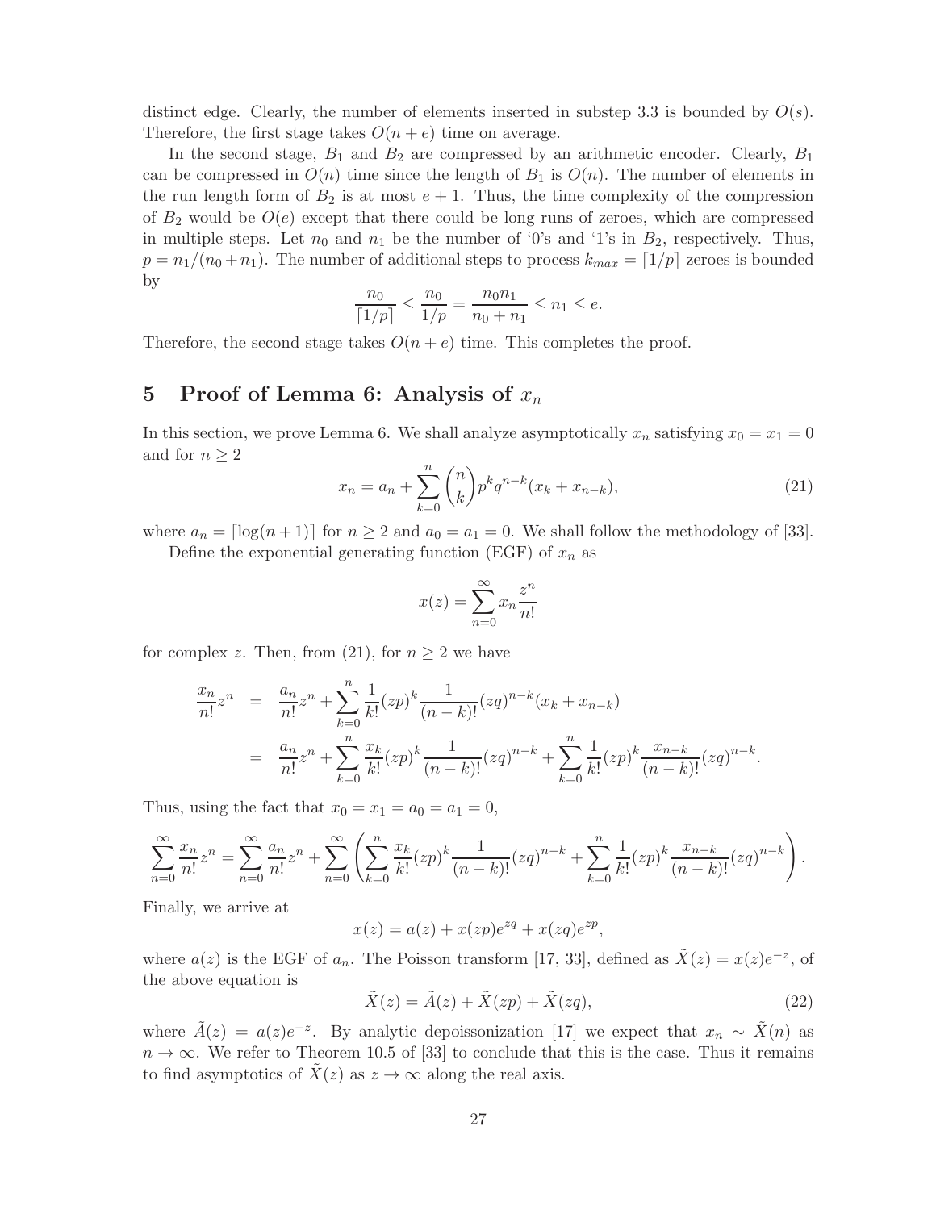distinct edge. Clearly, the number of elements inserted in substep 3.3 is bounded by $O(s)$. Therefore, the first stage takes $O(n + e)$ time on average.

In the second stage, $B_1$ and $B_2$ are compressed by an arithmetic encoder. Clearly, $B_1$ can be compressed in $O(n)$ time since the length of $B_1$ is $O(n)$. The number of elements in the run length form of $B_2$ is at most $e + 1$. Thus, the time complexity of the compression of $B_2$ would be $O(e)$ except that there could be long runs of zeroes, which are compressed in multiple steps. Let $n_0$ and $n_1$ be the number of '0's and '1's in $B_2$, respectively. Thus, $p = n_1/(n_0 + n_1)$. The number of additional steps to process $k_{max} = \lceil 1/p \rceil$ zeroes is bounded by

$$\frac{n_0}{\lceil 1/p \rceil} \leq \frac{n_0}{1/p} = \frac{n_0 n_1}{n_0 + n_1} \leq n_1 \leq e.$$

Therefore, the second stage takes $O(n + e)$ time. This completes the proof.

# 5 Proof of Lemma 6: Analysis of $x_n$

In this section, we prove Lemma 6. We shall analyze asymptotically $x_n$ satisfying $x_0 = x_1 = 0$ and for $n \geq 2$

$$x_n = a_n + \sum_{k=0}^{n} \binom{n}{k} p^k q^{n-k} (x_k + x_{n-k}), \tag{21}$$

where $a_n = \lceil \log(n + 1) \rceil$ for $n \geq 2$ and $a_0 = a_1 = 0$. We shall follow the methodology of [33].

Define the exponential generating function (EGF) of $x_n$ as

$$x(z) = \sum_{n=0}^{\infty} x_n \frac{z^n}{n!}$$

for complex $z$. Then, from (21), for $n \geq 2$ we have

$$\begin{aligned}
\frac{x_n}{n!} z^n &= \frac{a_n}{n!} z^n + \sum_{k=0}^{n} \frac{1}{k!} (zp)^k \frac{1}{(n-k)!} (zq)^{n-k} (x_k + x_{n-k}) \\
&= \frac{a_n}{n!} z^n + \sum_{k=0}^{n} \frac{x_k}{k!} (zp)^k \frac{1}{(n-k)!} (zq)^{n-k} + \sum_{k=0}^{n} \frac{1}{k!} (zp)^k \frac{x_{n-k}}{(n-k)!} (zq)^{n-k}.
\end{aligned}$$

Thus, using the fact that $x_0 = x_1 = a_0 = a_1 = 0$,

$$\sum_{n=0}^{\infty} \frac{x_n}{n!} z^n = \sum_{n=0}^{\infty} \frac{a_n}{n!} z^n + \sum_{n=0}^{\infty} \left( \sum_{k=0}^{n} \frac{x_k}{k!} (zp)^k \frac{1}{(n-k)!} (zq)^{n-k} + \sum_{k=0}^{n} \frac{1}{k!} (zp)^k \frac{x_{n-k}}{(n-k)!} (zq)^{n-k} \right).$$

Finally, we arrive at

$$x(z) = a(z) + x(zp) e^{zq} + x(zq) e^{zp},$$

where $a(z)$ is the EGF of $a_n$. The Poisson transform [17, 33], defined as $\tilde{X}(z) = x(z) e^{-z}$, of the above equation is

$$\tilde{X}(z) = \tilde{A}(z) + \tilde{X}(zp) + \tilde{X}(zq), \tag{22}$$

where $\tilde{A}(z) = a(z) e^{-z}$. By analytic depoissonization [17] we expect that $x_n \sim \tilde{X}(n)$ as $n \to \infty$. We refer to Theorem 10.5 of [33] to conclude that this is the case. Thus it remains to find asymptotics of $\tilde{X}(z)$ as $z \to \infty$ along the real axis.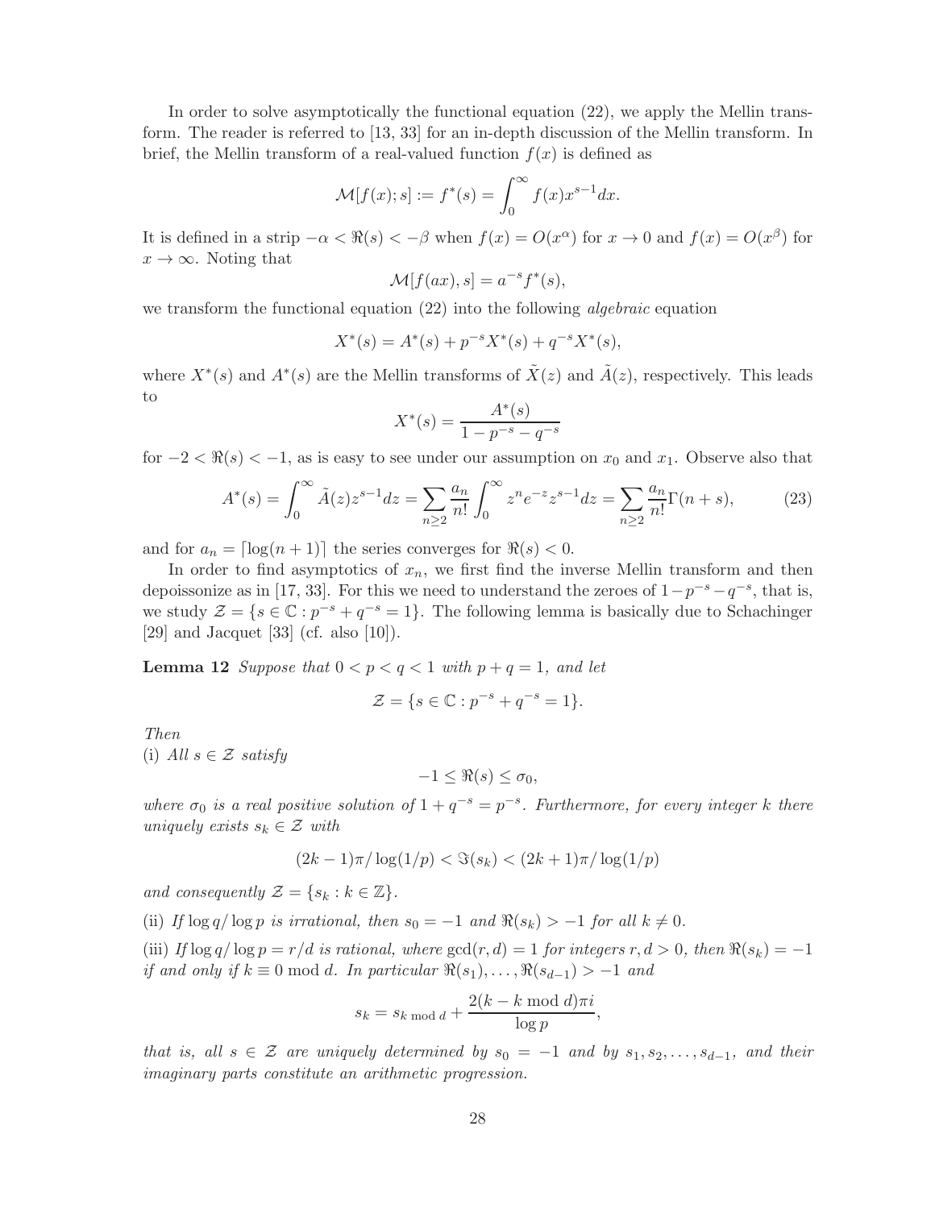In order to solve asymptotically the functional equation (22), we apply the Mellin transform. The reader is referred to [13, 33] for an in-depth discussion of the Mellin transform. In brief, the Mellin transform of a real-valued function $f(x)$ is defined as

$$\mathcal{M}[f(x);s] := f^*(s) = \int_0^\infty f(x)x^{s-1}dx.$$

It is defined in a strip $-\alpha < \Re(s) < -\beta$ when $f(x) = O(x^\alpha)$ for $x \to 0$ and $f(x) = O(x^\beta)$ for $x \to \infty$. Noting that

$$\mathcal{M}[f(ax), s] = a^{-s} f^*(s),$$

we transform the functional equation (22) into the following *algebraic* equation

$$X^*(s) = A^*(s) + p^{-s}X^*(s) + q^{-s}X^*(s),$$

where $X^*(s)$ and $A^*(s)$ are the Mellin transforms of $\tilde{X}(z)$ and $\tilde{A}(z)$, respectively. This leads to

$$X^*(s) = \frac{A^*(s)}{1 - p^{-s} - q^{-s}}$$

for $-2 < \Re(s) < -1$, as is easy to see under our assumption on $x_0$ and $x_1$. Observe also that

$$A^*(s) = \int_0^\infty \tilde{A}(z)z^{s-1}dz = \sum_{n\geq 2} \frac{a_n}{n!} \int_0^\infty z^n e^{-z} z^{s-1} dz = \sum_{n\geq 2} \frac{a_n}{n!}\Gamma(n+s), \tag{23}$$

and for $a_n = \lceil \log(n+1) \rceil$ the series converges for $\Re(s) < 0$.

In order to find asymptotics of $x_n$, we first find the inverse Mellin transform and then depoissonize as in [17, 33]. For this we need to understand the zeroes of $1 - p^{-s} - q^{-s}$, that is, we study $\mathcal{Z} = \{s \in \mathbb{C} : p^{-s} + q^{-s} = 1\}$. The following lemma is basically due to Schachinger [29] and Jacquet [33] (cf. also [10]).

**Lemma 12** *Suppose that $0 < p < q < 1$ with $p + q = 1$, and let*

$$\mathcal{Z} = \{s \in \mathbb{C} : p^{-s} + q^{-s} = 1\}.$$

*Then*

(i) *All $s \in \mathcal{Z}$ satisfy*

$$-1 \leq \Re(s) \leq \sigma_0,$$

*where $\sigma_0$ is a real positive solution of $1 + q^{-s} = p^{-s}$. Furthermore, for every integer $k$ there uniquely exists $s_k \in \mathcal{Z}$ with*

$$(2k-1)\pi/\log(1/p) < \Im(s_k) < (2k+1)\pi/\log(1/p)$$

*and consequently $\mathcal{Z} = \{s_k : k \in \mathbb{Z}\}$.*

(ii) *If $\log q/\log p$ is irrational, then $s_0 = -1$ and $\Re(s_k) > -1$ for all $k \neq 0$.*

(iii) *If $\log q/\log p = r/d$ is rational, where $\gcd(r,d) = 1$ for integers $r, d > 0$, then $\Re(s_k) = -1$ if and only if $k \equiv 0 \bmod d$. In particular $\Re(s_1), \ldots, \Re(s_{d-1}) > -1$ and*

$$s_k = s_{k \bmod d} + \frac{2(k - k \bmod d)\pi i}{\log p},$$

*that is, all $s \in \mathcal{Z}$ are uniquely determined by $s_0 = -1$ and by $s_1, s_2, \ldots, s_{d-1}$, and their imaginary parts constitute an arithmetic progression.*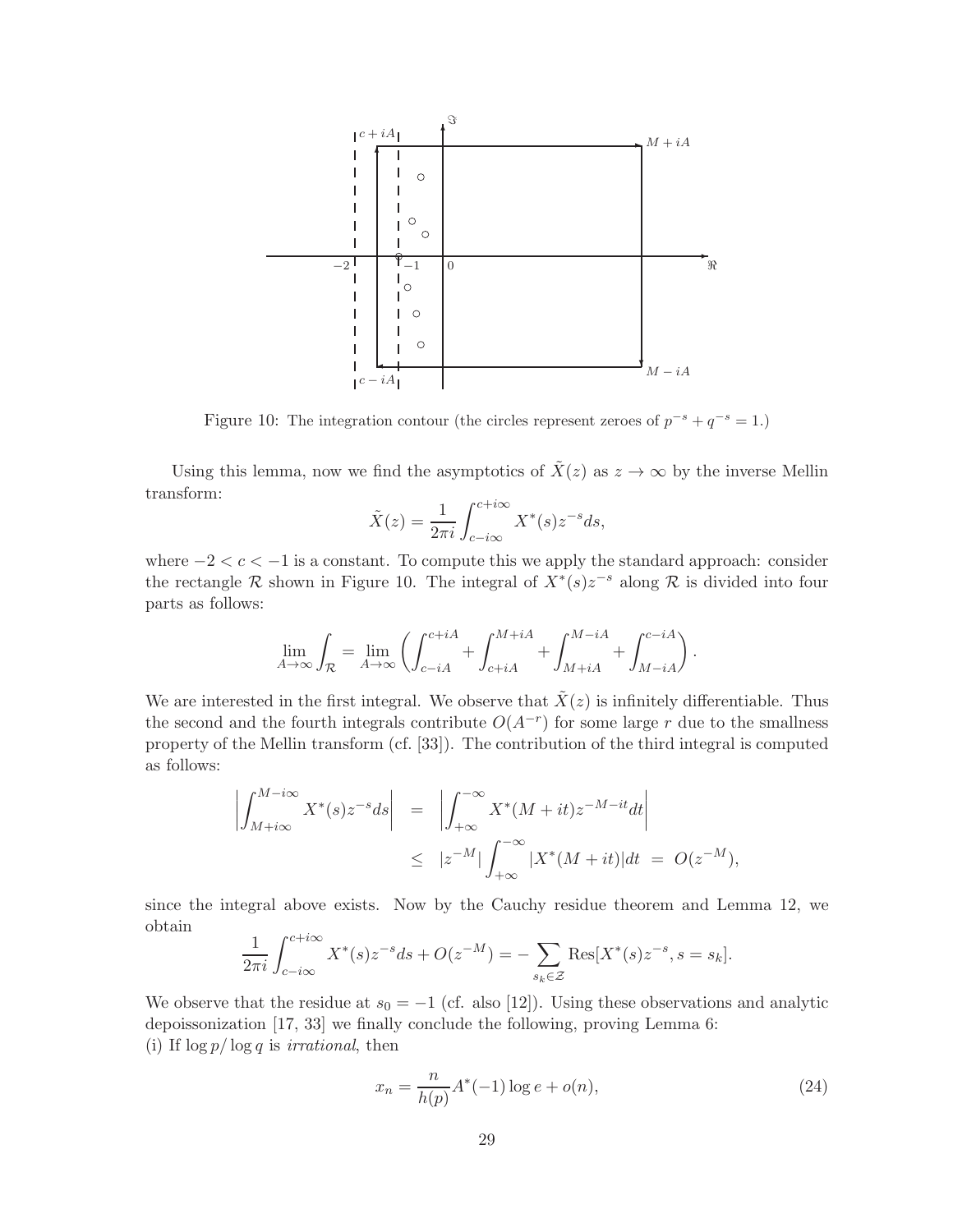Figure 10: The integration contour (the circles represent zeroes of $p^{-s} + q^{-s} = 1$.)

Using this lemma, now we find the asymptotics of $\tilde{X}(z)$ as $z \to \infty$ by the inverse Mellin transform:

$$\tilde{X}(z) = \frac{1}{2\pi i} \int_{c-i\infty}^{c+i\infty} X^*(s) z^{-s} ds,$$

where $-2 < c < -1$ is a constant. To compute this we apply the standard approach: consider the rectangle $\mathcal{R}$ shown in Figure 10. The integral of $X^*(s)z^{-s}$ along $\mathcal{R}$ is divided into four parts as follows:

$$\lim_{A\to\infty} \int_{\mathcal{R}} = \lim_{A\to\infty} \left( \int_{c-iA}^{c+iA} + \int_{c+iA}^{M+iA} + \int_{M+iA}^{M-iA} + \int_{M-iA}^{c-iA} \right).$$

We are interested in the first integral. We observe that $\tilde{X}(z)$ is infinitely differentiable. Thus the second and the fourth integrals contribute $O(A^{-r})$ for some large $r$ due to the smallness property of the Mellin transform (cf. [33]). The contribution of the third integral is computed as follows:

$$\begin{aligned}
\left| \int_{M+i\infty}^{M-i\infty} X^*(s) z^{-s} ds \right| &= \left| \int_{+\infty}^{-\infty} X^*(M+it) z^{-M-it} dt \right| \\
&\le |z^{-M}| \int_{+\infty}^{-\infty} |X^*(M+it)| dt \ = \ O(z^{-M}),
\end{aligned}$$

since the integral above exists. Now by the Cauchy residue theorem and Lemma 12, we obtain

$$\frac{1}{2\pi i} \int_{c-i\infty}^{c+i\infty} X^*(s) z^{-s} ds + O(z^{-M}) = -\sum_{s_k \in \mathcal{Z}} \text{Res}[X^*(s) z^{-s}, s = s_k].$$

We observe that the residue at $s_0 = -1$ (cf. also [12]). Using these observations and analytic depoissonization [17, 33] we finally conclude the following, proving Lemma 6:
(i) If $\log p / \log q$ is *irrational*, then

$$x_n = \frac{n}{h(p)} A^*(-1) \log e + o(n), \tag{24}$$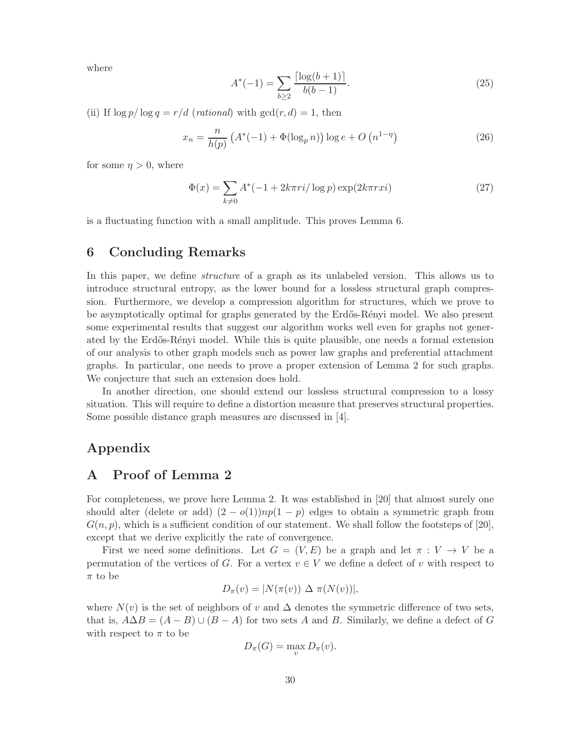where

$$A^*(-1) = \sum_{b \geq 2} \frac{\lceil \log(b+1) \rceil}{b(b-1)}. \tag{25}$$

(ii) If $\log p / \log q = r/d$ (*rational*) with $\gcd(r, d) = 1$, then

$$x_n = \frac{n}{h(p)} \left( A^*(-1) + \Phi(\log_p n) \right) \log e + O\left(n^{1-\eta}\right) \tag{26}$$

for some $\eta > 0$, where

$$\Phi(x) = \sum_{k \neq 0} A^*(-1 + 2k\pi ri / \log p) \exp(2k\pi rxi) \tag{27}$$

is a fluctuating function with a small amplitude. This proves Lemma 6.

## 6 Concluding Remarks

In this paper, we define *structure* of a graph as its unlabeled version. This allows us to introduce structural entropy, as the lower bound for a lossless structural graph compression. Furthermore, we develop a compression algorithm for structures, which we prove to be asymptotically optimal for graphs generated by the Erdős-Rényi model. We also present some experimental results that suggest our algorithm works well even for graphs not generated by the Erdős-Rényi model. While this is quite plausible, one needs a formal extension of our analysis to other graph models such as power law graphs and preferential attachment graphs. In particular, one needs to prove a proper extension of Lemma 2 for such graphs. We conjecture that such an extension does hold.

In another direction, one should extend our lossless structural compression to a lossy situation. This will require to define a distortion measure that preserves structural properties. Some possible distance graph measures are discussed in [4].

# Appendix

## A Proof of Lemma 2

For completeness, we prove here Lemma 2. It was established in [20] that almost surely one should alter (delete or add) $(2 - o(1))np(1-p)$ edges to obtain a symmetric graph from $G(n, p)$, which is a sufficient condition of our statement. We shall follow the footsteps of [20], except that we derive explicitly the rate of convergence.

First we need some definitions. Let $G = (V, E)$ be a graph and let $\pi : V \to V$ be a permutation of the vertices of $G$. For a vertex $v \in V$ we define a defect of $v$ with respect to $\pi$ to be

$$D_\pi(v) = |N(\pi(v)) \,\Delta\, \pi(N(v))|,$$

where $N(v)$ is the set of neighbors of $v$ and $\Delta$ denotes the symmetric difference of two sets, that is, $A \Delta B = (A - B) \cup (B - A)$ for two sets $A$ and $B$. Similarly, we define a defect of $G$ with respect to $\pi$ to be

$$D_\pi(G) = \max_v D_\pi(v).$$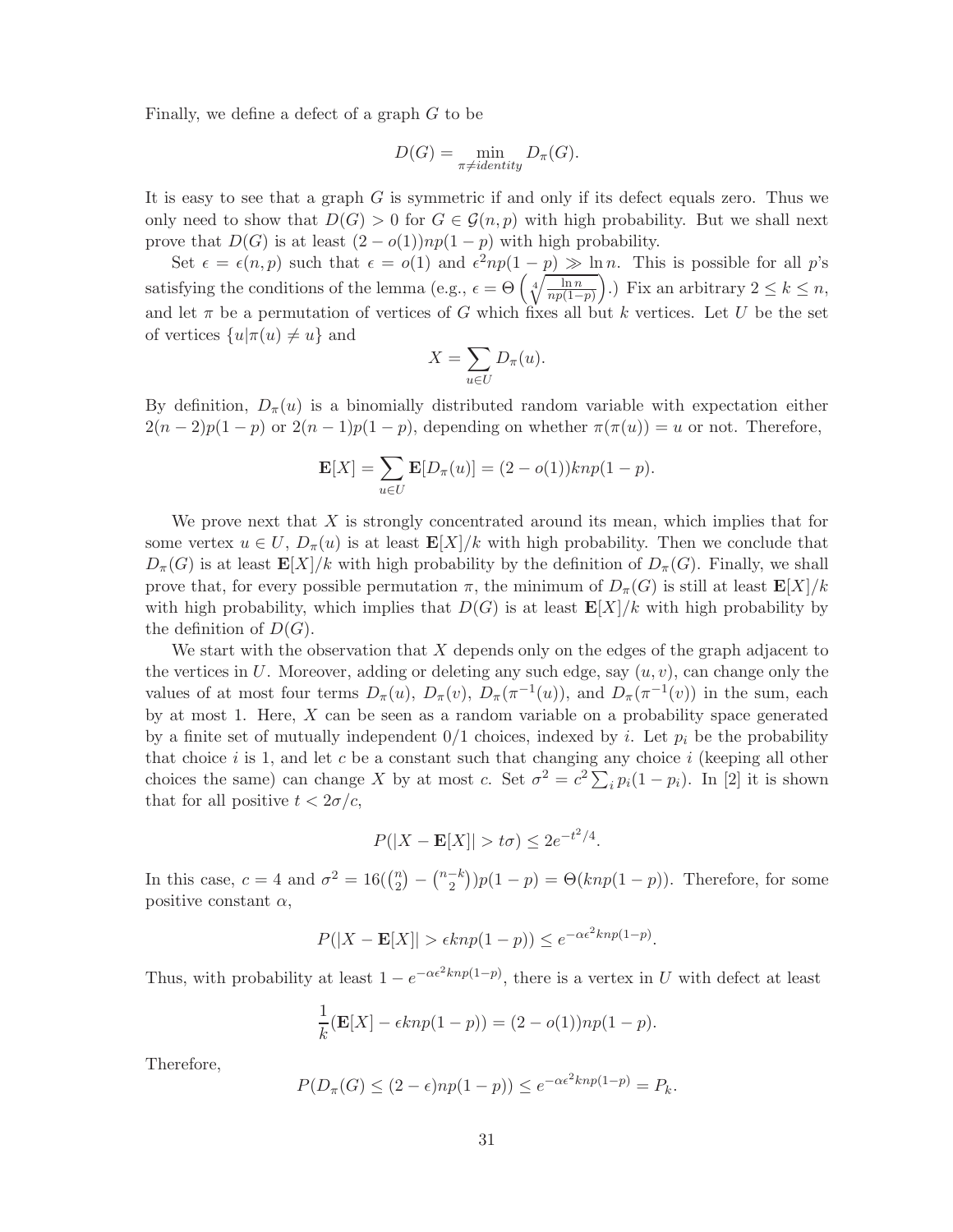Finally, we define a defect of a graph $G$ to be

$$D(G) = \min_{\pi \neq identity} D_\pi(G).$$

It is easy to see that a graph $G$ is symmetric if and only if its defect equals zero. Thus we only need to show that $D(G) > 0$ for $G \in \mathcal{G}(n,p)$ with high probability. But we shall next prove that $D(G)$ is at least $(2 - o(1))np(1-p)$ with high probability.

Set $\epsilon = \epsilon(n,p)$ such that $\epsilon = o(1)$ and $\epsilon^2 np(1-p) \gg \ln n$. This is possible for all $p$'s satisfying the conditions of the lemma (e.g., $\epsilon = \Theta\left(\sqrt[4]{\frac{\ln n}{np(1-p)}}\right)$.) Fix an arbitrary $2 \leq k \leq n$, and let $\pi$ be a permutation of vertices of $G$ which fixes all but $k$ vertices. Let $U$ be the set of vertices $\{u | \pi(u) \neq u\}$ and

$$X = \sum_{u \in U} D_\pi(u).$$

By definition, $D_\pi(u)$ is a binomially distributed random variable with expectation either $2(n-2)p(1-p)$ or $2(n-1)p(1-p)$, depending on whether $\pi(\pi(u)) = u$ or not. Therefore,

$$\mathbf{E}[X] = \sum_{u \in U} \mathbf{E}[D_\pi(u)] = (2 - o(1))knp(1-p).$$

We prove next that $X$ is strongly concentrated around its mean, which implies that for some vertex $u \in U$, $D_\pi(u)$ is at least $\mathbf{E}[X]/k$ with high probability. Then we conclude that $D_\pi(G)$ is at least $\mathbf{E}[X]/k$ with high probability by the definition of $D_\pi(G)$. Finally, we shall prove that, for every possible permutation $\pi$, the minimum of $D_\pi(G)$ is still at least $\mathbf{E}[X]/k$ with high probability, which implies that $D(G)$ is at least $\mathbf{E}[X]/k$ with high probability by the definition of $D(G)$.

We start with the observation that $X$ depends only on the edges of the graph adjacent to the vertices in $U$. Moreover, adding or deleting any such edge, say $(u, v)$, can change only the values of at most four terms $D_\pi(u)$, $D_\pi(v)$, $D_\pi(\pi^{-1}(u))$, and $D_\pi(\pi^{-1}(v))$ in the sum, each by at most 1. Here, $X$ can be seen as a random variable on a probability space generated by a finite set of mutually independent 0/1 choices, indexed by $i$. Let $p_i$ be the probability that choice $i$ is 1, and let $c$ be a constant such that changing any choice $i$ (keeping all other choices the same) can change $X$ by at most $c$. Set $\sigma^2 = c^2 \sum_i p_i(1-p_i)$. In [2] it is shown that for all positive $t < 2\sigma/c$,

$$P(|X - \mathbf{E}[X]| > t\sigma) \leq 2e^{-t^2/4}.$$

In this case, $c = 4$ and $\sigma^2 = 16(\binom{n}{2} - \binom{n-k}{2})p(1-p) = \Theta(knp(1-p))$. Therefore, for some positive constant $\alpha$,

$$P(|X - \mathbf{E}[X]| > \epsilon knp(1-p)) \leq e^{-\alpha\epsilon^2 knp(1-p)}.$$

Thus, with probability at least $1 - e^{-\alpha\epsilon^2 knp(1-p)}$, there is a vertex in $U$ with defect at least

$$\frac{1}{k}(\mathbf{E}[X] - \epsilon knp(1-p)) = (2 - o(1))np(1-p).$$

Therefore,

$$P(D_\pi(G) \leq (2-\epsilon)np(1-p)) \leq e^{-\alpha\epsilon^2 knp(1-p)} = P_k.$$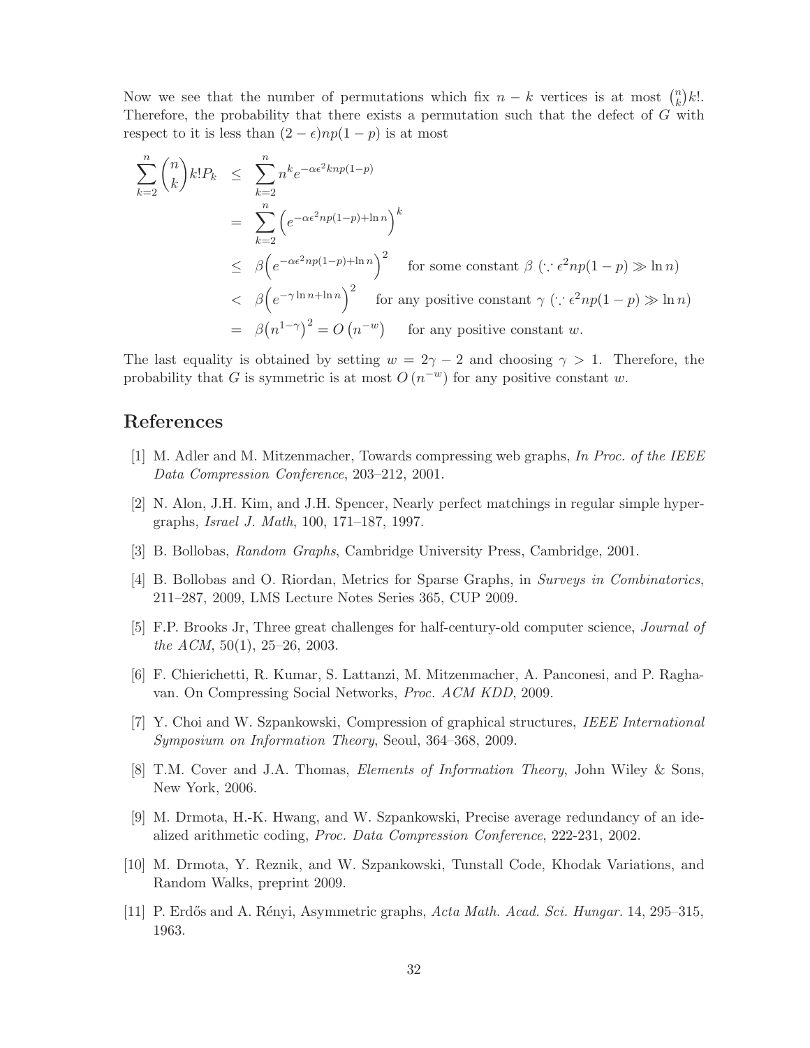Now we see that the number of permutations which fix $n-k$ vertices is at most $\binom{n}{k}k!$. Therefore, the probability that there exists a permutation such that the defect of $G$ with respect to it is less than $(2-\epsilon)np(1-p)$ is at most

$$
\begin{aligned}
\sum_{k=2}^{n}\binom{n}{k}k!P_k &\leq \sum_{k=2}^{n} n^k e^{-\alpha\epsilon^2 knp(1-p)} \\
&= \sum_{k=2}^{n}\left(e^{-\alpha\epsilon^2 np(1-p)+\ln n}\right)^k \\
&\leq \beta\left(e^{-\alpha\epsilon^2 np(1-p)+\ln n}\right)^2 \quad \text{for some constant } \beta \ (\because \epsilon^2 np(1-p) \gg \ln n) \\
&< \beta\left(e^{-\gamma \ln n+\ln n}\right)^2 \quad \text{for any positive constant } \gamma \ (\because \epsilon^2 np(1-p) \gg \ln n) \\
&= \beta\left(n^{1-\gamma}\right)^2 = O\left(n^{-w}\right) \quad \text{for any positive constant } w.
\end{aligned}
$$

The last equality is obtained by setting $w = 2\gamma - 2$ and choosing $\gamma > 1$. Therefore, the probability that $G$ is symmetric is at most $O\left(n^{-w}\right)$ for any positive constant $w$.

# References

[1] M. Adler and M. Mitzenmacher, Towards compressing web graphs, *In Proc. of the IEEE Data Compression Conference*, 203–212, 2001.

[2] N. Alon, J.H. Kim, and J.H. Spencer, Nearly perfect matchings in regular simple hypergraphs, *Israel J. Math*, 100, 171–187, 1997.

[3] B. Bollobas, *Random Graphs*, Cambridge University Press, Cambridge, 2001.

[4] B. Bollobas and O. Riordan, Metrics for Sparse Graphs, in *Surveys in Combinatorics*, 211–287, 2009, LMS Lecture Notes Series 365, CUP 2009.

[5] F.P. Brooks Jr, Three great challenges for half-century-old computer science, *Journal of the ACM*, 50(1), 25–26, 2003.

[6] F. Chierichetti, R. Kumar, S. Lattanzi, M. Mitzenmacher, A. Panconesi, and P. Raghavan. On Compressing Social Networks, *Proc. ACM KDD*, 2009.

[7] Y. Choi and W. Szpankowski, Compression of graphical structures, *IEEE International Symposium on Information Theory*, Seoul, 364–368, 2009.

[8] T.M. Cover and J.A. Thomas, *Elements of Information Theory*, John Wiley & Sons, New York, 2006.

[9] M. Drmota, H.-K. Hwang, and W. Szpankowski, Precise average redundancy of an idealized arithmetic coding, *Proc. Data Compression Conference*, 222-231, 2002.

[10] M. Drmota, Y. Reznik, and W. Szpankowski, Tunstall Code, Khodak Variations, and Random Walks, preprint 2009.

[11] P. Erdős and A. Rényi, Asymmetric graphs, *Acta Math. Acad. Sci. Hungar.* 14, 295–315, 1963.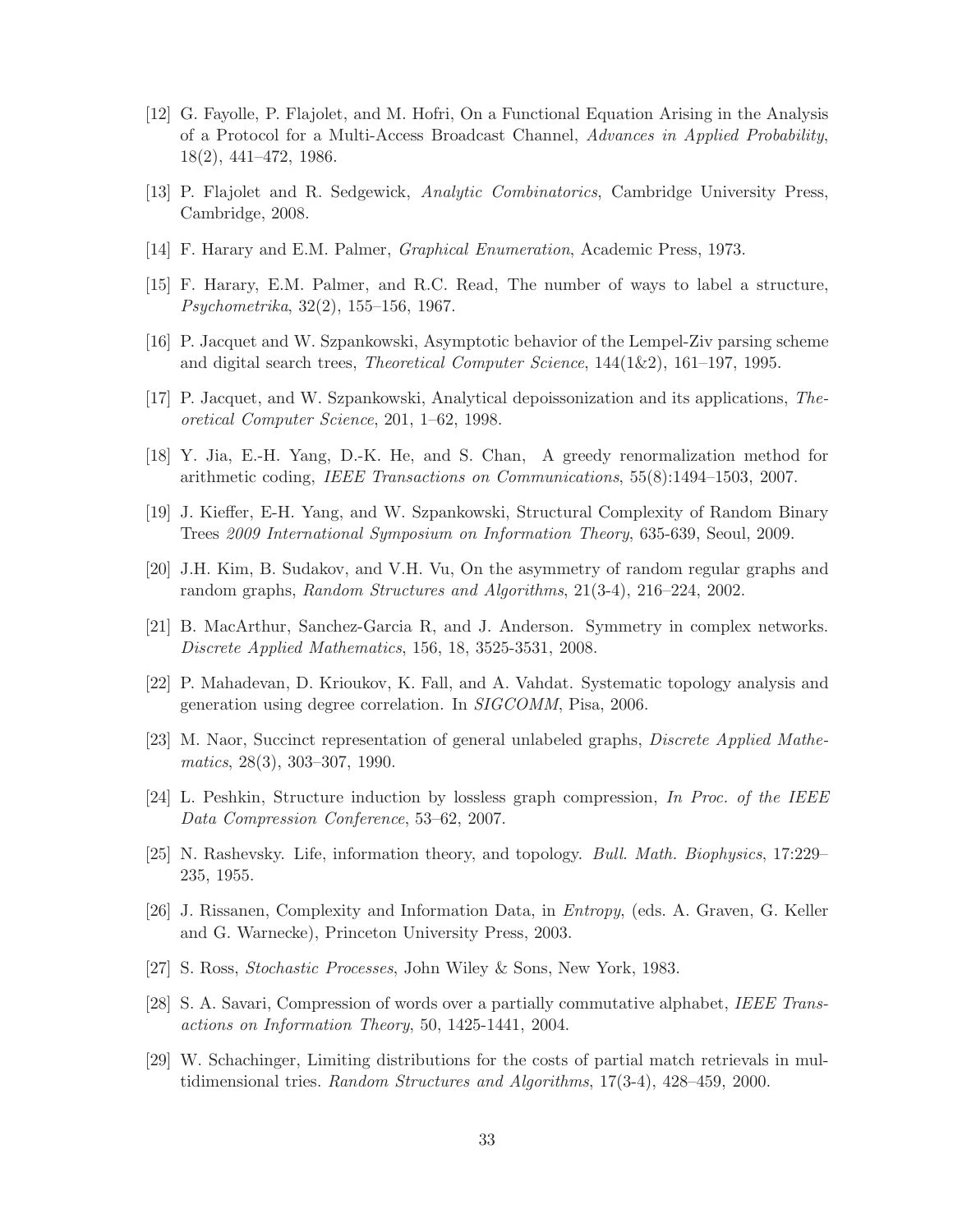[12] G. Fayolle, P. Flajolet, and M. Hofri, On a Functional Equation Arising in the Analysis of a Protocol for a Multi-Access Broadcast Channel, *Advances in Applied Probability*, 18(2), 441–472, 1986.

[13] P. Flajolet and R. Sedgewick, *Analytic Combinatorics*, Cambridge University Press, Cambridge, 2008.

[14] F. Harary and E.M. Palmer, *Graphical Enumeration*, Academic Press, 1973.

[15] F. Harary, E.M. Palmer, and R.C. Read, The number of ways to label a structure, *Psychometrika*, 32(2), 155–156, 1967.

[16] P. Jacquet and W. Szpankowski, Asymptotic behavior of the Lempel-Ziv parsing scheme and digital search trees, *Theoretical Computer Science*, 144(1&2), 161–197, 1995.

[17] P. Jacquet, and W. Szpankowski, Analytical depoissonization and its applications, *Theoretical Computer Science*, 201, 1–62, 1998.

[18] Y. Jia, E.-H. Yang, D.-K. He, and S. Chan, A greedy renormalization method for arithmetic coding, *IEEE Transactions on Communications*, 55(8):1494–1503, 2007.

[19] J. Kieffer, E-H. Yang, and W. Szpankowski, Structural Complexity of Random Binary Trees *2009 International Symposium on Information Theory*, 635-639, Seoul, 2009.

[20] J.H. Kim, B. Sudakov, and V.H. Vu, On the asymmetry of random regular graphs and random graphs, *Random Structures and Algorithms*, 21(3-4), 216–224, 2002.

[21] B. MacArthur, Sanchez-Garcia R, and J. Anderson. Symmetry in complex networks. *Discrete Applied Mathematics*, 156, 18, 3525-3531, 2008.

[22] P. Mahadevan, D. Krioukov, K. Fall, and A. Vahdat. Systematic topology analysis and generation using degree correlation. In *SIGCOMM*, Pisa, 2006.

[23] M. Naor, Succinct representation of general unlabeled graphs, *Discrete Applied Mathematics*, 28(3), 303–307, 1990.

[24] L. Peshkin, Structure induction by lossless graph compression, *In Proc. of the IEEE Data Compression Conference*, 53–62, 2007.

[25] N. Rashevsky. Life, information theory, and topology. *Bull. Math. Biophysics*, 17:229–235, 1955.

[26] J. Rissanen, Complexity and Information Data, in *Entropy*, (eds. A. Graven, G. Keller and G. Warnecke), Princeton University Press, 2003.

[27] S. Ross, *Stochastic Processes*, John Wiley & Sons, New York, 1983.

[28] S. A. Savari, Compression of words over a partially commutative alphabet, *IEEE Transactions on Information Theory*, 50, 1425-1441, 2004.

[29] W. Schachinger, Limiting distributions for the costs of partial match retrievals in multidimensional tries. *Random Structures and Algorithms*, 17(3-4), 428–459, 2000.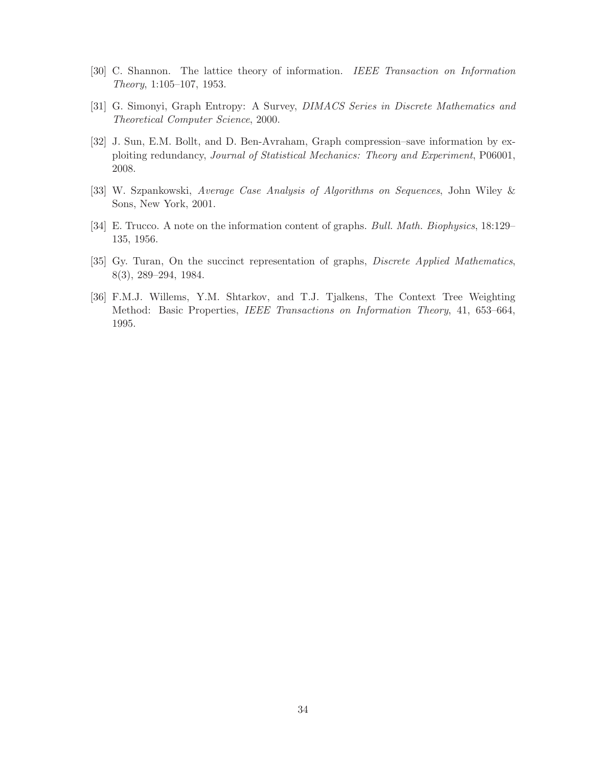[30] C. Shannon. The lattice theory of information. *IEEE Transaction on Information Theory*, 1:105–107, 1953.

[31] G. Simonyi, Graph Entropy: A Survey, *DIMACS Series in Discrete Mathematics and Theoretical Computer Science*, 2000.

[32] J. Sun, E.M. Bollt, and D. Ben-Avraham, Graph compression–save information by exploiting redundancy, *Journal of Statistical Mechanics: Theory and Experiment*, P06001, 2008.

[33] W. Szpankowski, *Average Case Analysis of Algorithms on Sequences*, John Wiley & Sons, New York, 2001.

[34] E. Trucco. A note on the information content of graphs. *Bull. Math. Biophysics*, 18:129–135, 1956.

[35] Gy. Turan, On the succinct representation of graphs, *Discrete Applied Mathematics*, 8(3), 289–294, 1984.

[36] F.M.J. Willems, Y.M. Shtarkov, and T.J. Tjalkens, The Context Tree Weighting Method: Basic Properties, *IEEE Transactions on Information Theory*, 41, 653–664, 1995.